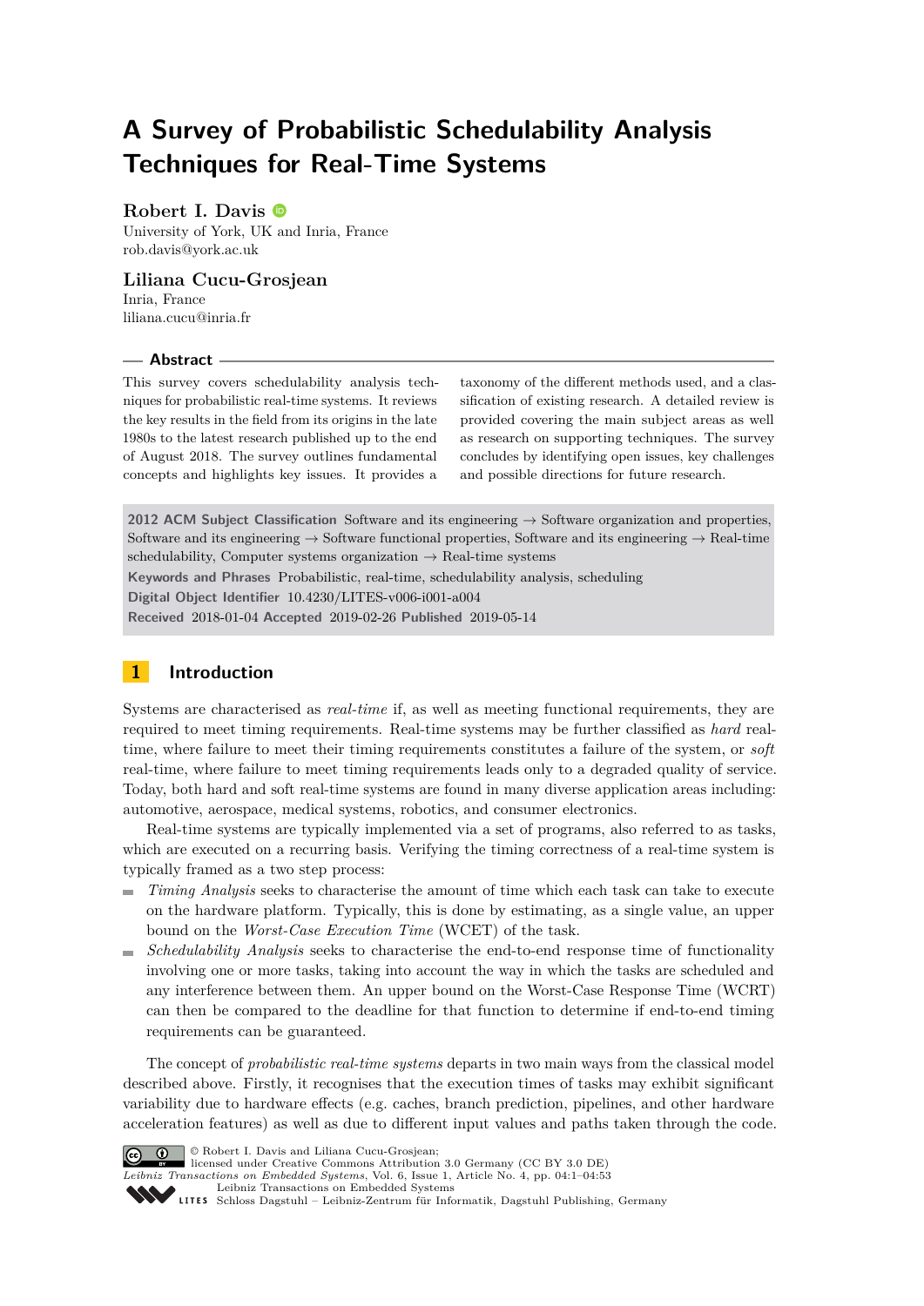# A Survey of Probabilistic Schedulability Analysis Techniques for Real-Time Systems

**Robert I. Davis**
University of York, UK and Inria, France
rob.davis@york.ac.uk

**Liliana Cucu-Grosjean**
Inria, France
liliana.cucu@inria.fr

## Abstract

This survey covers schedulability analysis techniques for probabilistic real-time systems. It reviews the key results in the field from its origins in the late 1980s to the latest research published up to the end of August 2018. The survey outlines fundamental concepts and highlights key issues. It provides a taxonomy of the different methods used, and a classification of existing research. A detailed review is provided covering the main subject areas as well as research on supporting techniques. The survey concludes by identifying open issues, key challenges and possible directions for future research.

**2012 ACM Subject Classification** Software and its engineering → Software organization and properties, Software and its engineering → Software functional properties, Software and its engineering → Real-time schedulability, Computer systems organization → Real-time systems

**Keywords and Phrases** Probabilistic, real-time, schedulability analysis, scheduling

**Digital Object Identifier** 10.4230/LITES-v006-i001-a004

**Received** 2018-01-04 **Accepted** 2019-02-26 **Published** 2019-05-14

## 1 Introduction

Systems are characterised as *real-time* if, as well as meeting functional requirements, they are required to meet timing requirements. Real-time systems may be further classified as *hard* real-time, where failure to meet their timing requirements constitutes a failure of the system, or *soft* real-time, where failure to meet timing requirements leads only to a degraded quality of service. Today, both hard and soft real-time systems are found in many diverse application areas including: automotive, aerospace, medical systems, robotics, and consumer electronics.

Real-time systems are typically implemented via a set of programs, also referred to as tasks, which are executed on a recurring basis. Verifying the timing correctness of a real-time system is typically framed as a two step process:

- *Timing Analysis* seeks to characterise the amount of time which each task can take to execute on the hardware platform. Typically, this is done by estimating, as a single value, an upper bound on the *Worst-Case Execution Time* (WCET) of the task.
- *Schedulability Analysis* seeks to characterise the end-to-end response time of functionality involving one or more tasks, taking into account the way in which the tasks are scheduled and any interference between them. An upper bound on the Worst-Case Response Time (WCRT) can then be compared to the deadline for that function to determine if end-to-end timing requirements can be guaranteed.

The concept of *probabilistic real-time systems* departs in two main ways from the classical model described above. Firstly, it recognises that the execution times of tasks may exhibit significant variability due to hardware effects (e.g. caches, branch prediction, pipelines, and other hardware acceleration features) as well as due to different input values and paths taken through the code.

© Robert I. Davis and Liliana Cucu-Grosjean;
licensed under Creative Commons Attribution 3.0 Germany (CC BY 3.0 DE)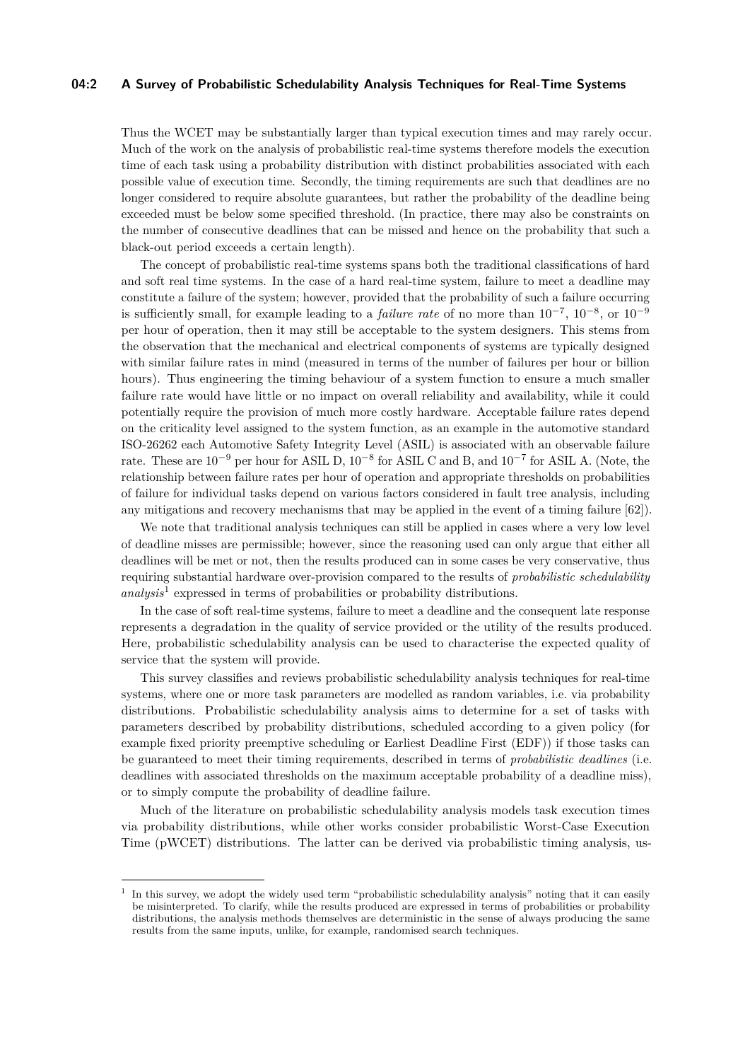Thus the WCET may be substantially larger than typical execution times and may rarely occur. Much of the work on the analysis of probabilistic real-time systems therefore models the execution time of each task using a probability distribution with distinct probabilities associated with each possible value of execution time. Secondly, the timing requirements are such that deadlines are no longer considered to require absolute guarantees, but rather the probability of the deadline being exceeded must be below some specified threshold. (In practice, there may also be constraints on the number of consecutive deadlines that can be missed and hence on the probability that such a black-out period exceeds a certain length).

The concept of probabilistic real-time systems spans both the traditional classifications of hard and soft real time systems. In the case of a hard real-time system, failure to meet a deadline may constitute a failure of the system; however, provided that the probability of such a failure occurring is sufficiently small, for example leading to a *failure rate* of no more than $10^{-7}$, $10^{-8}$, or $10^{-9}$ per hour of operation, then it may still be acceptable to the system designers. This stems from the observation that the mechanical and electrical components of systems are typically designed with similar failure rates in mind (measured in terms of the number of failures per hour or billion hours). Thus engineering the timing behaviour of a system function to ensure a much smaller failure rate would have little or no impact on overall reliability and availability, while it could potentially require the provision of much more costly hardware. Acceptable failure rates depend on the criticality level assigned to the system function, as an example in the automotive standard ISO-26262 each Automotive Safety Integrity Level (ASIL) is associated with an observable failure rate. These are $10^{-9}$ per hour for ASIL D, $10^{-8}$ for ASIL C and B, and $10^{-7}$ for ASIL A. (Note, the relationship between failure rates per hour of operation and appropriate thresholds on probabilities of failure for individual tasks depend on various factors considered in fault tree analysis, including any mitigations and recovery mechanisms that may be applied in the event of a timing failure [62]).

We note that traditional analysis techniques can still be applied in cases where a very low level of deadline misses are permissible; however, since the reasoning used can only argue that either all deadlines will be met or not, then the results produced can in some cases be very conservative, thus requiring substantial hardware over-provision compared to the results of *probabilistic schedulability analysis*[1] expressed in terms of probabilities or probability distributions.

In the case of soft real-time systems, failure to meet a deadline and the consequent late response represents a degradation in the quality of service provided or the utility of the results produced. Here, probabilistic schedulability analysis can be used to characterise the expected quality of service that the system will provide.

This survey classifies and reviews probabilistic schedulability analysis techniques for real-time systems, where one or more task parameters are modelled as random variables, i.e. via probability distributions. Probabilistic schedulability analysis aims to determine for a set of tasks with parameters described by probability distributions, scheduled according to a given policy (for example fixed priority preemptive scheduling or Earliest Deadline First (EDF)) if those tasks can be guaranteed to meet their timing requirements, described in terms of *probabilistic deadlines* (i.e. deadlines with associated thresholds on the maximum acceptable probability of a deadline miss), or to simply compute the probability of deadline failure.

Much of the literature on probabilistic schedulability analysis models task execution times via probability distributions, while other works consider probabilistic Worst-Case Execution Time (pWCET) distributions. The latter can be derived via probabilistic timing analysis, us-

[1] In this survey, we adopt the widely used term "probabilistic schedulability analysis" noting that it can easily be misinterpreted. To clarify, while the results produced are expressed in terms of probabilities or probability distributions, the analysis methods themselves are deterministic in the sense of always producing the same results from the same inputs, unlike, for example, randomised search techniques.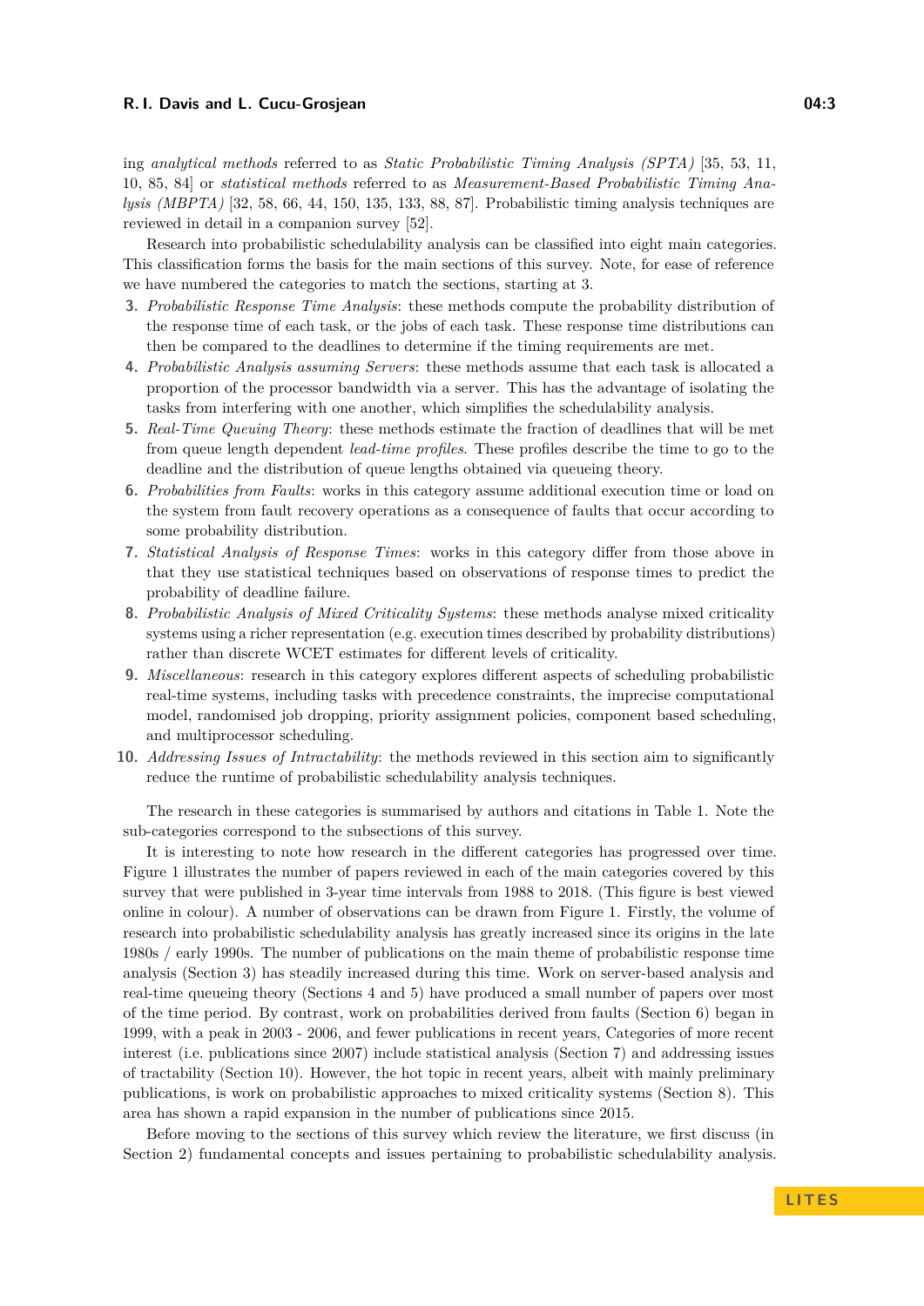ing *analytical methods* referred to as *Static Probabilistic Timing Analysis (SPTA)* [35, 53, 11, 10, 85, 84] or *statistical methods* referred to as *Measurement-Based Probabilistic Timing Analysis (MBPTA)* [32, 58, 66, 44, 150, 135, 133, 88, 87]. Probabilistic timing analysis techniques are reviewed in detail in a companion survey [52].

Research into probabilistic schedulability analysis can be classified into eight main categories. This classification forms the basis for the main sections of this survey. Note, for ease of reference we have numbered the categories to match the sections, starting at 3.

3. *Probabilistic Response Time Analysis*: these methods compute the probability distribution of the response time of each task, or the jobs of each task. These response time distributions can then be compared to the deadlines to determine if the timing requirements are met.
4. *Probabilistic Analysis assuming Servers*: these methods assume that each task is allocated a proportion of the processor bandwidth via a server. This has the advantage of isolating the tasks from interfering with one another, which simplifies the schedulability analysis.
5. *Real-Time Queuing Theory*: these methods estimate the fraction of deadlines that will be met from queue length dependent *lead-time profiles*. These profiles describe the time to go to the deadline and the distribution of queue lengths obtained via queueing theory.
6. *Probabilities from Faults*: works in this category assume additional execution time or load on the system from fault recovery operations as a consequence of faults that occur according to some probability distribution.
7. *Statistical Analysis of Response Times*: works in this category differ from those above in that they use statistical techniques based on observations of response times to predict the probability of deadline failure.
8. *Probabilistic Analysis of Mixed Criticality Systems*: these methods analyse mixed criticality systems using a richer representation (e.g. execution times described by probability distributions) rather than discrete WCET estimates for different levels of criticality.
9. *Miscellaneous*: research in this category explores different aspects of scheduling probabilistic real-time systems, including tasks with precedence constraints, the imprecise computational model, randomised job dropping, priority assignment policies, component based scheduling, and multiprocessor scheduling.
10. *Addressing Issues of Intractability*: the methods reviewed in this section aim to significantly reduce the runtime of probabilistic schedulability analysis techniques.

The research in these categories is summarised by authors and citations in Table 1. Note the sub-categories correspond to the subsections of this survey.

It is interesting to note how research in the different categories has progressed over time. Figure 1 illustrates the number of papers reviewed in each of the main categories covered by this survey that were published in 3-year time intervals from 1988 to 2018. (This figure is best viewed online in colour). A number of observations can be drawn from Figure 1. Firstly, the volume of research into probabilistic schedulability analysis has greatly increased since its origins in the late 1980s / early 1990s. The number of publications on the main theme of probabilistic response time analysis (Section 3) has steadily increased during this time. Work on server-based analysis and real-time queueing theory (Sections 4 and 5) have produced a small number of papers over most of the time period. By contrast, work on probabilities derived from faults (Section 6) began in 1999, with a peak in 2003 - 2006, and fewer publications in recent years, Categories of more recent interest (i.e. publications since 2007) include statistical analysis (Section 7) and addressing issues of tractability (Section 10). However, the hot topic in recent years, albeit with mainly preliminary publications, is work on probabilistic approaches to mixed criticality systems (Section 8). This area has shown a rapid expansion in the number of publications since 2015.

Before moving to the sections of this survey which review the literature, we first discuss (in Section 2) fundamental concepts and issues pertaining to probabilistic schedulability analysis.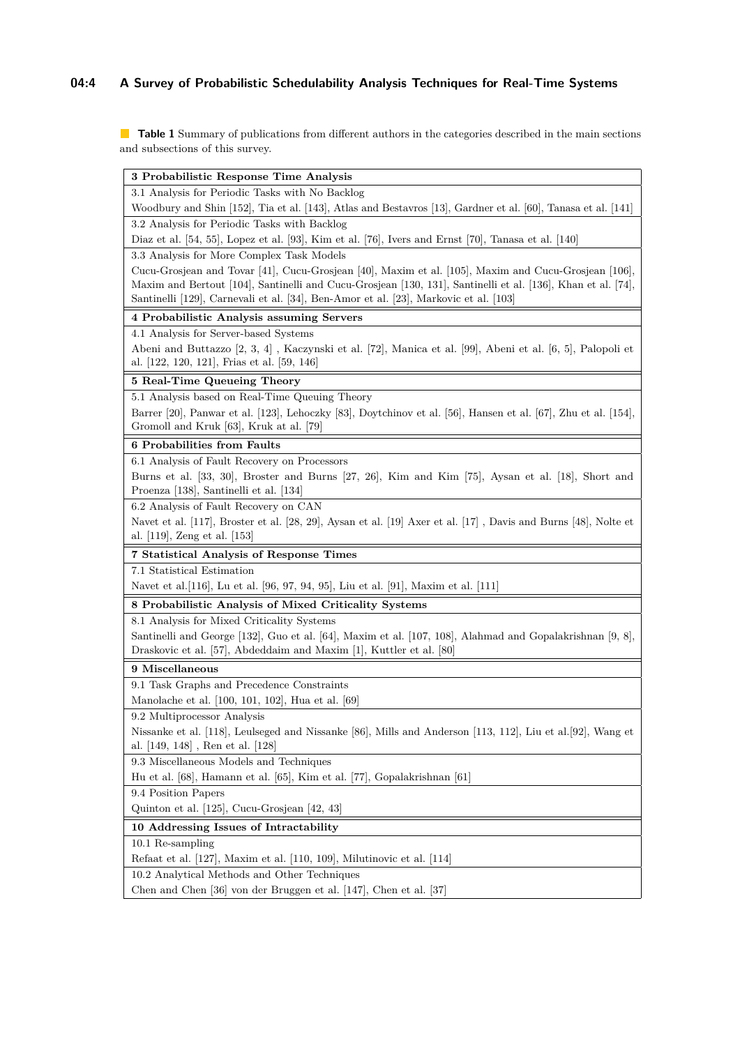**Table 1** Summary of publications from different authors in the categories described in the main sections and subsections of this survey.

| **3 Probabilistic Response Time Analysis** |
|---|
| 3.1 Analysis for Periodic Tasks with No Backlog |
| Woodbury and Shin [152], Tia et al. [143], Atlas and Bestavros [13], Gardner et al. [60], Tanasa et al. [141] |
| 3.2 Analysis for Periodic Tasks with Backlog |
| Diaz et al. [54, 55], Lopez et al. [93], Kim et al. [76], Ivers and Ernst [70], Tanasa et al. [140] |
| 3.3 Analysis for More Complex Task Models |
| Cucu-Grosjean and Tovar [41], Cucu-Grosjean [40], Maxim et al. [105], Maxim and Cucu-Grosjean [106], Maxim and Bertout [104], Santinelli and Cucu-Grosjean [130, 131], Santinelli et al. [136], Khan et al. [74], Santinelli [129], Carnevali et al. [34], Ben-Amor et al. [23], Markovic et al. [103] |
| **4 Probabilistic Analysis assuming Servers** |
| 4.1 Analysis for Server-based Systems |
| Abeni and Buttazzo [2, 3, 4] , Kaczynski et al. [72], Manica et al. [99], Abeni et al. [6, 5], Palopoli et al. [122, 120, 121], Frias et al. [59, 146] |
| **5 Real-Time Queueing Theory** |
| 5.1 Analysis based on Real-Time Queuing Theory |
| Barrer [20], Panwar et al. [123], Lehoczky [83], Doytchinov et al. [56], Hansen et al. [67], Zhu et al. [154], Gromoll and Kruk [63], Kruk at al. [79] |
| **6 Probabilities from Faults** |
| 6.1 Analysis of Fault Recovery on Processors |
| Burns et al. [33, 30], Broster and Burns [27, 26], Kim and Kim [75], Aysan et al. [18], Short and Proenza [138], Santinelli et al. [134] |
| 6.2 Analysis of Fault Recovery on CAN |
| Navet et al. [117], Broster et al. [28, 29], Aysan et al. [19] Axer et al. [17] , Davis and Burns [48], Nolte et al. [119], Zeng et al. [153] |
| **7 Statistical Analysis of Response Times** |
| 7.1 Statistical Estimation |
| Navet et al.[116], Lu et al. [96, 97, 94, 95], Liu et al. [91], Maxim et al. [111] |
| **8 Probabilistic Analysis of Mixed Criticality Systems** |
| 8.1 Analysis for Mixed Criticality Systems |
| Santinelli and George [132], Guo et al. [64], Maxim et al. [107, 108], Alahmad and Gopalakrishnan [9, 8], Draskovic et al. [57], Abdeddaim and Maxim [1], Kuttler et al. [80] |
| **9 Miscellaneous** |
| 9.1 Task Graphs and Precedence Constraints |
| Manolache et al. [100, 101, 102], Hua et al. [69] |
| 9.2 Multiprocessor Analysis |
| Nissanke et al. [118], Leulseged and Nissanke [86], Mills and Anderson [113, 112], Liu et al.[92], Wang et al. [149, 148] , Ren et al. [128] |
| 9.3 Miscellaneous Models and Techniques |
| Hu et al. [68], Hamann et al. [65], Kim et al. [77], Gopalakrishnan [61] |
| 9.4 Position Papers |
| Quinton et al. [125], Cucu-Grosjean [42, 43] |
| **10 Addressing Issues of Intractability** |
| 10.1 Re-sampling |
| Refaat et al. [127], Maxim et al. [110, 109], Milutinovic et al. [114] |
| 10.2 Analytical Methods and Other Techniques |
| Chen and Chen [36] von der Bruggen et al. [147], Chen et al. [37] |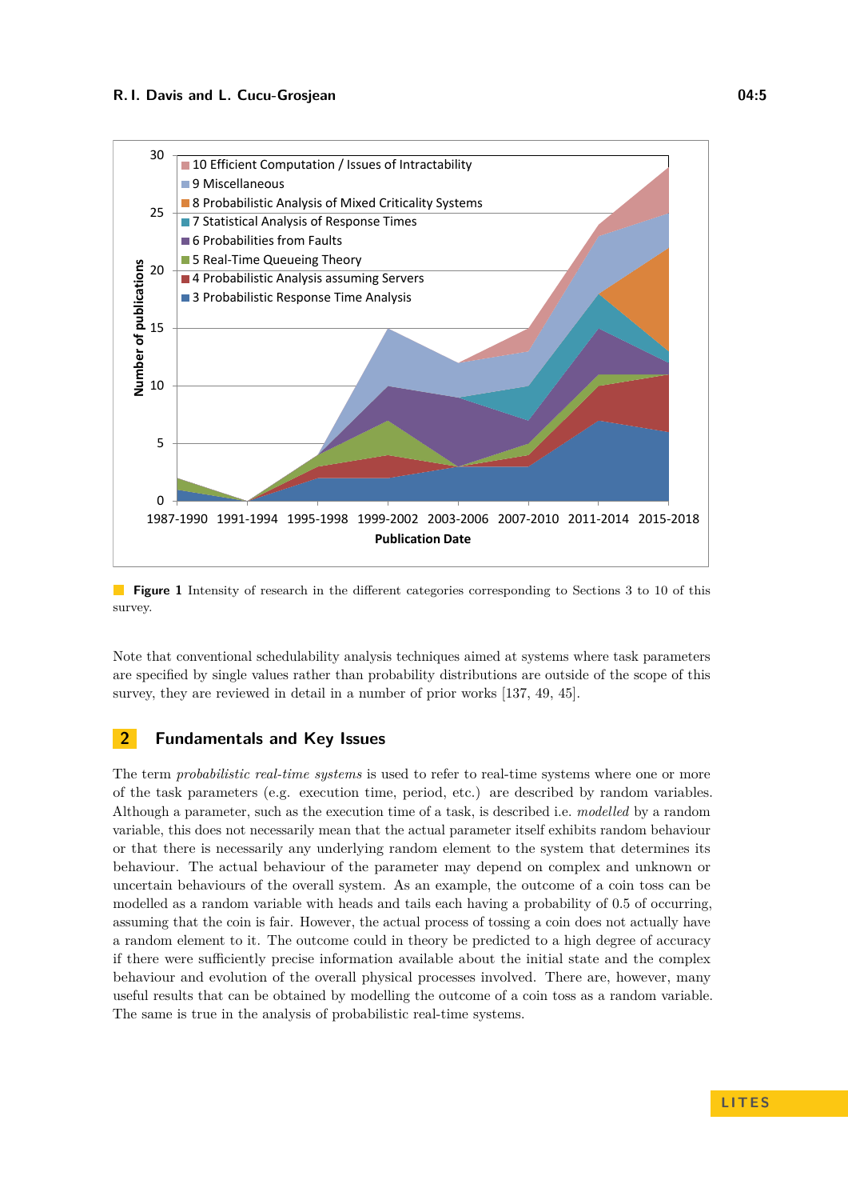**Figure 1** Intensity of research in the different categories corresponding to Sections 3 to 10 of this survey.

Note that conventional schedulability analysis techniques aimed at systems where task parameters are specified by single values rather than probability distributions are outside of the scope of this survey, they are reviewed in detail in a number of prior works [137, 49, 45].

## 2 Fundamentals and Key Issues

The term *probabilistic real-time systems* is used to refer to real-time systems where one or more of the task parameters (e.g. execution time, period, etc.) are described by random variables. Although a parameter, such as the execution time of a task, is described i.e. *modelled* by a random variable, this does not necessarily mean that the actual parameter itself exhibits random behaviour or that there is necessarily any underlying random element to the system that determines its behaviour. The actual behaviour of the parameter may depend on complex and unknown or uncertain behaviours of the overall system. As an example, the outcome of a coin toss can be modelled as a random variable with heads and tails each having a probability of 0.5 of occurring, assuming that the coin is fair. However, the actual process of tossing a coin does not actually have a random element to it. The outcome could in theory be predicted to a high degree of accuracy if there were sufficiently precise information available about the initial state and the complex behaviour and evolution of the overall physical processes involved. There are, however, many useful results that can be obtained by modelling the outcome of a coin toss as a random variable. The same is true in the analysis of probabilistic real-time systems.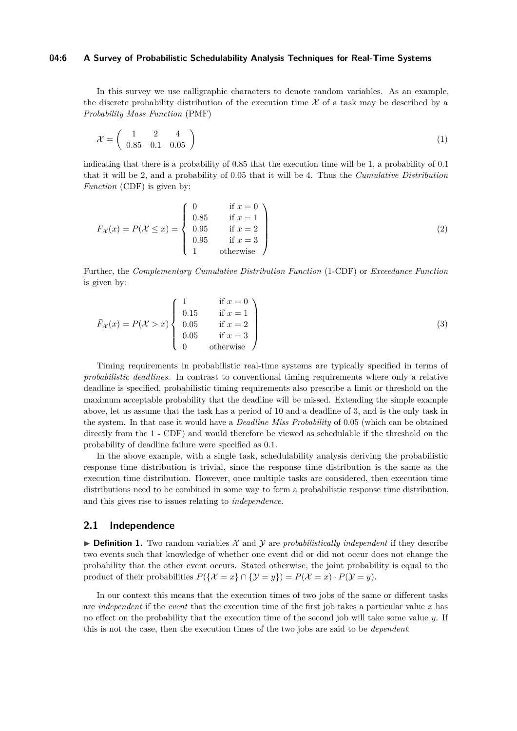In this survey we use calligraphic characters to denote random variables. As an example, the discrete probability distribution of the execution time $\mathcal{X}$ of a task may be described by a *Probability Mass Function* (PMF)

$$\mathcal{X} = \begin{pmatrix} 1 & 2 & 4 \\ 0.85 & 0.1 & 0.05 \end{pmatrix} \tag{1}$$

indicating that there is a probability of 0.85 that the execution time will be 1, a probability of 0.1 that it will be 2, and a probability of 0.05 that it will be 4. Thus the *Cumulative Distribution Function* (CDF) is given by:

$$F_{\mathcal{X}}(x) = P(\mathcal{X} \le x) = \left( \begin{cases} 0 & \text{if } x = 0 \\ 0.85 & \text{if } x = 1 \\ 0.95 & \text{if } x = 2 \\ 0.95 & \text{if } x = 3 \\ 1 & \text{otherwise} \end{cases} \right) \tag{2}$$

Further, the *Complementary Cumulative Distribution Function* (1-CDF) or *Exceedance Function* is given by:

$$\bar{F}_{\mathcal{X}}(x) = P(\mathcal{X} > x) \left( \begin{cases} 1 & \text{if } x = 0 \\ 0.15 & \text{if } x = 1 \\ 0.05 & \text{if } x = 2 \\ 0.05 & \text{if } x = 3 \\ 0 & \text{otherwise} \end{cases} \right) \tag{3}$$

Timing requirements in probabilistic real-time systems are typically specified in terms of *probabilistic deadlines*. In contrast to conventional timing requirements where only a relative deadline is specified, probabilistic timing requirements also prescribe a limit or threshold on the maximum acceptable probability that the deadline will be missed. Extending the simple example above, let us assume that the task has a period of 10 and a deadline of 3, and is the only task in the system. In that case it would have a *Deadline Miss Probability* of 0.05 (which can be obtained directly from the 1 - CDF) and would therefore be viewed as schedulable if the threshold on the probability of deadline failure were specified as 0.1.

In the above example, with a single task, schedulability analysis deriving the probabilistic response time distribution is trivial, since the response time distribution is the same as the execution time distribution. However, once multiple tasks are considered, then execution time distributions need to be combined in some way to form a probabilistic response time distribution, and this gives rise to issues relating to *independence*.

## 2.1 Independence

▶ **Definition 1.** Two random variables $\mathcal{X}$ and $\mathcal{Y}$ are *probabilistically independent* if they describe two events such that knowledge of whether one event did or did not occur does not change the probability that the other event occurs. Stated otherwise, the joint probability is equal to the product of their probabilities $P(\{\mathcal{X} = x\} \cap \{\mathcal{Y} = y\}) = P(\mathcal{X} = x) \cdot P(\mathcal{Y} = y)$.

In our context this means that the execution times of two jobs of the same or different tasks are *independent* if the *event* that the execution time of the first job takes a particular value $x$ has no effect on the probability that the execution time of the second job will take some value $y$. If this is not the case, then the execution times of the two jobs are said to be *dependent*.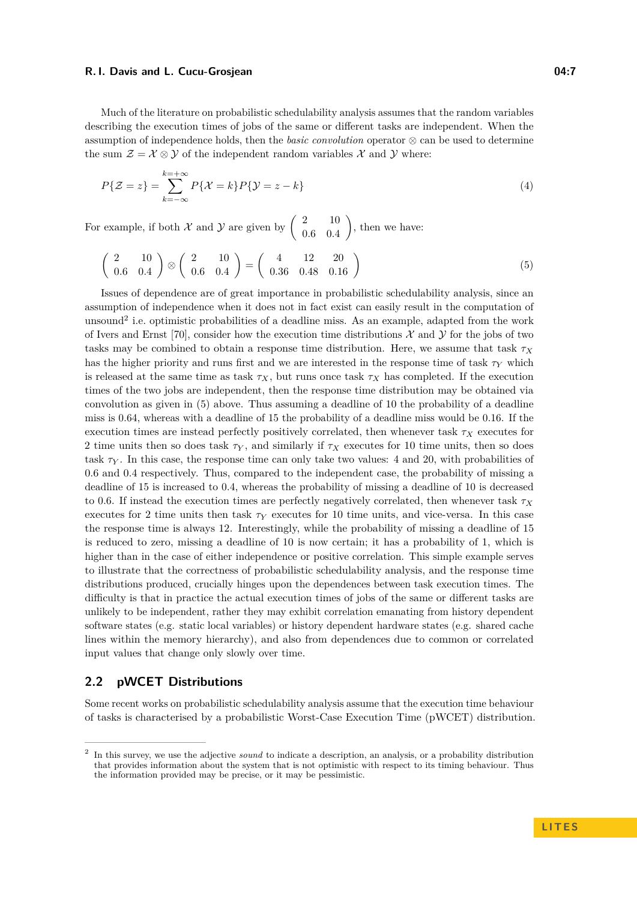Much of the literature on probabilistic schedulability analysis assumes that the random variables describing the execution times of jobs of the same or different tasks are independent. When the assumption of independence holds, then the *basic convolution* operator $\otimes$ can be used to determine the sum $\mathcal{Z} = \mathcal{X} \otimes \mathcal{Y}$ of the independent random variables $\mathcal{X}$ and $\mathcal{Y}$ where:

$$P\{\mathcal{Z} = z\} = \sum_{k=-\infty}^{k=+\infty} P\{\mathcal{X} = k\} P\{\mathcal{Y} = z - k\} \tag{4}$$

For example, if both $\mathcal{X}$ and $\mathcal{Y}$ are given by $\begin{pmatrix} 2 & 10 \\ 0.6 & 0.4 \end{pmatrix}$, then we have:

$$\begin{pmatrix} 2 & 10 \\ 0.6 & 0.4 \end{pmatrix} \otimes \begin{pmatrix} 2 & 10 \\ 0.6 & 0.4 \end{pmatrix} = \begin{pmatrix} 4 & 12 & 20 \\ 0.36 & 0.48 & 0.16 \end{pmatrix} \tag{5}$$

Issues of dependence are of great importance in probabilistic schedulability analysis, since an assumption of independence when it does not in fact exist can easily result in the computation of unsound[2] i.e. optimistic probabilities of a deadline miss. As an example, adapted from the work of Ivers and Ernst [70], consider how the execution time distributions $\mathcal{X}$ and $\mathcal{Y}$ for the jobs of two tasks may be combined to obtain a response time distribution. Here, we assume that task $\tau_X$ has the higher priority and runs first and we are interested in the response time of task $\tau_Y$ which is released at the same time as task $\tau_X$, but runs once task $\tau_X$ has completed. If the execution times of the two jobs are independent, then the response time distribution may be obtained via convolution as given in (5) above. Thus assuming a deadline of 10 the probability of a deadline miss is 0.64, whereas with a deadline of 15 the probability of a deadline miss would be 0.16. If the execution times are instead perfectly positively correlated, then whenever task $\tau_X$ executes for 2 time units then so does task $\tau_Y$, and similarly if $\tau_X$ executes for 10 time units, then so does task $\tau_Y$. In this case, the response time can only take two values: 4 and 20, with probabilities of 0.6 and 0.4 respectively. Thus, compared to the independent case, the probability of missing a deadline of 15 is increased to 0.4, whereas the probability of missing a deadline of 10 is decreased to 0.6. If instead the execution times are perfectly negatively correlated, then whenever task $\tau_X$ executes for 2 time units then task $\tau_Y$ executes for 10 time units, and vice-versa. In this case the response time is always 12. Interestingly, while the probability of missing a deadline of 15 is reduced to zero, missing a deadline of 10 is now certain; it has a probability of 1, which is higher than in the case of either independence or positive correlation. This simple example serves to illustrate that the correctness of probabilistic schedulability analysis, and the response time distributions produced, crucially hinges upon the dependences between task execution times. The difficulty is that in practice the actual execution times of jobs of the same or different tasks are unlikely to be independent, rather they may exhibit correlation emanating from history dependent software states (e.g. static local variables) or history dependent hardware states (e.g. shared cache lines within the memory hierarchy), and also from dependences due to common or correlated input values that change only slowly over time.

## 2.2 pWCET Distributions

Some recent works on probabilistic schedulability analysis assume that the execution time behaviour of tasks is characterised by a probabilistic Worst-Case Execution Time (pWCET) distribution.

[2] In this survey, we use the adjective *sound* to indicate a description, an analysis, or a probability distribution that provides information about the system that is not optimistic with respect to its timing behaviour. Thus the information provided may be precise, or it may be pessimistic.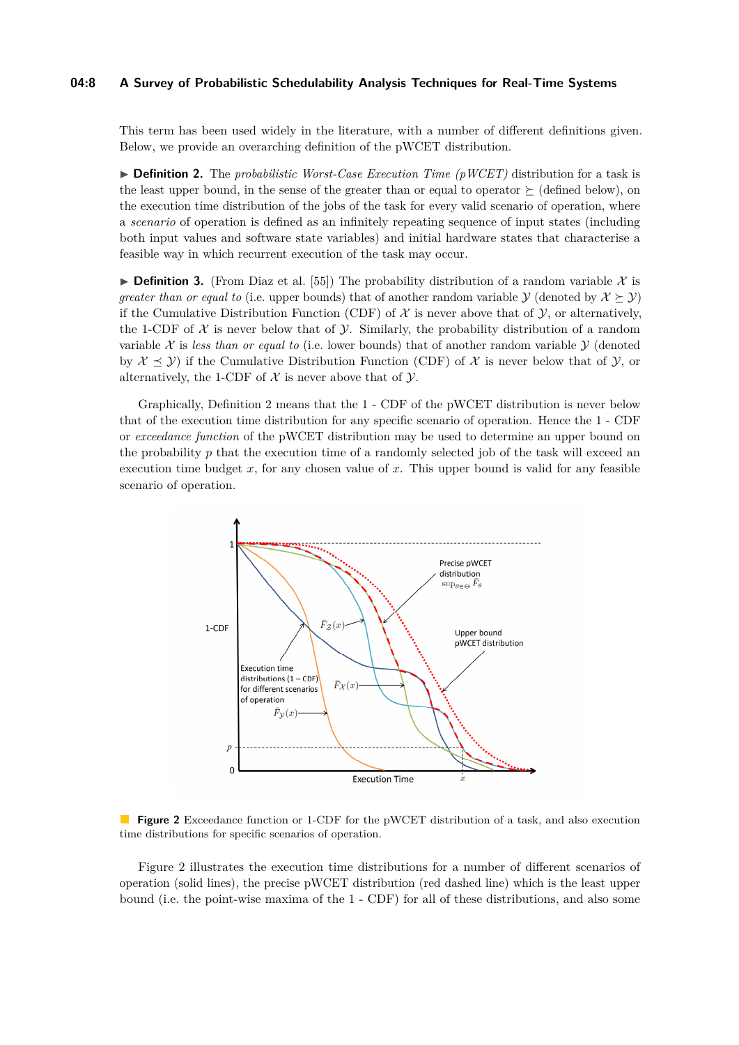This term has been used widely in the literature, with a number of different definitions given. Below, we provide an overarching definition of the pWCET distribution.

▶ **Definition 2.** The *probabilistic Worst-Case Execution Time (pWCET)* distribution for a task is the least upper bound, in the sense of the greater than or equal to operator $\succeq$ (defined below), on the execution time distribution of the jobs of the task for every valid scenario of operation, where a *scenario* of operation is defined as an infinitely repeating sequence of input states (including both input values and software state variables) and initial hardware states that characterise a feasible way in which recurrent execution of the task may occur.

▶ **Definition 3.** (From Diaz et al. [55]) The probability distribution of a random variable $\mathcal{X}$ is *greater than or equal to* (i.e. upper bounds) that of another random variable $\mathcal{Y}$ (denoted by $\mathcal{X} \succeq \mathcal{Y}$) if the Cumulative Distribution Function (CDF) of $\mathcal{X}$ is never above that of $\mathcal{Y}$, or alternatively, the 1-CDF of $\mathcal{X}$ is never below that of $\mathcal{Y}$. Similarly, the probability distribution of a random variable $\mathcal{X}$ is *less than or equal to* (i.e. lower bounds) that of another random variable $\mathcal{Y}$ (denoted by $\mathcal{X} \preceq \mathcal{Y}$) if the Cumulative Distribution Function (CDF) of $\mathcal{X}$ is never below that of $\mathcal{Y}$, or alternatively, the 1-CDF of $\mathcal{X}$ is never above that of $\mathcal{Y}$.

Graphically, Definition 2 means that the 1 - CDF of the pWCET distribution is never below that of the execution time distribution for any specific scenario of operation. Hence the 1 - CDF or *exceedance function* of the pWCET distribution may be used to determine an upper bound on the probability $p$ that the execution time of a randomly selected job of the task will exceed an execution time budget $x$, for any chosen value of $x$. This upper bound is valid for any feasible scenario of operation.

**Figure 2** Exceedance function or 1-CDF for the pWCET distribution of a task, and also execution time distributions for specific scenarios of operation.

Figure 2 illustrates the execution time distributions for a number of different scenarios of operation (solid lines), the precise pWCET distribution (red dashed line) which is the least upper bound (i.e. the point-wise maxima of the 1 - CDF) for all of these distributions, and also some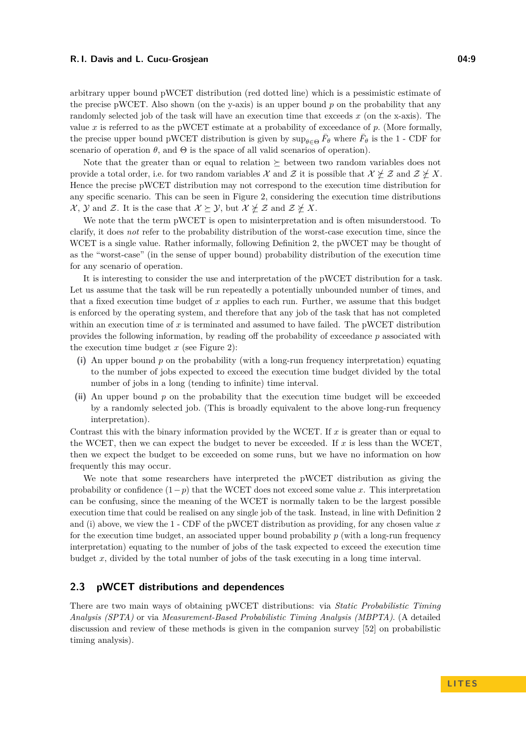arbitrary upper bound pWCET distribution (red dotted line) which is a pessimistic estimate of the precise pWCET. Also shown (on the y-axis) is an upper bound $p$ on the probability that any randomly selected job of the task will have an execution time that exceeds $x$ (on the x-axis). The value $x$ is referred to as the pWCET estimate at a probability of exceedance of $p$. (More formally, the precise upper bound pWCET distribution is given by $\sup_{\theta \in \Theta} \bar{F}_\theta$ where $\bar{F}_\theta$ is the 1 - CDF for scenario of operation $\theta$, and $\Theta$ is the space of all valid scenarios of operation).

Note that the greater than or equal to relation $\succeq$ between two random variables does not provide a total order, i.e. for two random variables $\mathcal{X}$ and $\mathcal{Z}$ it is possible that $\mathcal{X} \not\succeq \mathcal{Z}$ and $\mathcal{Z} \not\succeq X$. Hence the precise pWCET distribution may not correspond to the execution time distribution for any specific scenario. This can be seen in Figure 2, considering the execution time distributions $\mathcal{X}$, $\mathcal{Y}$ and $\mathcal{Z}$. It is the case that $\mathcal{X} \succeq \mathcal{Y}$, but $\mathcal{X} \not\succeq \mathcal{Z}$ and $\mathcal{Z} \not\succeq X$.

We note that the term pWCET is open to misinterpretation and is often misunderstood. To clarify, it does *not* refer to the probability distribution of the worst-case execution time, since the WCET is a single value. Rather informally, following Definition 2, the pWCET may be thought of as the "worst-case" (in the sense of upper bound) probability distribution of the execution time for any scenario of operation.

It is interesting to consider the use and interpretation of the pWCET distribution for a task. Let us assume that the task will be run repeatedly a potentially unbounded number of times, and that a fixed execution time budget of $x$ applies to each run. Further, we assume that this budget is enforced by the operating system, and therefore that any job of the task that has not completed within an execution time of $x$ is terminated and assumed to have failed. The pWCET distribution provides the following information, by reading off the probability of exceedance $p$ associated with the execution time budget $x$ (see Figure 2):

**(i)** An upper bound $p$ on the probability (with a long-run frequency interpretation) equating to the number of jobs expected to exceed the execution time budget divided by the total number of jobs in a long (tending to infinite) time interval.

**(ii)** An upper bound $p$ on the probability that the execution time budget will be exceeded by a randomly selected job. (This is broadly equivalent to the above long-run frequency interpretation).

Contrast this with the binary information provided by the WCET. If $x$ is greater than or equal to the WCET, then we can expect the budget to never be exceeded. If $x$ is less than the WCET, then we expect the budget to be exceeded on some runs, but we have no information on how frequently this may occur.

We note that some researchers have interpreted the pWCET distribution as giving the probability or confidence $(1-p)$ that the WCET does not exceed some value $x$. This interpretation can be confusing, since the meaning of the WCET is normally taken to be the largest possible execution time that could be realised on any single job of the task. Instead, in line with Definition 2 and (i) above, we view the 1 - CDF of the pWCET distribution as providing, for any chosen value $x$ for the execution time budget, an associated upper bound probability $p$ (with a long-run frequency interpretation) equating to the number of jobs of the task expected to exceed the execution time budget $x$, divided by the total number of jobs of the task executing in a long time interval.

## 2.3 pWCET distributions and dependences

There are two main ways of obtaining pWCET distributions: via *Static Probabilistic Timing Analysis (SPTA)* or via *Measurement-Based Probabilistic Timing Analysis (MBPTA)*. (A detailed discussion and review of these methods is given in the companion survey [52] on probabilistic timing analysis).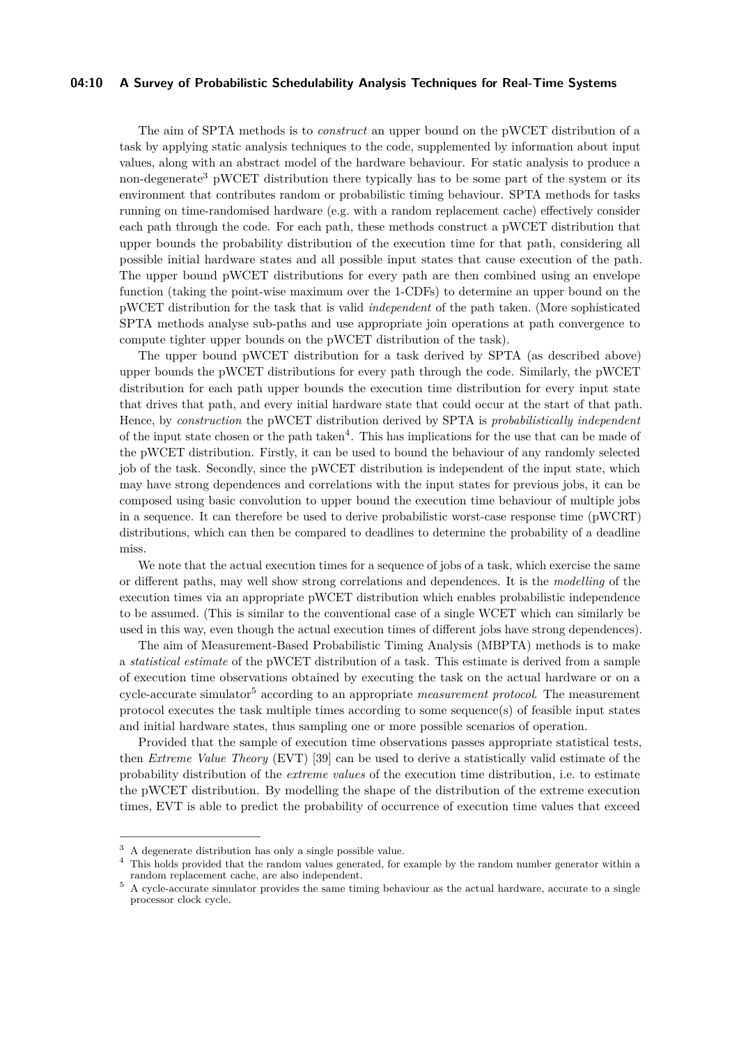The aim of SPTA methods is to *construct* an upper bound on the pWCET distribution of a task by applying static analysis techniques to the code, supplemented by information about input values, along with an abstract model of the hardware behaviour. For static analysis to produce a non-degenerate[3] pWCET distribution there typically has to be some part of the system or its environment that contributes random or probabilistic timing behaviour. SPTA methods for tasks running on time-randomised hardware (e.g. with a random replacement cache) effectively consider each path through the code. For each path, these methods construct a pWCET distribution that upper bounds the probability distribution of the execution time for that path, considering all possible initial hardware states and all possible input states that cause execution of the path. The upper bound pWCET distributions for every path are then combined using an envelope function (taking the point-wise maximum over the 1-CDFs) to determine an upper bound on the pWCET distribution for the task that is valid *independent* of the path taken. (More sophisticated SPTA methods analyse sub-paths and use appropriate join operations at path convergence to compute tighter upper bounds on the pWCET distribution of the task).

The upper bound pWCET distribution for a task derived by SPTA (as described above) upper bounds the pWCET distributions for every path through the code. Similarly, the pWCET distribution for each path upper bounds the execution time distribution for every input state that drives that path, and every initial hardware state that could occur at the start of that path. Hence, by *construction* the pWCET distribution derived by SPTA is *probabilistically independent* of the input state chosen or the path taken[4]. This has implications for the use that can be made of the pWCET distribution. Firstly, it can be used to bound the behaviour of any randomly selected job of the task. Secondly, since the pWCET distribution is independent of the input state, which may have strong dependences and correlations with the input states for previous jobs, it can be composed using basic convolution to upper bound the execution time behaviour of multiple jobs in a sequence. It can therefore be used to derive probabilistic worst-case response time (pWCRT) distributions, which can then be compared to deadlines to determine the probability of a deadline miss.

We note that the actual execution times for a sequence of jobs of a task, which exercise the same or different paths, may well show strong correlations and dependences. It is the *modelling* of the execution times via an appropriate pWCET distribution which enables probabilistic independence to be assumed. (This is similar to the conventional case of a single WCET which can similarly be used in this way, even though the actual execution times of different jobs have strong dependences).

The aim of Measurement-Based Probabilistic Timing Analysis (MBPTA) methods is to make a *statistical estimate* of the pWCET distribution of a task. This estimate is derived from a sample of execution time observations obtained by executing the task on the actual hardware or on a cycle-accurate simulator[5] according to an appropriate *measurement protocol*. The measurement protocol executes the task multiple times according to some sequence(s) of feasible input states and initial hardware states, thus sampling one or more possible scenarios of operation.

Provided that the sample of execution time observations passes appropriate statistical tests, then *Extreme Value Theory* (EVT) [39] can be used to derive a statistically valid estimate of the probability distribution of the *extreme values* of the execution time distribution, i.e. to estimate the pWCET distribution. By modelling the shape of the distribution of the extreme execution times, EVT is able to predict the probability of occurrence of execution time values that exceed

---

[3] A degenerate distribution has only a single possible value.

[4] This holds provided that the random values generated, for example by the random number generator within a random replacement cache, are also independent.

[5] A cycle-accurate simulator provides the same timing behaviour as the actual hardware, accurate to a single processor clock cycle.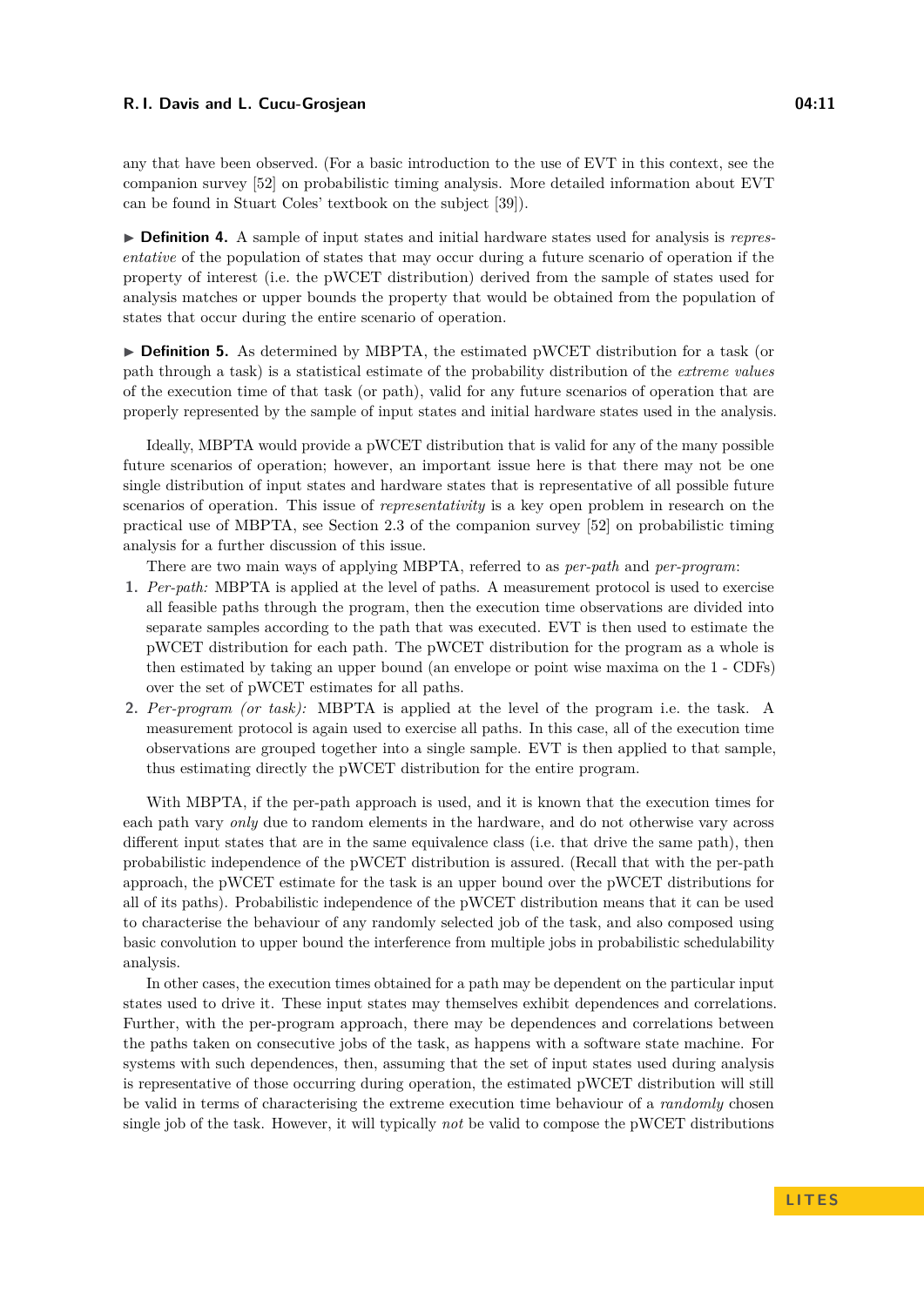any that have been observed. (For a basic introduction to the use of EVT in this context, see the companion survey [52] on probabilistic timing analysis. More detailed information about EVT can be found in Stuart Coles' textbook on the subject [39]).

▶ **Definition 4.** A sample of input states and initial hardware states used for analysis is *representative* of the population of states that may occur during a future scenario of operation if the property of interest (i.e. the pWCET distribution) derived from the sample of states used for analysis matches or upper bounds the property that would be obtained from the population of states that occur during the entire scenario of operation.

▶ **Definition 5.** As determined by MBPTA, the estimated pWCET distribution for a task (or path through a task) is a statistical estimate of the probability distribution of the *extreme values* of the execution time of that task (or path), valid for any future scenarios of operation that are properly represented by the sample of input states and initial hardware states used in the analysis.

Ideally, MBPTA would provide a pWCET distribution that is valid for any of the many possible future scenarios of operation; however, an important issue here is that there may not be one single distribution of input states and hardware states that is representative of all possible future scenarios of operation. This issue of *representativity* is a key open problem in research on the practical use of MBPTA, see Section 2.3 of the companion survey [52] on probabilistic timing analysis for a further discussion of this issue.

There are two main ways of applying MBPTA, referred to as *per-path* and *per-program*:

1. *Per-path:* MBPTA is applied at the level of paths. A measurement protocol is used to exercise all feasible paths through the program, then the execution time observations are divided into separate samples according to the path that was executed. EVT is then used to estimate the pWCET distribution for each path. The pWCET distribution for the program as a whole is then estimated by taking an upper bound (an envelope or point wise maxima on the 1 - CDFs) over the set of pWCET estimates for all paths.
2. *Per-program (or task):* MBPTA is applied at the level of the program i.e. the task. A measurement protocol is again used to exercise all paths. In this case, all of the execution time observations are grouped together into a single sample. EVT is then applied to that sample, thus estimating directly the pWCET distribution for the entire program.

With MBPTA, if the per-path approach is used, and it is known that the execution times for each path vary *only* due to random elements in the hardware, and do not otherwise vary across different input states that are in the same equivalence class (i.e. that drive the same path), then probabilistic independence of the pWCET distribution is assured. (Recall that with the per-path approach, the pWCET estimate for the task is an upper bound over the pWCET distributions for all of its paths). Probabilistic independence of the pWCET distribution means that it can be used to characterise the behaviour of any randomly selected job of the task, and also composed using basic convolution to upper bound the interference from multiple jobs in probabilistic schedulability analysis.

In other cases, the execution times obtained for a path may be dependent on the particular input states used to drive it. These input states may themselves exhibit dependences and correlations. Further, with the per-program approach, there may be dependences and correlations between the paths taken on consecutive jobs of the task, as happens with a software state machine. For systems with such dependences, then, assuming that the set of input states used during analysis is representative of those occurring during operation, the estimated pWCET distribution will still be valid in terms of characterising the extreme execution time behaviour of a *randomly* chosen single job of the task. However, it will typically *not* be valid to compose the pWCET distributions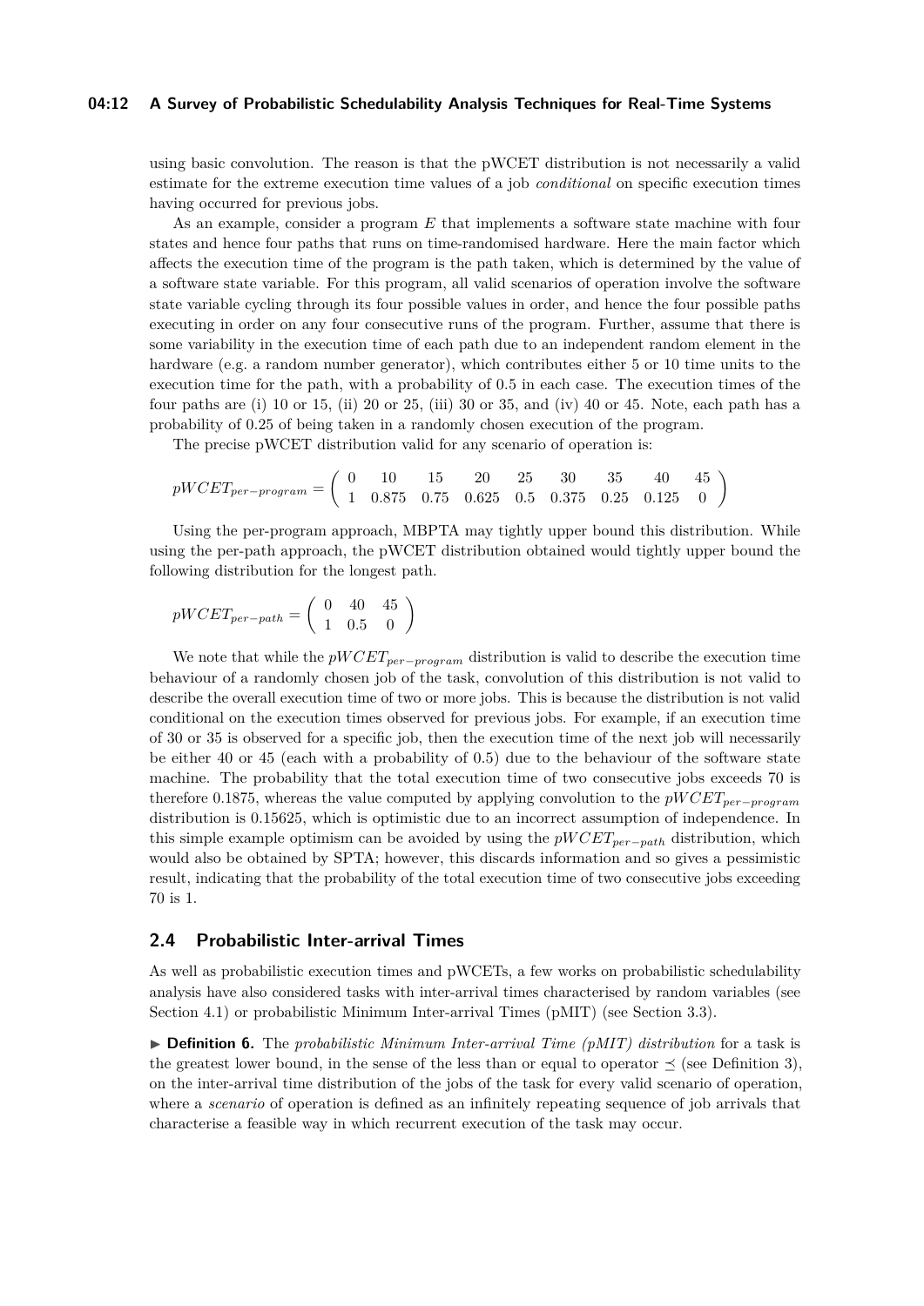using basic convolution. The reason is that the pWCET distribution is not necessarily a valid estimate for the extreme execution time values of a job *conditional* on specific execution times having occurred for previous jobs.

As an example, consider a program $E$ that implements a software state machine with four states and hence four paths that runs on time-randomised hardware. Here the main factor which affects the execution time of the program is the path taken, which is determined by the value of a software state variable. For this program, all valid scenarios of operation involve the software state variable cycling through its four possible values in order, and hence the four possible paths executing in order on any four consecutive runs of the program. Further, assume that there is some variability in the execution time of each path due to an independent random element in the hardware (e.g. a random number generator), which contributes either 5 or 10 time units to the execution time for the path, with a probability of 0.5 in each case. The execution times of the four paths are (i) 10 or 15, (ii) 20 or 25, (iii) 30 or 35, and (iv) 40 or 45. Note, each path has a probability of 0.25 of being taken in a randomly chosen execution of the program.

The precise pWCET distribution valid for any scenario of operation is:

$$pWCET_{per-program} = \begin{pmatrix} 0 & 10 & 15 & 20 & 25 & 30 & 35 & 40 & 45 \\ 1 & 0.875 & 0.75 & 0.625 & 0.5 & 0.375 & 0.25 & 0.125 & 0 \end{pmatrix}$$

Using the per-program approach, MBPTA may tightly upper bound this distribution. While using the per-path approach, the pWCET distribution obtained would tightly upper bound the following distribution for the longest path.

$$pWCET_{per-path} = \begin{pmatrix} 0 & 40 & 45 \\ 1 & 0.5 & 0 \end{pmatrix}$$

We note that while the $pWCET_{per-program}$ distribution is valid to describe the execution time behaviour of a randomly chosen job of the task, convolution of this distribution is not valid to describe the overall execution time of two or more jobs. This is because the distribution is not valid conditional on the execution times observed for previous jobs. For example, if an execution time of 30 or 35 is observed for a specific job, then the execution time of the next job will necessarily be either 40 or 45 (each with a probability of 0.5) due to the behaviour of the software state machine. The probability that the total execution time of two consecutive jobs exceeds 70 is therefore 0.1875, whereas the value computed by applying convolution to the $pWCET_{per-program}$ distribution is 0.15625, which is optimistic due to an incorrect assumption of independence. In this simple example optimism can be avoided by using the $pWCET_{per-path}$ distribution, which would also be obtained by SPTA; however, this discards information and so gives a pessimistic result, indicating that the probability of the total execution time of two consecutive jobs exceeding 70 is 1.

## 2.4 Probabilistic Inter-arrival Times

As well as probabilistic execution times and pWCETs, a few works on probabilistic schedulability analysis have also considered tasks with inter-arrival times characterised by random variables (see Section 4.1) or probabilistic Minimum Inter-arrival Times (pMIT) (see Section 3.3).

► **Definition 6.** The *probabilistic Minimum Inter-arrival Time (pMIT) distribution* for a task is the greatest lower bound, in the sense of the less than or equal to operator $\preceq$ (see Definition 3), on the inter-arrival time distribution of the jobs of the task for every valid scenario of operation, where a *scenario* of operation is defined as an infinitely repeating sequence of job arrivals that characterise a feasible way in which recurrent execution of the task may occur.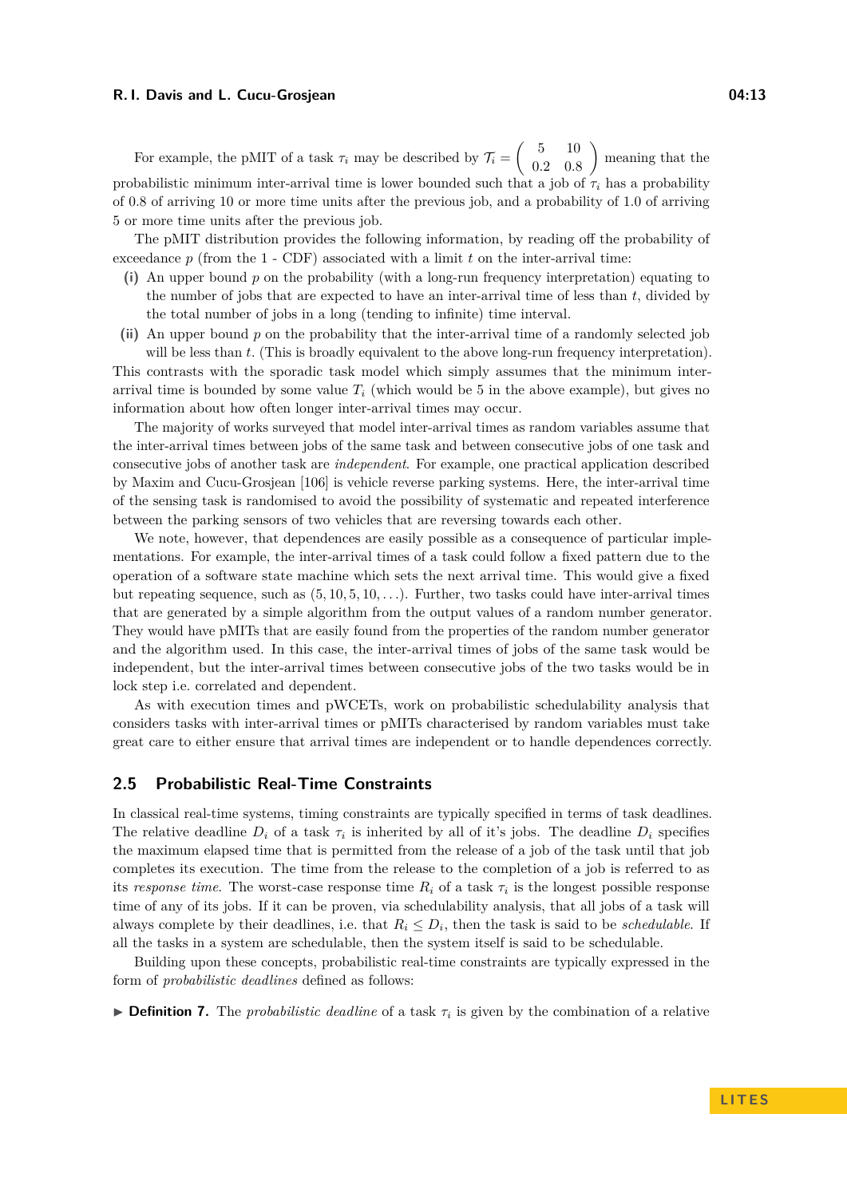For example, the pMIT of a task $\tau_i$ may be described by $\mathcal{T}_i = \begin{pmatrix} 5 & 10 \\ 0.2 & 0.8 \end{pmatrix}$ meaning that the probabilistic minimum inter-arrival time is lower bounded such that a job of $\tau_i$ has a probability of 0.8 of arriving 10 or more time units after the previous job, and a probability of 1.0 of arriving 5 or more time units after the previous job.

The pMIT distribution provides the following information, by reading off the probability of exceedance $p$ (from the 1 - CDF) associated with a limit $t$ on the inter-arrival time:

**(i)** An upper bound $p$ on the probability (with a long-run frequency interpretation) equating to the number of jobs that are expected to have an inter-arrival time of less than $t$, divided by the total number of jobs in a long (tending to infinite) time interval.

**(ii)** An upper bound $p$ on the probability that the inter-arrival time of a randomly selected job will be less than $t$. (This is broadly equivalent to the above long-run frequency interpretation).

This contrasts with the sporadic task model which simply assumes that the minimum inter-arrival time is bounded by some value $T_i$ (which would be 5 in the above example), but gives no information about how often longer inter-arrival times may occur.

The majority of works surveyed that model inter-arrival times as random variables assume that the inter-arrival times between jobs of the same task and between consecutive jobs of one task and consecutive jobs of another task are *independent*. For example, one practical application described by Maxim and Cucu-Grosjean [106] is vehicle reverse parking systems. Here, the inter-arrival time of the sensing task is randomised to avoid the possibility of systematic and repeated interference between the parking sensors of two vehicles that are reversing towards each other.

We note, however, that dependences are easily possible as a consequence of particular implementations. For example, the inter-arrival times of a task could follow a fixed pattern due to the operation of a software state machine which sets the next arrival time. This would give a fixed but repeating sequence, such as $(5, 10, 5, 10, \ldots)$. Further, two tasks could have inter-arrival times that are generated by a simple algorithm from the output values of a random number generator. They would have pMITs that are easily found from the properties of the random number generator and the algorithm used. In this case, the inter-arrival times of jobs of the same task would be independent, but the inter-arrival times between consecutive jobs of the two tasks would be in lock step i.e. correlated and dependent.

As with execution times and pWCETs, work on probabilistic schedulability analysis that considers tasks with inter-arrival times or pMITs characterised by random variables must take great care to either ensure that arrival times are independent or to handle dependences correctly.

## 2.5 Probabilistic Real-Time Constraints

In classical real-time systems, timing constraints are typically specified in terms of task deadlines. The relative deadline $D_i$ of a task $\tau_i$ is inherited by all of it's jobs. The deadline $D_i$ specifies the maximum elapsed time that is permitted from the release of a job of the task until that job completes its execution. The time from the release to the completion of a job is referred to as its *response time*. The worst-case response time $R_i$ of a task $\tau_i$ is the longest possible response time of any of its jobs. If it can be proven, via schedulability analysis, that all jobs of a task will always complete by their deadlines, i.e. that $R_i \leq D_i$, then the task is said to be *schedulable*. If all the tasks in a system are schedulable, then the system itself is said to be schedulable.

Building upon these concepts, probabilistic real-time constraints are typically expressed in the form of *probabilistic deadlines* defined as follows:

▶ **Definition 7.** The *probabilistic deadline* of a task $\tau_i$ is given by the combination of a relative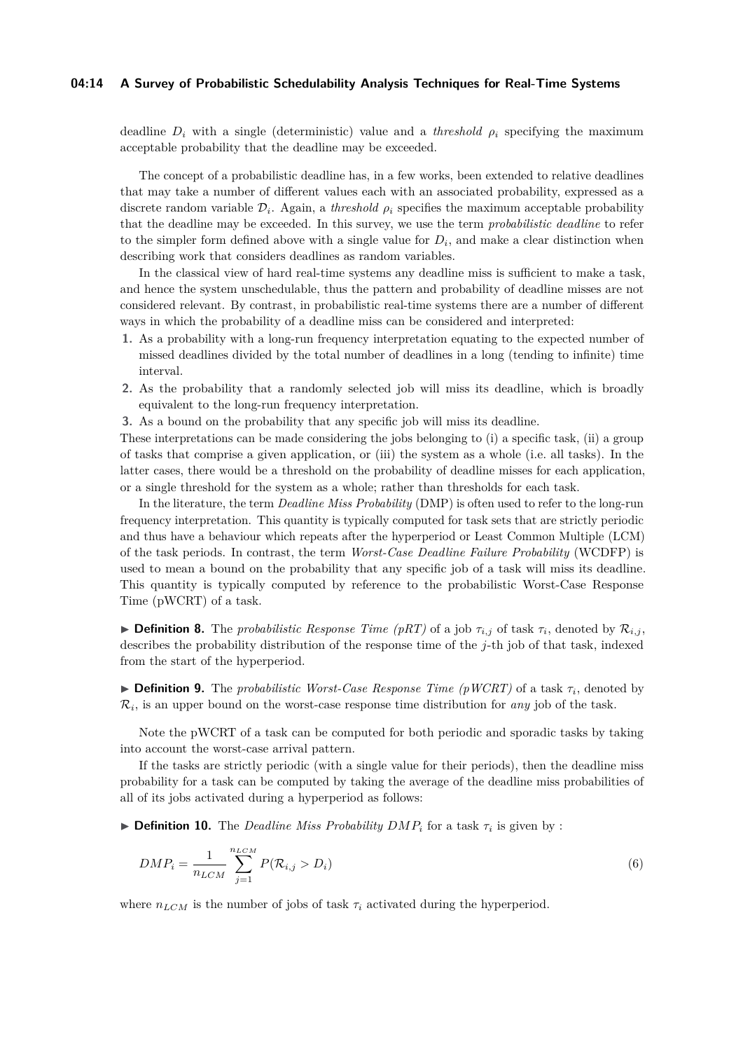deadline $D_i$ with a single (deterministic) value and a *threshold* $\rho_i$ specifying the maximum acceptable probability that the deadline may be exceeded.

The concept of a probabilistic deadline has, in a few works, been extended to relative deadlines that may take a number of different values each with an associated probability, expressed as a discrete random variable $\mathcal{D}_i$. Again, a *threshold* $\rho_i$ specifies the maximum acceptable probability that the deadline may be exceeded. In this survey, we use the term *probabilistic deadline* to refer to the simpler form defined above with a single value for $D_i$, and make a clear distinction when describing work that considers deadlines as random variables.

In the classical view of hard real-time systems any deadline miss is sufficient to make a task, and hence the system unschedulable, thus the pattern and probability of deadline misses are not considered relevant. By contrast, in probabilistic real-time systems there are a number of different ways in which the probability of a deadline miss can be considered and interpreted:

1. As a probability with a long-run frequency interpretation equating to the expected number of missed deadlines divided by the total number of deadlines in a long (tending to infinite) time interval.
2. As the probability that a randomly selected job will miss its deadline, which is broadly equivalent to the long-run frequency interpretation.
3. As a bound on the probability that any specific job will miss its deadline.

These interpretations can be made considering the jobs belonging to (i) a specific task, (ii) a group of tasks that comprise a given application, or (iii) the system as a whole (i.e. all tasks). In the latter cases, there would be a threshold on the probability of deadline misses for each application, or a single threshold for the system as a whole; rather than thresholds for each task.

In the literature, the term *Deadline Miss Probability* (DMP) is often used to refer to the long-run frequency interpretation. This quantity is typically computed for task sets that are strictly periodic and thus have a behaviour which repeats after the hyperperiod or Least Common Multiple (LCM) of the task periods. In contrast, the term *Worst-Case Deadline Failure Probability* (WCDFP) is used to mean a bound on the probability that any specific job of a task will miss its deadline. This quantity is typically computed by reference to the probabilistic Worst-Case Response Time (pWCRT) of a task.

▶ **Definition 8.** The *probabilistic Response Time (pRT)* of a job $\tau_{i,j}$ of task $\tau_i$, denoted by $\mathcal{R}_{i,j}$, describes the probability distribution of the response time of the $j$-th job of that task, indexed from the start of the hyperperiod.

▶ **Definition 9.** The *probabilistic Worst-Case Response Time (pWCRT)* of a task $\tau_i$, denoted by $\mathcal{R}_i$, is an upper bound on the worst-case response time distribution for *any* job of the task.

Note the pWCRT of a task can be computed for both periodic and sporadic tasks by taking into account the worst-case arrival pattern.

If the tasks are strictly periodic (with a single value for their periods), then the deadline miss probability for a task can be computed by taking the average of the deadline miss probabilities of all of its jobs activated during a hyperperiod as follows:

▶ **Definition 10.** The *Deadline Miss Probability* $DMP_i$ for a task $\tau_i$ is given by :

$$DMP_i = \frac{1}{n_{LCM}} \sum_{j=1}^{n_{LCM}} P(\mathcal{R}_{i,j} > D_i) \tag{6}$$

where $n_{LCM}$ is the number of jobs of task $\tau_i$ activated during the hyperperiod.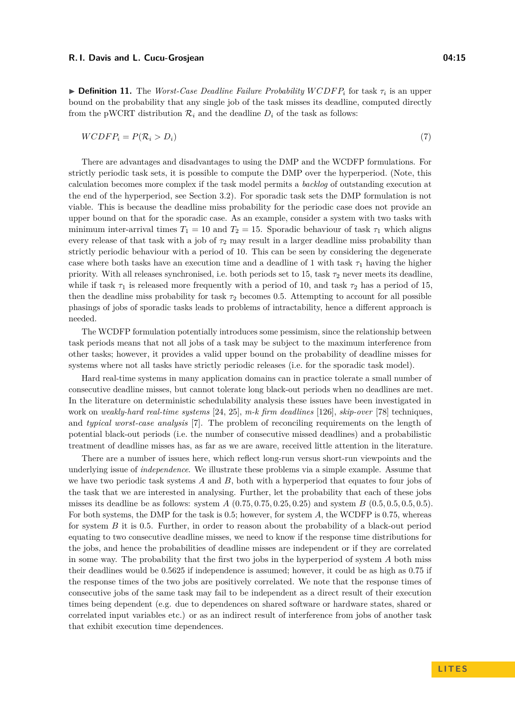▶ **Definition 11.** The *Worst-Case Deadline Failure Probability* $WCDFP_i$ for task $\tau_i$ is an upper bound on the probability that any single job of the task misses its deadline, computed directly from the pWCRT distribution $\mathcal{R}_i$ and the deadline $D_i$ of the task as follows:

$$WCDFP_i = P(\mathcal{R}_i > D_i) \tag{7}$$

There are advantages and disadvantages to using the DMP and the WCDFP formulations. For strictly periodic task sets, it is possible to compute the DMP over the hyperperiod. (Note, this calculation becomes more complex if the task model permits a *backlog* of outstanding execution at the end of the hyperperiod, see Section 3.2). For sporadic task sets the DMP formulation is not viable. This is because the deadline miss probability for the periodic case does not provide an upper bound on that for the sporadic case. As an example, consider a system with two tasks with minimum inter-arrival times $T_1 = 10$ and $T_2 = 15$. Sporadic behaviour of task $\tau_1$ which aligns every release of that task with a job of $\tau_2$ may result in a larger deadline miss probability than strictly periodic behaviour with a period of 10. This can be seen by considering the degenerate case where both tasks have an execution time and a deadline of 1 with task $\tau_1$ having the higher priority. With all releases synchronised, i.e. both periods set to 15, task $\tau_2$ never meets its deadline, while if task $\tau_1$ is released more frequently with a period of 10, and task $\tau_2$ has a period of 15, then the deadline miss probability for task $\tau_2$ becomes 0.5. Attempting to account for all possible phasings of jobs of sporadic tasks leads to problems of intractability, hence a different approach is needed.

The WCDFP formulation potentially introduces some pessimism, since the relationship between task periods means that not all jobs of a task may be subject to the maximum interference from other tasks; however, it provides a valid upper bound on the probability of deadline misses for systems where not all tasks have strictly periodic releases (i.e. for the sporadic task model).

Hard real-time systems in many application domains can in practice tolerate a small number of consecutive deadline misses, but cannot tolerate long black-out periods when no deadlines are met. In the literature on deterministic schedulability analysis these issues have been investigated in work on *weakly-hard real-time systems* [24, 25], *m-k firm deadlines* [126], *skip-over* [78] techniques, and *typical worst-case analysis* [7]. The problem of reconciling requirements on the length of potential black-out periods (i.e. the number of consecutive missed deadlines) and a probabilistic treatment of deadline misses has, as far as we are aware, received little attention in the literature.

There are a number of issues here, which reflect long-run versus short-run viewpoints and the underlying issue of *independence*. We illustrate these problems via a simple example. Assume that we have two periodic task systems $A$ and $B$, both with a hyperperiod that equates to four jobs of the task that we are interested in analysing. Further, let the probability that each of these jobs misses its deadline be as follows: system $A$ $(0.75, 0.75, 0.25, 0.25)$ and system $B$ $(0.5, 0.5, 0.5, 0.5)$. For both systems, the DMP for the task is 0.5; however, for system $A$, the WCDFP is 0.75, whereas for system $B$ it is 0.5. Further, in order to reason about the probability of a black-out period equating to two consecutive deadline misses, we need to know if the response time distributions for the jobs, and hence the probabilities of deadline misses are independent or if they are correlated in some way. The probability that the first two jobs in the hyperperiod of system $A$ both miss their deadlines would be 0.5625 if independence is assumed; however, it could be as high as 0.75 if the response times of the two jobs are positively correlated. We note that the response times of consecutive jobs of the same task may fail to be independent as a direct result of their execution times being dependent (e.g. due to dependences on shared software or hardware states, shared or correlated input variables etc.) or as an indirect result of interference from jobs of another task that exhibit execution time dependences.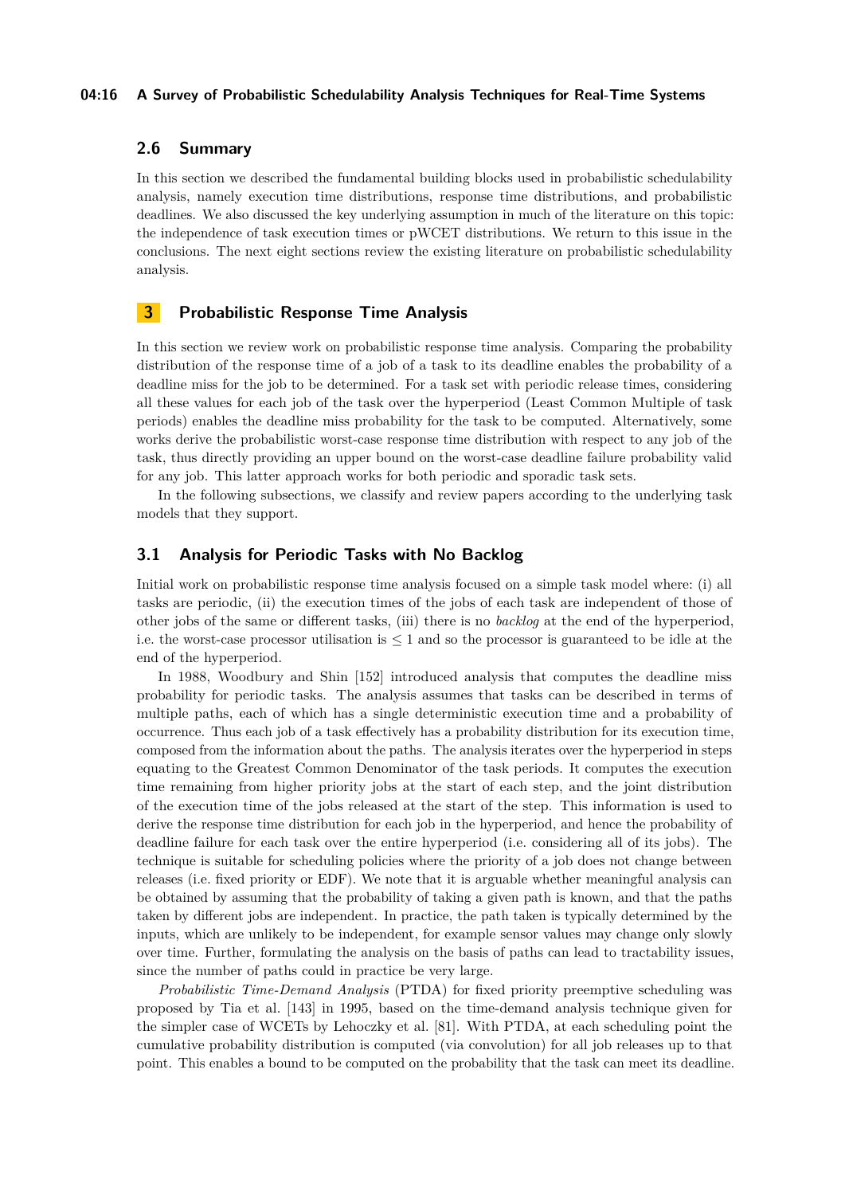## 2.6 Summary

In this section we described the fundamental building blocks used in probabilistic schedulability analysis, namely execution time distributions, response time distributions, and probabilistic deadlines. We also discussed the key underlying assumption in much of the literature on this topic: the independence of task execution times or pWCET distributions. We return to this issue in the conclusions. The next eight sections review the existing literature on probabilistic schedulability analysis.

# 3 Probabilistic Response Time Analysis

In this section we review work on probabilistic response time analysis. Comparing the probability distribution of the response time of a job of a task to its deadline enables the probability of a deadline miss for the job to be determined. For a task set with periodic release times, considering all these values for each job of the task over the hyperperiod (Least Common Multiple of task periods) enables the deadline miss probability for the task to be computed. Alternatively, some works derive the probabilistic worst-case response time distribution with respect to any job of the task, thus directly providing an upper bound on the worst-case deadline failure probability valid for any job. This latter approach works for both periodic and sporadic task sets.

In the following subsections, we classify and review papers according to the underlying task models that they support.

## 3.1 Analysis for Periodic Tasks with No Backlog

Initial work on probabilistic response time analysis focused on a simple task model where: (i) all tasks are periodic, (ii) the execution times of the jobs of each task are independent of those of other jobs of the same or different tasks, (iii) there is no *backlog* at the end of the hyperperiod, i.e. the worst-case processor utilisation is $\leq 1$ and so the processor is guaranteed to be idle at the end of the hyperperiod.

In 1988, Woodbury and Shin [152] introduced analysis that computes the deadline miss probability for periodic tasks. The analysis assumes that tasks can be described in terms of multiple paths, each of which has a single deterministic execution time and a probability of occurrence. Thus each job of a task effectively has a probability distribution for its execution time, composed from the information about the paths. The analysis iterates over the hyperperiod in steps equating to the Greatest Common Denominator of the task periods. It computes the execution time remaining from higher priority jobs at the start of each step, and the joint distribution of the execution time of the jobs released at the start of the step. This information is used to derive the response time distribution for each job in the hyperperiod, and hence the probability of deadline failure for each task over the entire hyperperiod (i.e. considering all of its jobs). The technique is suitable for scheduling policies where the priority of a job does not change between releases (i.e. fixed priority or EDF). We note that it is arguable whether meaningful analysis can be obtained by assuming that the probability of taking a given path is known, and that the paths taken by different jobs are independent. In practice, the path taken is typically determined by the inputs, which are unlikely to be independent, for example sensor values may change only slowly over time. Further, formulating the analysis on the basis of paths can lead to tractability issues, since the number of paths could in practice be very large.

*Probabilistic Time-Demand Analysis* (PTDA) for fixed priority preemptive scheduling was proposed by Tia et al. [143] in 1995, based on the time-demand analysis technique given for the simpler case of WCETs by Lehoczky et al. [81]. With PTDA, at each scheduling point the cumulative probability distribution is computed (via convolution) for all job releases up to that point. This enables a bound to be computed on the probability that the task can meet its deadline.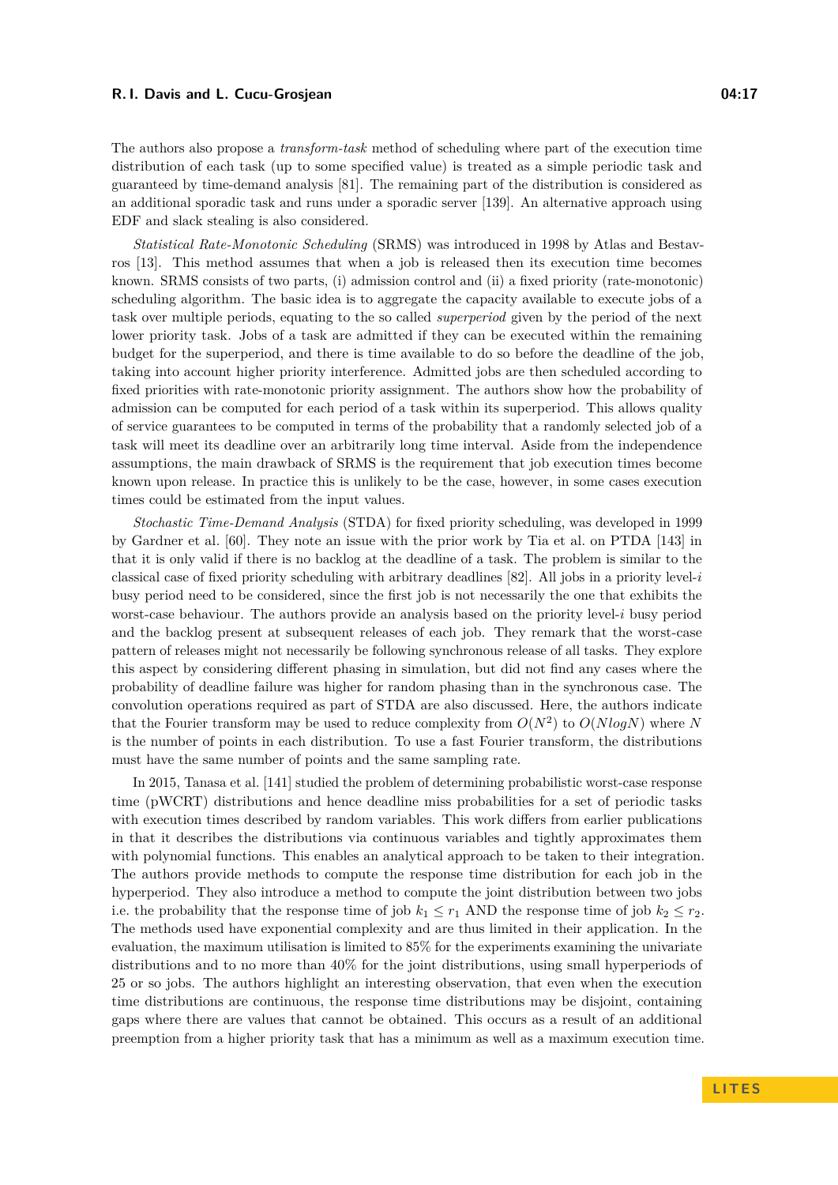The authors also propose a *transform-task* method of scheduling where part of the execution time distribution of each task (up to some specified value) is treated as a simple periodic task and guaranteed by time-demand analysis [81]. The remaining part of the distribution is considered as an additional sporadic task and runs under a sporadic server [139]. An alternative approach using EDF and slack stealing is also considered.

*Statistical Rate-Monotonic Scheduling* (SRMS) was introduced in 1998 by Atlas and Bestavros [13]. This method assumes that when a job is released then its execution time becomes known. SRMS consists of two parts, (i) admission control and (ii) a fixed priority (rate-monotonic) scheduling algorithm. The basic idea is to aggregate the capacity available to execute jobs of a task over multiple periods, equating to the so called *superperiod* given by the period of the next lower priority task. Jobs of a task are admitted if they can be executed within the remaining budget for the superperiod, and there is time available to do so before the deadline of the job, taking into account higher priority interference. Admitted jobs are then scheduled according to fixed priorities with rate-monotonic priority assignment. The authors show how the probability of admission can be computed for each period of a task within its superperiod. This allows quality of service guarantees to be computed in terms of the probability that a randomly selected job of a task will meet its deadline over an arbitrarily long time interval. Aside from the independence assumptions, the main drawback of SRMS is the requirement that job execution times become known upon release. In practice this is unlikely to be the case, however, in some cases execution times could be estimated from the input values.

*Stochastic Time-Demand Analysis* (STDA) for fixed priority scheduling, was developed in 1999 by Gardner et al. [60]. They note an issue with the prior work by Tia et al. on PTDA [143] in that it is only valid if there is no backlog at the deadline of a task. The problem is similar to the classical case of fixed priority scheduling with arbitrary deadlines [82]. All jobs in a priority level-$i$ busy period need to be considered, since the first job is not necessarily the one that exhibits the worst-case behaviour. The authors provide an analysis based on the priority level-$i$ busy period and the backlog present at subsequent releases of each job. They remark that the worst-case pattern of releases might not necessarily be following synchronous release of all tasks. They explore this aspect by considering different phasing in simulation, but did not find any cases where the probability of deadline failure was higher for random phasing than in the synchronous case. The convolution operations required as part of STDA are also discussed. Here, the authors indicate that the Fourier transform may be used to reduce complexity from $O(N^2)$ to $O(NlogN)$ where $N$ is the number of points in each distribution. To use a fast Fourier transform, the distributions must have the same number of points and the same sampling rate.

In 2015, Tanasa et al. [141] studied the problem of determining probabilistic worst-case response time (pWCRT) distributions and hence deadline miss probabilities for a set of periodic tasks with execution times described by random variables. This work differs from earlier publications in that it describes the distributions via continuous variables and tightly approximates them with polynomial functions. This enables an analytical approach to be taken to their integration. The authors provide methods to compute the response time distribution for each job in the hyperperiod. They also introduce a method to compute the joint distribution between two jobs i.e. the probability that the response time of job $k_1 \leq r_1$ AND the response time of job $k_2 \leq r_2$. The methods used have exponential complexity and are thus limited in their application. In the evaluation, the maximum utilisation is limited to 85% for the experiments examining the univariate distributions and to no more than 40% for the joint distributions, using small hyperperiods of 25 or so jobs. The authors highlight an interesting observation, that even when the execution time distributions are continuous, the response time distributions may be disjoint, containing gaps where there are values that cannot be obtained. This occurs as a result of an additional preemption from a higher priority task that has a minimum as well as a maximum execution time.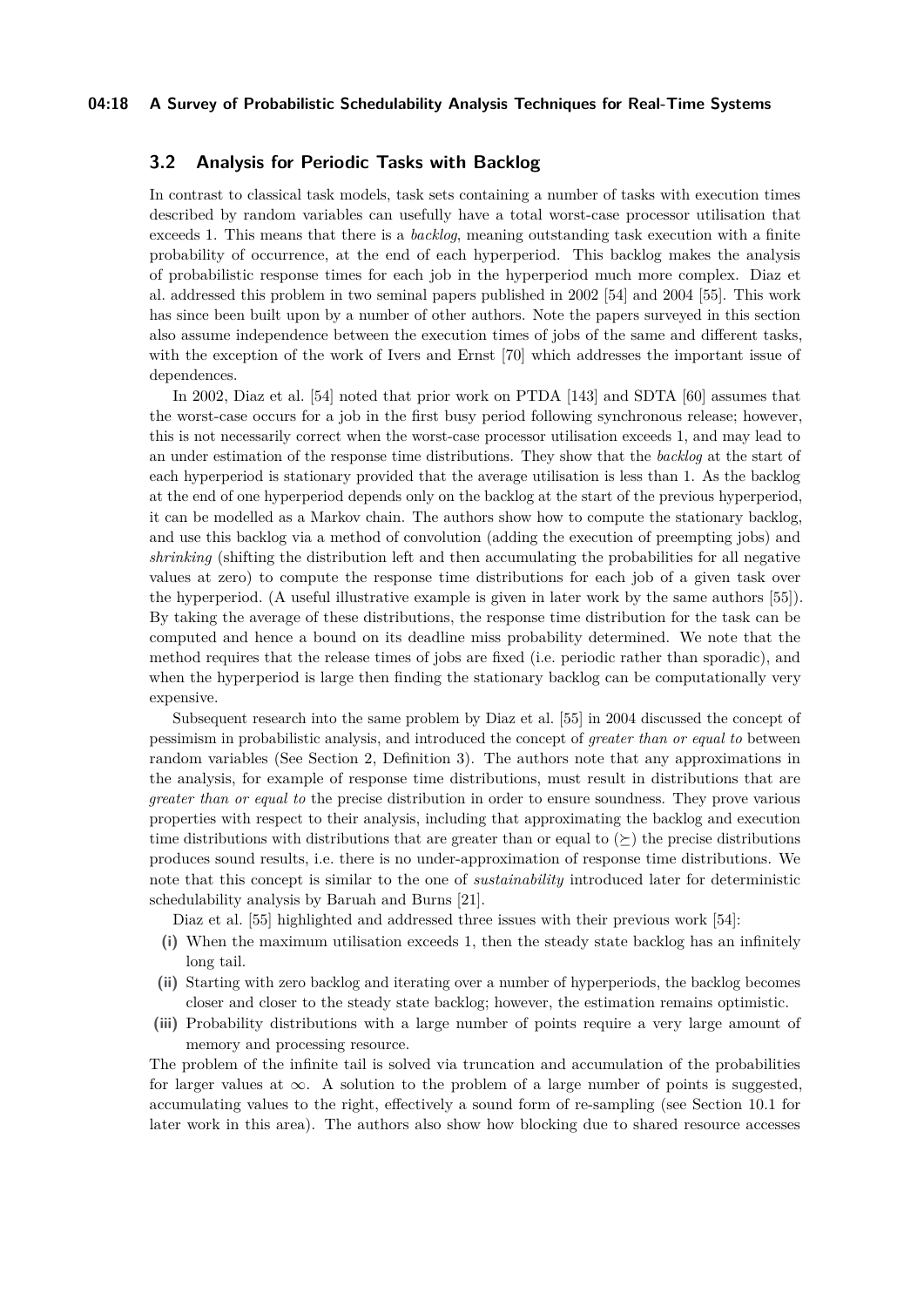## 3.2 Analysis for Periodic Tasks with Backlog

In contrast to classical task models, task sets containing a number of tasks with execution times described by random variables can usefully have a total worst-case processor utilisation that exceeds 1. This means that there is a *backlog*, meaning outstanding task execution with a finite probability of occurrence, at the end of each hyperperiod. This backlog makes the analysis of probabilistic response times for each job in the hyperperiod much more complex. Diaz et al. addressed this problem in two seminal papers published in 2002 [54] and 2004 [55]. This work has since been built upon by a number of other authors. Note the papers surveyed in this section also assume independence between the execution times of jobs of the same and different tasks, with the exception of the work of Ivers and Ernst [70] which addresses the important issue of dependences.

In 2002, Diaz et al. [54] noted that prior work on PTDA [143] and SDTA [60] assumes that the worst-case occurs for a job in the first busy period following synchronous release; however, this is not necessarily correct when the worst-case processor utilisation exceeds 1, and may lead to an under estimation of the response time distributions. They show that the *backlog* at the start of each hyperperiod is stationary provided that the average utilisation is less than 1. As the backlog at the end of one hyperperiod depends only on the backlog at the start of the previous hyperperiod, it can be modelled as a Markov chain. The authors show how to compute the stationary backlog, and use this backlog via a method of convolution (adding the execution of preempting jobs) and *shrinking* (shifting the distribution left and then accumulating the probabilities for all negative values at zero) to compute the response time distributions for each job of a given task over the hyperperiod. (A useful illustrative example is given in later work by the same authors [55]). By taking the average of these distributions, the response time distribution for the task can be computed and hence a bound on its deadline miss probability determined. We note that the method requires that the release times of jobs are fixed (i.e. periodic rather than sporadic), and when the hyperperiod is large then finding the stationary backlog can be computationally very expensive.

Subsequent research into the same problem by Diaz et al. [55] in 2004 discussed the concept of pessimism in probabilistic analysis, and introduced the concept of *greater than or equal to* between random variables (See Section 2, Definition 3). The authors note that any approximations in the analysis, for example of response time distributions, must result in distributions that are *greater than or equal to* the precise distribution in order to ensure soundness. They prove various properties with respect to their analysis, including that approximating the backlog and execution time distributions with distributions that are greater than or equal to ($\succeq$) the precise distributions produces sound results, i.e. there is no under-approximation of response time distributions. We note that this concept is similar to the one of *sustainability* introduced later for deterministic schedulability analysis by Baruah and Burns [21].

Diaz et al. [55] highlighted and addressed three issues with their previous work [54]:

**(i)** When the maximum utilisation exceeds 1, then the steady state backlog has an infinitely long tail.

**(ii)** Starting with zero backlog and iterating over a number of hyperperiods, the backlog becomes closer and closer to the steady state backlog; however, the estimation remains optimistic.

**(iii)** Probability distributions with a large number of points require a very large amount of memory and processing resource.

The problem of the infinite tail is solved via truncation and accumulation of the probabilities for larger values at $\infty$. A solution to the problem of a large number of points is suggested, accumulating values to the right, effectively a sound form of re-sampling (see Section 10.1 for later work in this area). The authors also show how blocking due to shared resource accesses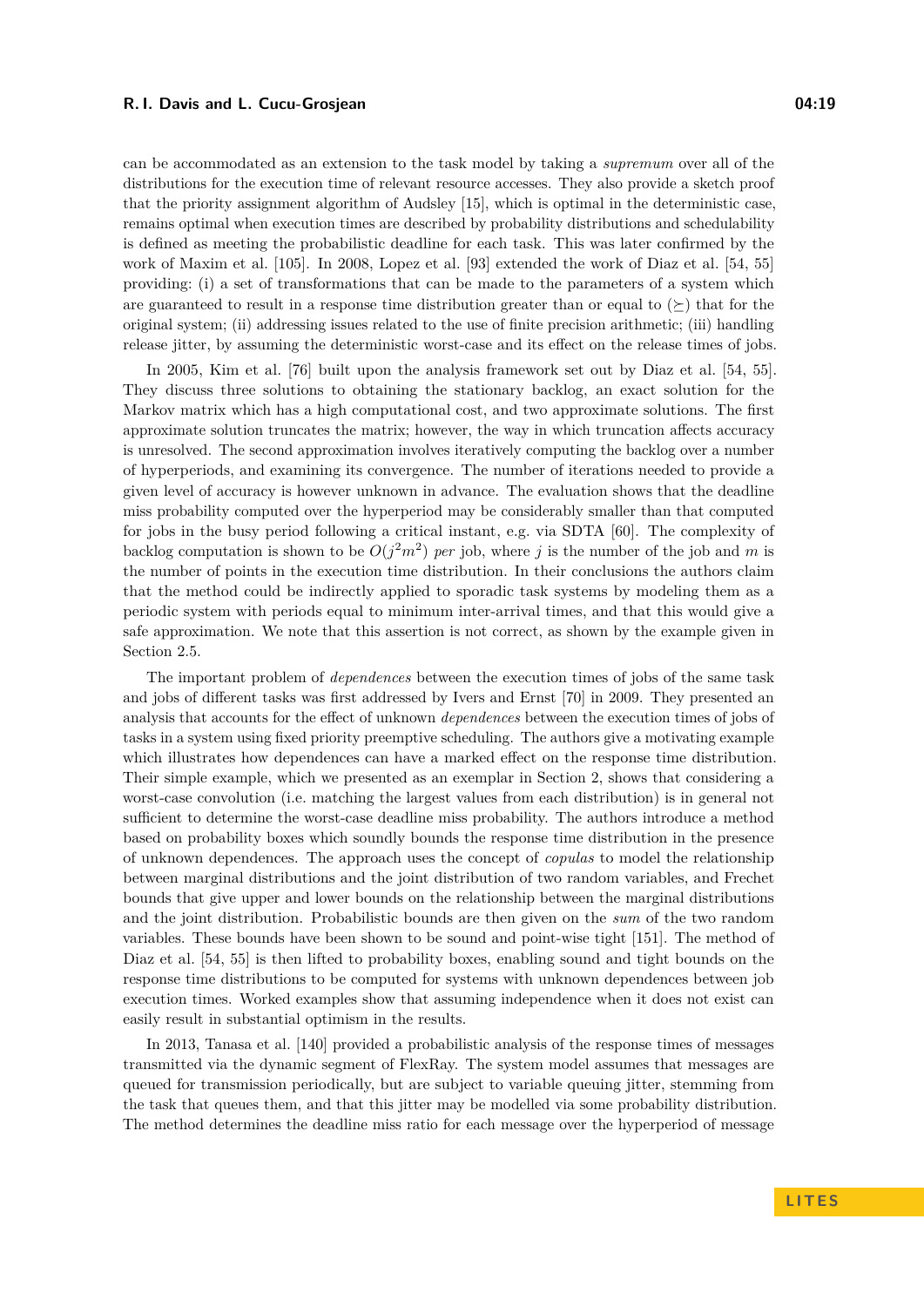can be accommodated as an extension to the task model by taking a *supremum* over all of the distributions for the execution time of relevant resource accesses. They also provide a sketch proof that the priority assignment algorithm of Audsley [15], which is optimal in the deterministic case, remains optimal when execution times are described by probability distributions and schedulability is defined as meeting the probabilistic deadline for each task. This was later confirmed by the work of Maxim et al. [105]. In 2008, Lopez et al. [93] extended the work of Diaz et al. [54, 55] providing: (i) a set of transformations that can be made to the parameters of a system which are guaranteed to result in a response time distribution greater than or equal to ($\succeq$) that for the original system; (ii) addressing issues related to the use of finite precision arithmetic; (iii) handling release jitter, by assuming the deterministic worst-case and its effect on the release times of jobs.

In 2005, Kim et al. [76] built upon the analysis framework set out by Diaz et al. [54, 55]. They discuss three solutions to obtaining the stationary backlog, an exact solution for the Markov matrix which has a high computational cost, and two approximate solutions. The first approximate solution truncates the matrix; however, the way in which truncation affects accuracy is unresolved. The second approximation involves iteratively computing the backlog over a number of hyperperiods, and examining its convergence. The number of iterations needed to provide a given level of accuracy is however unknown in advance. The evaluation shows that the deadline miss probability computed over the hyperperiod may be considerably smaller than that computed for jobs in the busy period following a critical instant, e.g. via SDTA [60]. The complexity of backlog computation is shown to be $O(j^2m^2)$ *per* job, where $j$ is the number of the job and $m$ is the number of points in the execution time distribution. In their conclusions the authors claim that the method could be indirectly applied to sporadic task systems by modeling them as a periodic system with periods equal to minimum inter-arrival times, and that this would give a safe approximation. We note that this assertion is not correct, as shown by the example given in Section 2.5.

The important problem of *dependences* between the execution times of jobs of the same task and jobs of different tasks was first addressed by Ivers and Ernst [70] in 2009. They presented an analysis that accounts for the effect of unknown *dependences* between the execution times of jobs of tasks in a system using fixed priority preemptive scheduling. The authors give a motivating example which illustrates how dependences can have a marked effect on the response time distribution. Their simple example, which we presented as an exemplar in Section 2, shows that considering a worst-case convolution (i.e. matching the largest values from each distribution) is in general not sufficient to determine the worst-case deadline miss probability. The authors introduce a method based on probability boxes which soundly bounds the response time distribution in the presence of unknown dependences. The approach uses the concept of *copulas* to model the relationship between marginal distributions and the joint distribution of two random variables, and Frechet bounds that give upper and lower bounds on the relationship between the marginal distributions and the joint distribution. Probabilistic bounds are then given on the *sum* of the two random variables. These bounds have been shown to be sound and point-wise tight [151]. The method of Diaz et al. [54, 55] is then lifted to probability boxes, enabling sound and tight bounds on the response time distributions to be computed for systems with unknown dependences between job execution times. Worked examples show that assuming independence when it does not exist can easily result in substantial optimism in the results.

In 2013, Tanasa et al. [140] provided a probabilistic analysis of the response times of messages transmitted via the dynamic segment of FlexRay. The system model assumes that messages are queued for transmission periodically, but are subject to variable queuing jitter, stemming from the task that queues them, and that this jitter may be modelled via some probability distribution. The method determines the deadline miss ratio for each message over the hyperperiod of message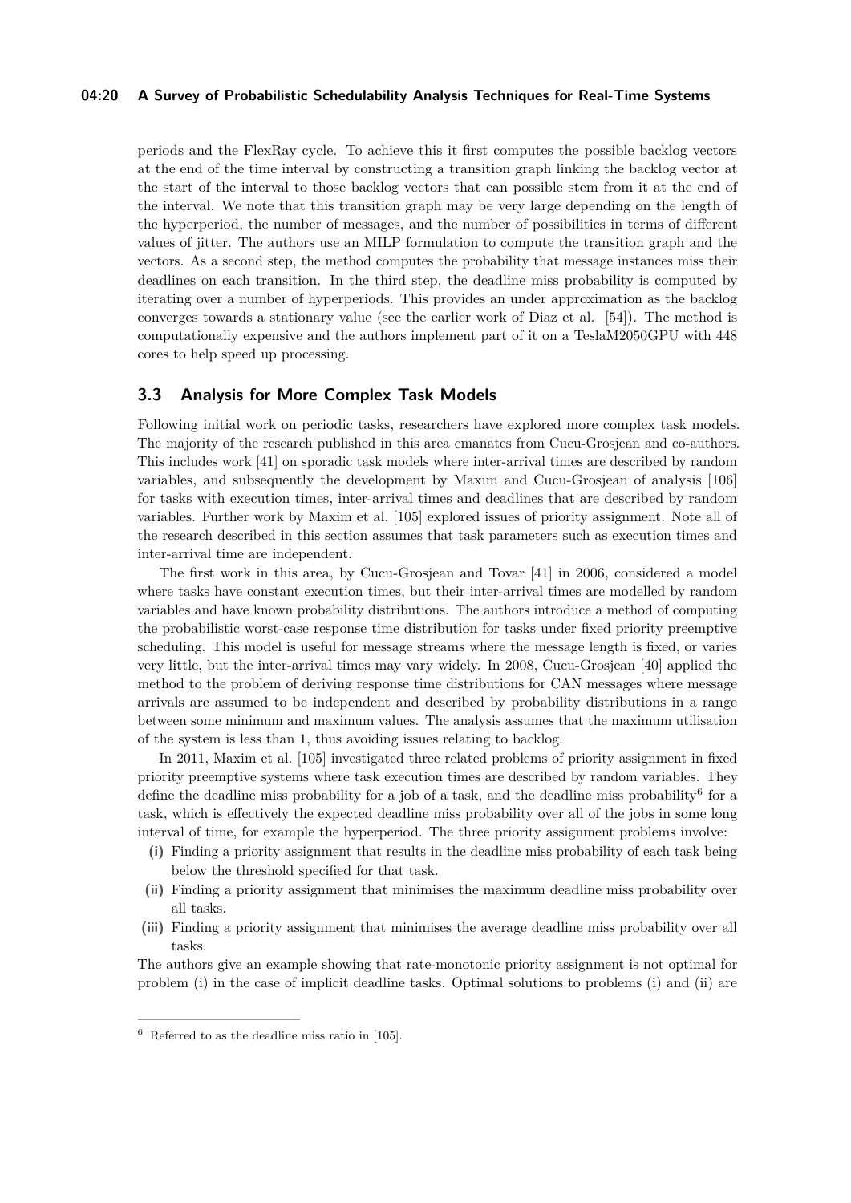periods and the FlexRay cycle. To achieve this it first computes the possible backlog vectors at the end of the time interval by constructing a transition graph linking the backlog vector at the start of the interval to those backlog vectors that can possible stem from it at the end of the interval. We note that this transition graph may be very large depending on the length of the hyperperiod, the number of messages, and the number of possibilities in terms of different values of jitter. The authors use an MILP formulation to compute the transition graph and the vectors. As a second step, the method computes the probability that message instances miss their deadlines on each transition. In the third step, the deadline miss probability is computed by iterating over a number of hyperperiods. This provides an under approximation as the backlog converges towards a stationary value (see the earlier work of Diaz et al. [54]). The method is computationally expensive and the authors implement part of it on a TeslaM2050GPU with 448 cores to help speed up processing.

## 3.3 Analysis for More Complex Task Models

Following initial work on periodic tasks, researchers have explored more complex task models. The majority of the research published in this area emanates from Cucu-Grosjean and co-authors. This includes work [41] on sporadic task models where inter-arrival times are described by random variables, and subsequently the development by Maxim and Cucu-Grosjean of analysis [106] for tasks with execution times, inter-arrival times and deadlines that are described by random variables. Further work by Maxim et al. [105] explored issues of priority assignment. Note all of the research described in this section assumes that task parameters such as execution times and inter-arrival time are independent.

The first work in this area, by Cucu-Grosjean and Tovar [41] in 2006, considered a model where tasks have constant execution times, but their inter-arrival times are modelled by random variables and have known probability distributions. The authors introduce a method of computing the probabilistic worst-case response time distribution for tasks under fixed priority preemptive scheduling. This model is useful for message streams where the message length is fixed, or varies very little, but the inter-arrival times may vary widely. In 2008, Cucu-Grosjean [40] applied the method to the problem of deriving response time distributions for CAN messages where message arrivals are assumed to be independent and described by probability distributions in a range between some minimum and maximum values. The analysis assumes that the maximum utilisation of the system is less than 1, thus avoiding issues relating to backlog.

In 2011, Maxim et al. [105] investigated three related problems of priority assignment in fixed priority preemptive systems where task execution times are described by random variables. They define the deadline miss probability for a job of a task, and the deadline miss probability[6] for a task, which is effectively the expected deadline miss probability over all of the jobs in some long interval of time, for example the hyperperiod. The three priority assignment problems involve:

**(i)** Finding a priority assignment that results in the deadline miss probability of each task being below the threshold specified for that task.

**(ii)** Finding a priority assignment that minimises the maximum deadline miss probability over all tasks.

**(iii)** Finding a priority assignment that minimises the average deadline miss probability over all tasks.

The authors give an example showing that rate-monotonic priority assignment is not optimal for problem (i) in the case of implicit deadline tasks. Optimal solutions to problems (i) and (ii) are

[6] Referred to as the deadline miss ratio in [105].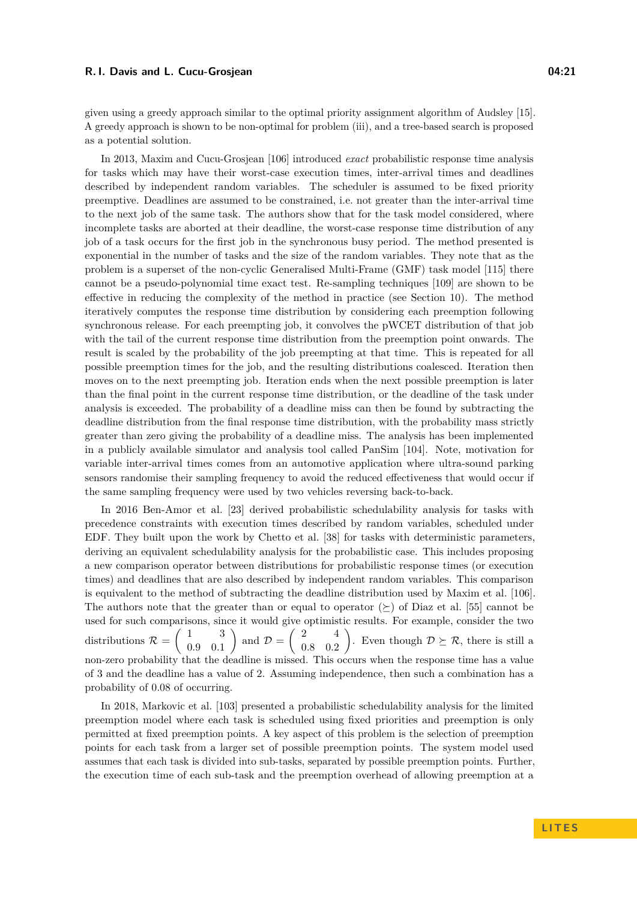given using a greedy approach similar to the optimal priority assignment algorithm of Audsley [15]. A greedy approach is shown to be non-optimal for problem (iii), and a tree-based search is proposed as a potential solution.

In 2013, Maxim and Cucu-Grosjean [106] introduced *exact* probabilistic response time analysis for tasks which may have their worst-case execution times, inter-arrival times and deadlines described by independent random variables. The scheduler is assumed to be fixed priority preemptive. Deadlines are assumed to be constrained, i.e. not greater than the inter-arrival time to the next job of the same task. The authors show that for the task model considered, where incomplete tasks are aborted at their deadline, the worst-case response time distribution of any job of a task occurs for the first job in the synchronous busy period. The method presented is exponential in the number of tasks and the size of the random variables. They note that as the problem is a superset of the non-cyclic Generalised Multi-Frame (GMF) task model [115] there cannot be a pseudo-polynomial time exact test. Re-sampling techniques [109] are shown to be effective in reducing the complexity of the method in practice (see Section 10). The method iteratively computes the response time distribution by considering each preemption following synchronous release. For each preempting job, it convolves the pWCET distribution of that job with the tail of the current response time distribution from the preemption point onwards. The result is scaled by the probability of the job preempting at that time. This is repeated for all possible preemption times for the job, and the resulting distributions coalesced. Iteration then moves on to the next preempting job. Iteration ends when the next possible preemption is later than the final point in the current response time distribution, or the deadline of the task under analysis is exceeded. The probability of a deadline miss can then be found by subtracting the deadline distribution from the final response time distribution, with the probability mass strictly greater than zero giving the probability of a deadline miss. The analysis has been implemented in a publicly available simulator and analysis tool called PanSim [104]. Note, motivation for variable inter-arrival times comes from an automotive application where ultra-sound parking sensors randomise their sampling frequency to avoid the reduced effectiveness that would occur if the same sampling frequency were used by two vehicles reversing back-to-back.

In 2016 Ben-Amor et al. [23] derived probabilistic schedulability analysis for tasks with precedence constraints with execution times described by random variables, scheduled under EDF. They built upon the work by Chetto et al. [38] for tasks with deterministic parameters, deriving an equivalent schedulability analysis for the probabilistic case. This includes proposing a new comparison operator between distributions for probabilistic response times (or execution times) and deadlines that are also described by independent random variables. This comparison is equivalent to the method of subtracting the deadline distribution used by Maxim et al. [106]. The authors note that the greater than or equal to operator ($\succeq$) of Diaz et al. [55] cannot be used for such comparisons, since it would give optimistic results. For example, consider the two distributions $\mathcal{R} = \begin{pmatrix} 1 & 3 \\ 0.9 & 0.1 \end{pmatrix}$ and $\mathcal{D} = \begin{pmatrix} 2 & 4 \\ 0.8 & 0.2 \end{pmatrix}$. Even though $\mathcal{D} \succeq \mathcal{R}$, there is still a non-zero probability that the deadline is missed. This occurs when the response time has a value of 3 and the deadline has a value of 2. Assuming independence, then such a combination has a probability of 0.08 of occurring.

In 2018, Markovic et al. [103] presented a probabilistic schedulability analysis for the limited preemption model where each task is scheduled using fixed priorities and preemption is only permitted at fixed preemption points. A key aspect of this problem is the selection of preemption points for each task from a larger set of possible preemption points. The system model used assumes that each task is divided into sub-tasks, separated by possible preemption points. Further, the execution time of each sub-task and the preemption overhead of allowing preemption at a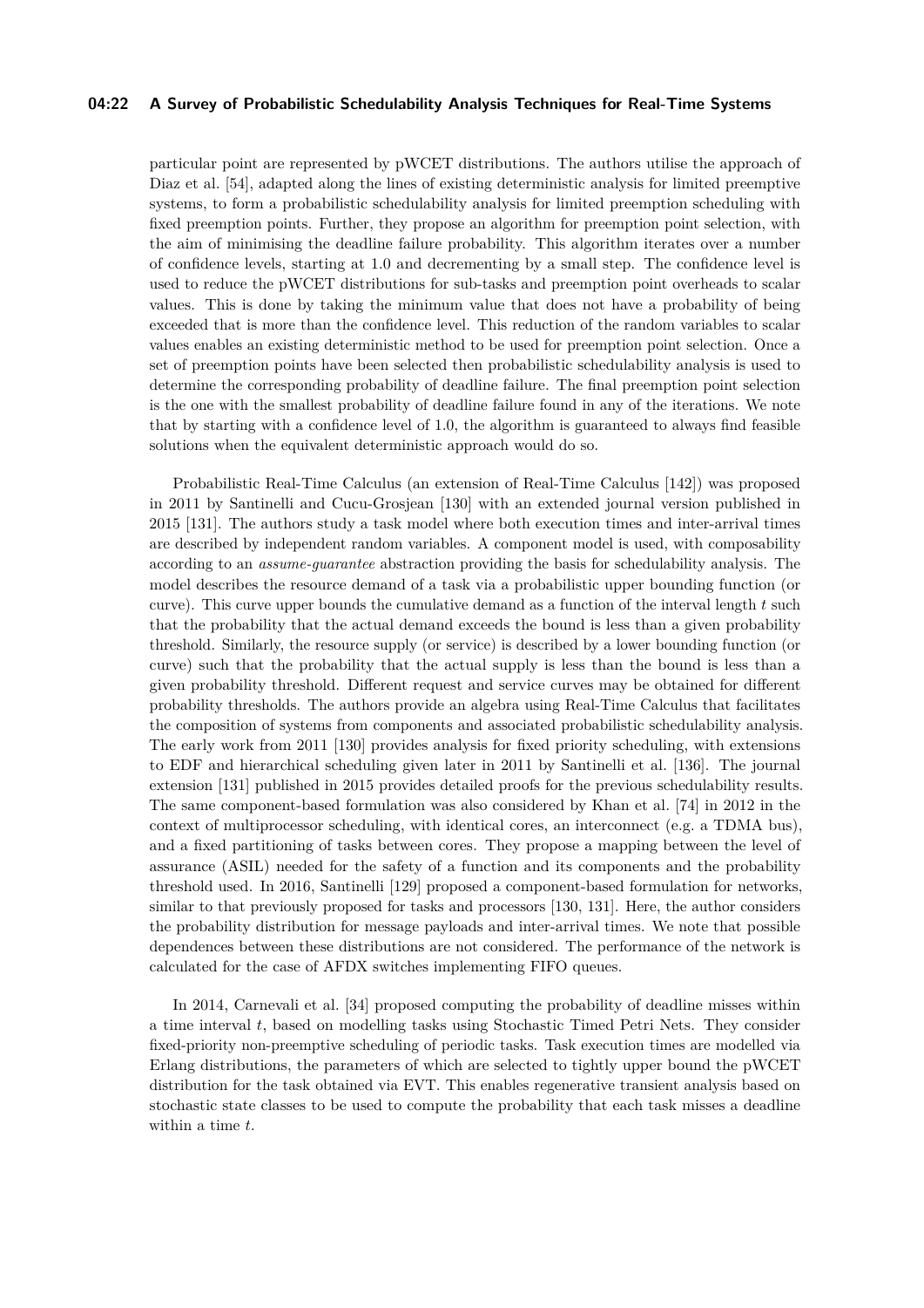particular point are represented by pWCET distributions. The authors utilise the approach of Diaz et al. [54], adapted along the lines of existing deterministic analysis for limited preemptive systems, to form a probabilistic schedulability analysis for limited preemption scheduling with fixed preemption points. Further, they propose an algorithm for preemption point selection, with the aim of minimising the deadline failure probability. This algorithm iterates over a number of confidence levels, starting at 1.0 and decrementing by a small step. The confidence level is used to reduce the pWCET distributions for sub-tasks and preemption point overheads to scalar values. This is done by taking the minimum value that does not have a probability of being exceeded that is more than the confidence level. This reduction of the random variables to scalar values enables an existing deterministic method to be used for preemption point selection. Once a set of preemption points have been selected then probabilistic schedulability analysis is used to determine the corresponding probability of deadline failure. The final preemption point selection is the one with the smallest probability of deadline failure found in any of the iterations. We note that by starting with a confidence level of 1.0, the algorithm is guaranteed to always find feasible solutions when the equivalent deterministic approach would do so.

Probabilistic Real-Time Calculus (an extension of Real-Time Calculus [142]) was proposed in 2011 by Santinelli and Cucu-Grosjean [130] with an extended journal version published in 2015 [131]. The authors study a task model where both execution times and inter-arrival times are described by independent random variables. A component model is used, with composability according to an *assume-guarantee* abstraction providing the basis for schedulability analysis. The model describes the resource demand of a task via a probabilistic upper bounding function (or curve). This curve upper bounds the cumulative demand as a function of the interval length $t$ such that the probability that the actual demand exceeds the bound is less than a given probability threshold. Similarly, the resource supply (or service) is described by a lower bounding function (or curve) such that the probability that the actual supply is less than the bound is less than a given probability threshold. Different request and service curves may be obtained for different probability thresholds. The authors provide an algebra using Real-Time Calculus that facilitates the composition of systems from components and associated probabilistic schedulability analysis. The early work from 2011 [130] provides analysis for fixed priority scheduling, with extensions to EDF and hierarchical scheduling given later in 2011 by Santinelli et al. [136]. The journal extension [131] published in 2015 provides detailed proofs for the previous schedulability results. The same component-based formulation was also considered by Khan et al. [74] in 2012 in the context of multiprocessor scheduling, with identical cores, an interconnect (e.g. a TDMA bus), and a fixed partitioning of tasks between cores. They propose a mapping between the level of assurance (ASIL) needed for the safety of a function and its components and the probability threshold used. In 2016, Santinelli [129] proposed a component-based formulation for networks, similar to that previously proposed for tasks and processors [130, 131]. Here, the author considers the probability distribution for message payloads and inter-arrival times. We note that possible dependences between these distributions are not considered. The performance of the network is calculated for the case of AFDX switches implementing FIFO queues.

In 2014, Carnevali et al. [34] proposed computing the probability of deadline misses within a time interval $t$, based on modelling tasks using Stochastic Timed Petri Nets. They consider fixed-priority non-preemptive scheduling of periodic tasks. Task execution times are modelled via Erlang distributions, the parameters of which are selected to tightly upper bound the pWCET distribution for the task obtained via EVT. This enables regenerative transient analysis based on stochastic state classes to be used to compute the probability that each task misses a deadline within a time $t$.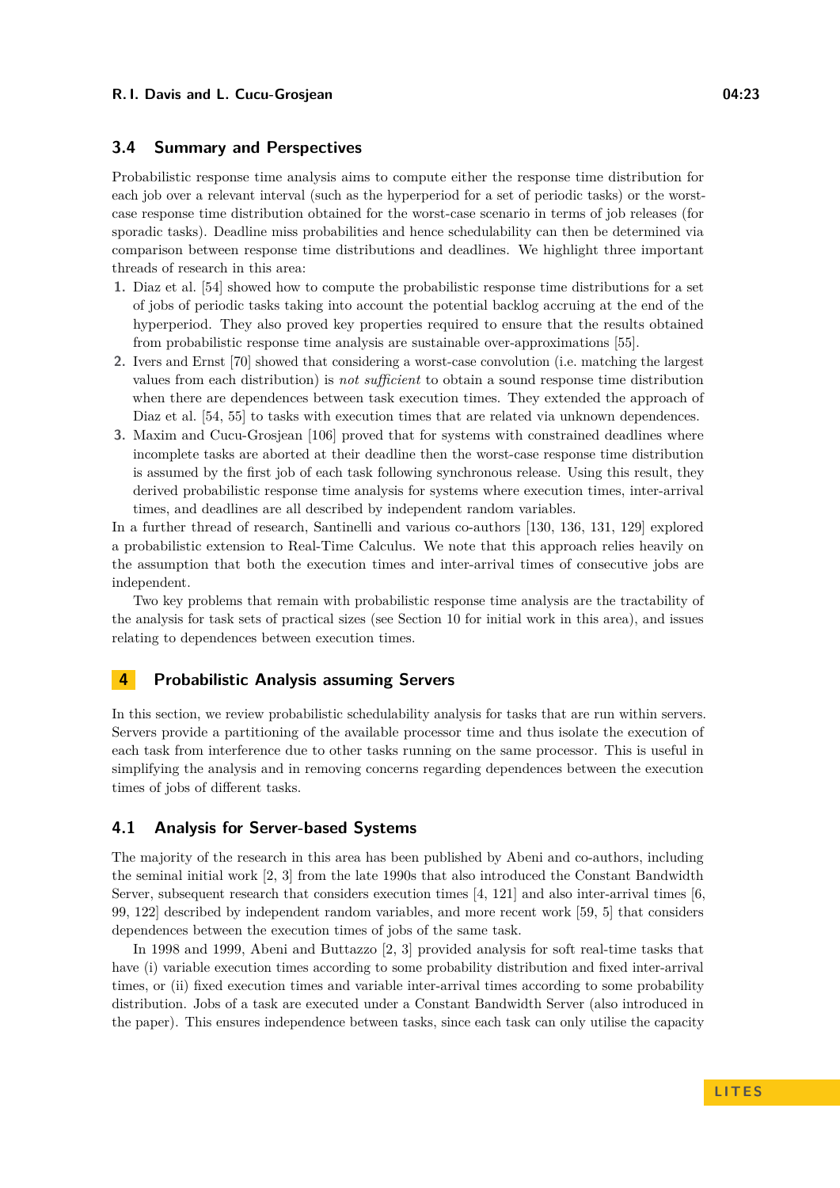### 3.4 Summary and Perspectives

Probabilistic response time analysis aims to compute either the response time distribution for each job over a relevant interval (such as the hyperperiod for a set of periodic tasks) or the worst-case response time distribution obtained for the worst-case scenario in terms of job releases (for sporadic tasks). Deadline miss probabilities and hence schedulability can then be determined via comparison between response time distributions and deadlines. We highlight three important threads of research in this area:

1. Diaz et al. [54] showed how to compute the probabilistic response time distributions for a set of jobs of periodic tasks taking into account the potential backlog accruing at the end of the hyperperiod. They also proved key properties required to ensure that the results obtained from probabilistic response time analysis are sustainable over-approximations [55].
2. Ivers and Ernst [70] showed that considering a worst-case convolution (i.e. matching the largest values from each distribution) is *not sufficient* to obtain a sound response time distribution when there are dependences between task execution times. They extended the approach of Diaz et al. [54, 55] to tasks with execution times that are related via unknown dependences.
3. Maxim and Cucu-Grosjean [106] proved that for systems with constrained deadlines where incomplete tasks are aborted at their deadline then the worst-case response time distribution is assumed by the first job of each task following synchronous release. Using this result, they derived probabilistic response time analysis for systems where execution times, inter-arrival times, and deadlines are all described by independent random variables.

In a further thread of research, Santinelli and various co-authors [130, 136, 131, 129] explored a probabilistic extension to Real-Time Calculus. We note that this approach relies heavily on the assumption that both the execution times and inter-arrival times of consecutive jobs are independent.

Two key problems that remain with probabilistic response time analysis are the tractability of the analysis for task sets of practical sizes (see Section 10 for initial work in this area), and issues relating to dependences between execution times.

## 4 Probabilistic Analysis assuming Servers

In this section, we review probabilistic schedulability analysis for tasks that are run within servers. Servers provide a partitioning of the available processor time and thus isolate the execution of each task from interference due to other tasks running on the same processor. This is useful in simplifying the analysis and in removing concerns regarding dependences between the execution times of jobs of different tasks.

### 4.1 Analysis for Server-based Systems

The majority of the research in this area has been published by Abeni and co-authors, including the seminal initial work [2, 3] from the late 1990s that also introduced the Constant Bandwidth Server, subsequent research that considers execution times [4, 121] and also inter-arrival times [6, 99, 122] described by independent random variables, and more recent work [59, 5] that considers dependences between the execution times of jobs of the same task.

In 1998 and 1999, Abeni and Buttazzo [2, 3] provided analysis for soft real-time tasks that have (i) variable execution times according to some probability distribution and fixed inter-arrival times, or (ii) fixed execution times and variable inter-arrival times according to some probability distribution. Jobs of a task are executed under a Constant Bandwidth Server (also introduced in the paper). This ensures independence between tasks, since each task can only utilise the capacity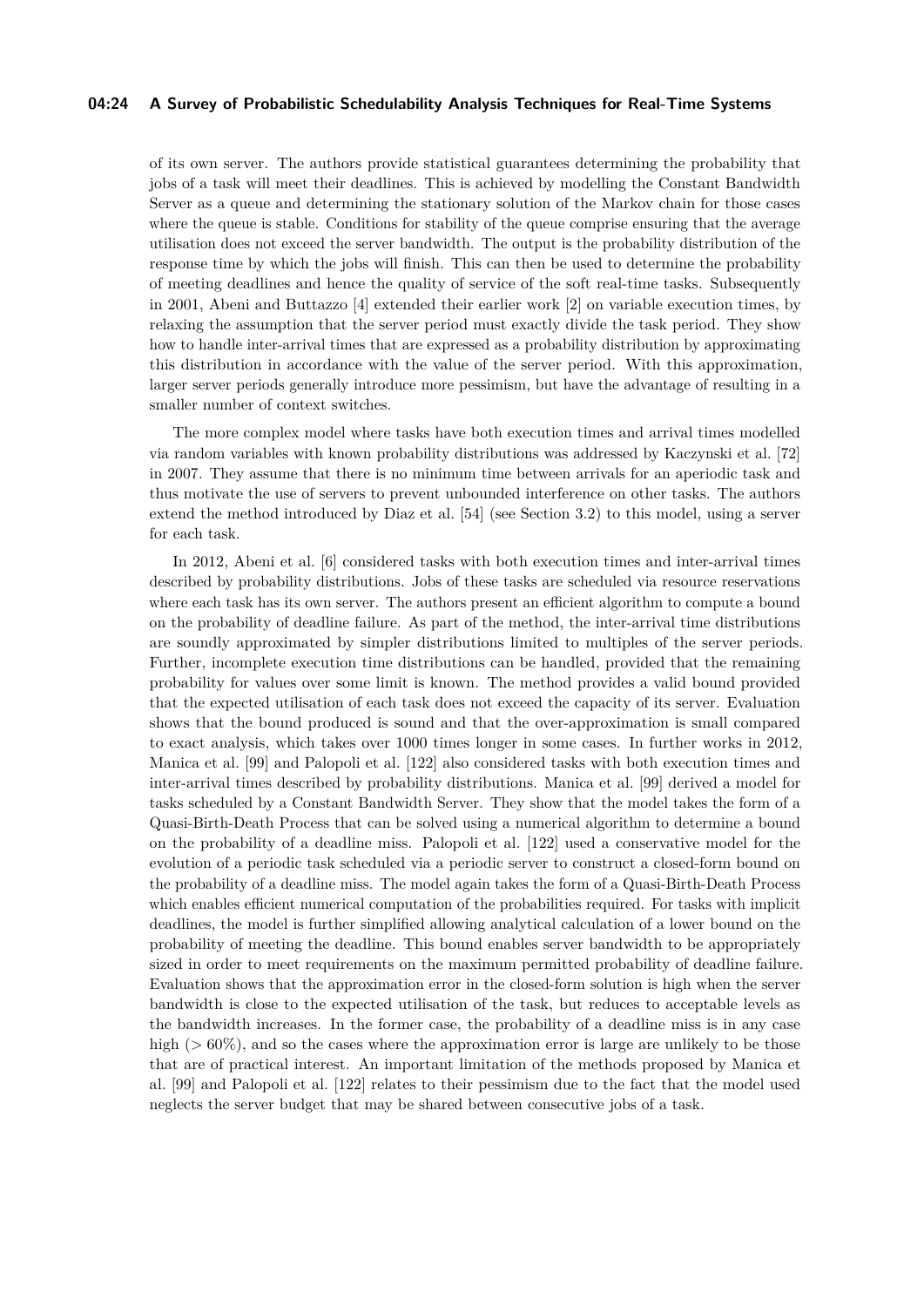of its own server. The authors provide statistical guarantees determining the probability that jobs of a task will meet their deadlines. This is achieved by modelling the Constant Bandwidth Server as a queue and determining the stationary solution of the Markov chain for those cases where the queue is stable. Conditions for stability of the queue comprise ensuring that the average utilisation does not exceed the server bandwidth. The output is the probability distribution of the response time by which the jobs will finish. This can then be used to determine the probability of meeting deadlines and hence the quality of service of the soft real-time tasks. Subsequently in 2001, Abeni and Buttazzo [4] extended their earlier work [2] on variable execution times, by relaxing the assumption that the server period must exactly divide the task period. They show how to handle inter-arrival times that are expressed as a probability distribution by approximating this distribution in accordance with the value of the server period. With this approximation, larger server periods generally introduce more pessimism, but have the advantage of resulting in a smaller number of context switches.

The more complex model where tasks have both execution times and arrival times modelled via random variables with known probability distributions was addressed by Kaczynski et al. [72] in 2007. They assume that there is no minimum time between arrivals for an aperiodic task and thus motivate the use of servers to prevent unbounded interference on other tasks. The authors extend the method introduced by Diaz et al. [54] (see Section 3.2) to this model, using a server for each task.

In 2012, Abeni et al. [6] considered tasks with both execution times and inter-arrival times described by probability distributions. Jobs of these tasks are scheduled via resource reservations where each task has its own server. The authors present an efficient algorithm to compute a bound on the probability of deadline failure. As part of the method, the inter-arrival time distributions are soundly approximated by simpler distributions limited to multiples of the server periods. Further, incomplete execution time distributions can be handled, provided that the remaining probability for values over some limit is known. The method provides a valid bound provided that the expected utilisation of each task does not exceed the capacity of its server. Evaluation shows that the bound produced is sound and that the over-approximation is small compared to exact analysis, which takes over 1000 times longer in some cases. In further works in 2012, Manica et al. [99] and Palopoli et al. [122] also considered tasks with both execution times and inter-arrival times described by probability distributions. Manica et al. [99] derived a model for tasks scheduled by a Constant Bandwidth Server. They show that the model takes the form of a Quasi-Birth-Death Process that can be solved using a numerical algorithm to determine a bound on the probability of a deadline miss. Palopoli et al. [122] used a conservative model for the evolution of a periodic task scheduled via a periodic server to construct a closed-form bound on the probability of a deadline miss. The model again takes the form of a Quasi-Birth-Death Process which enables efficient numerical computation of the probabilities required. For tasks with implicit deadlines, the model is further simplified allowing analytical calculation of a lower bound on the probability of meeting the deadline. This bound enables server bandwidth to be appropriately sized in order to meet requirements on the maximum permitted probability of deadline failure. Evaluation shows that the approximation error in the closed-form solution is high when the server bandwidth is close to the expected utilisation of the task, but reduces to acceptable levels as the bandwidth increases. In the former case, the probability of a deadline miss is in any case high ($> 60\%$), and so the cases where the approximation error is large are unlikely to be those that are of practical interest. An important limitation of the methods proposed by Manica et al. [99] and Palopoli et al. [122] relates to their pessimism due to the fact that the model used neglects the server budget that may be shared between consecutive jobs of a task.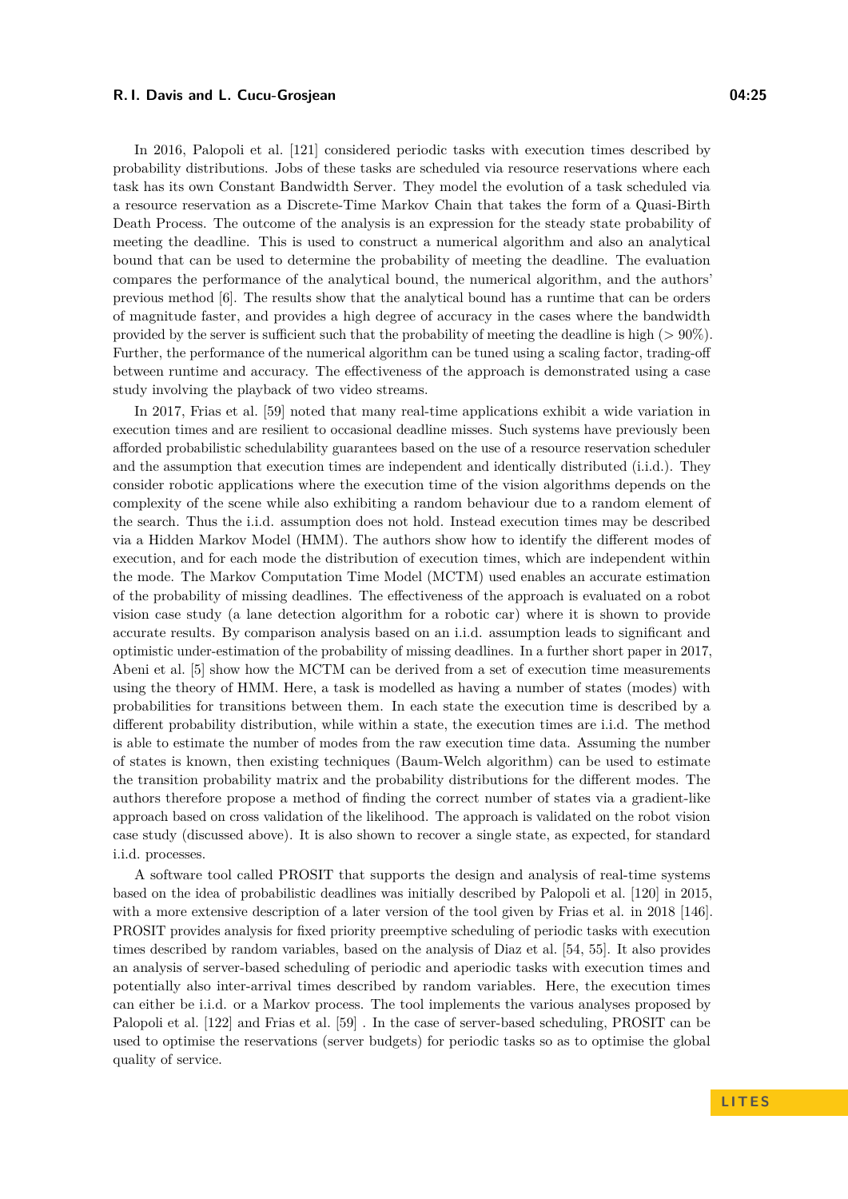In 2016, Palopoli et al. [121] considered periodic tasks with execution times described by probability distributions. Jobs of these tasks are scheduled via resource reservations where each task has its own Constant Bandwidth Server. They model the evolution of a task scheduled via a resource reservation as a Discrete-Time Markov Chain that takes the form of a Quasi-Birth Death Process. The outcome of the analysis is an expression for the steady state probability of meeting the deadline. This is used to construct a numerical algorithm and also an analytical bound that can be used to determine the probability of meeting the deadline. The evaluation compares the performance of the analytical bound, the numerical algorithm, and the authors' previous method [6]. The results show that the analytical bound has a runtime that can be orders of magnitude faster, and provides a high degree of accuracy in the cases where the bandwidth provided by the server is sufficient such that the probability of meeting the deadline is high ($> 90\%$). Further, the performance of the numerical algorithm can be tuned using a scaling factor, trading-off between runtime and accuracy. The effectiveness of the approach is demonstrated using a case study involving the playback of two video streams.

In 2017, Frias et al. [59] noted that many real-time applications exhibit a wide variation in execution times and are resilient to occasional deadline misses. Such systems have previously been afforded probabilistic schedulability guarantees based on the use of a resource reservation scheduler and the assumption that execution times are independent and identically distributed (i.i.d.). They consider robotic applications where the execution time of the vision algorithms depends on the complexity of the scene while also exhibiting a random behaviour due to a random element of the search. Thus the i.i.d. assumption does not hold. Instead execution times may be described via a Hidden Markov Model (HMM). The authors show how to identify the different modes of execution, and for each mode the distribution of execution times, which are independent within the mode. The Markov Computation Time Model (MCTM) used enables an accurate estimation of the probability of missing deadlines. The effectiveness of the approach is evaluated on a robot vision case study (a lane detection algorithm for a robotic car) where it is shown to provide accurate results. By comparison analysis based on an i.i.d. assumption leads to significant and optimistic under-estimation of the probability of missing deadlines. In a further short paper in 2017, Abeni et al. [5] show how the MCTM can be derived from a set of execution time measurements using the theory of HMM. Here, a task is modelled as having a number of states (modes) with probabilities for transitions between them. In each state the execution time is described by a different probability distribution, while within a state, the execution times are i.i.d. The method is able to estimate the number of modes from the raw execution time data. Assuming the number of states is known, then existing techniques (Baum-Welch algorithm) can be used to estimate the transition probability matrix and the probability distributions for the different modes. The authors therefore propose a method of finding the correct number of states via a gradient-like approach based on cross validation of the likelihood. The approach is validated on the robot vision case study (discussed above). It is also shown to recover a single state, as expected, for standard i.i.d. processes.

A software tool called PROSIT that supports the design and analysis of real-time systems based on the idea of probabilistic deadlines was initially described by Palopoli et al. [120] in 2015, with a more extensive description of a later version of the tool given by Frias et al. in 2018 [146]. PROSIT provides analysis for fixed priority preemptive scheduling of periodic tasks with execution times described by random variables, based on the analysis of Diaz et al. [54, 55]. It also provides an analysis of server-based scheduling of periodic and aperiodic tasks with execution times and potentially also inter-arrival times described by random variables. Here, the execution times can either be i.i.d. or a Markov process. The tool implements the various analyses proposed by Palopoli et al. [122] and Frias et al. [59] . In the case of server-based scheduling, PROSIT can be used to optimise the reservations (server budgets) for periodic tasks so as to optimise the global quality of service.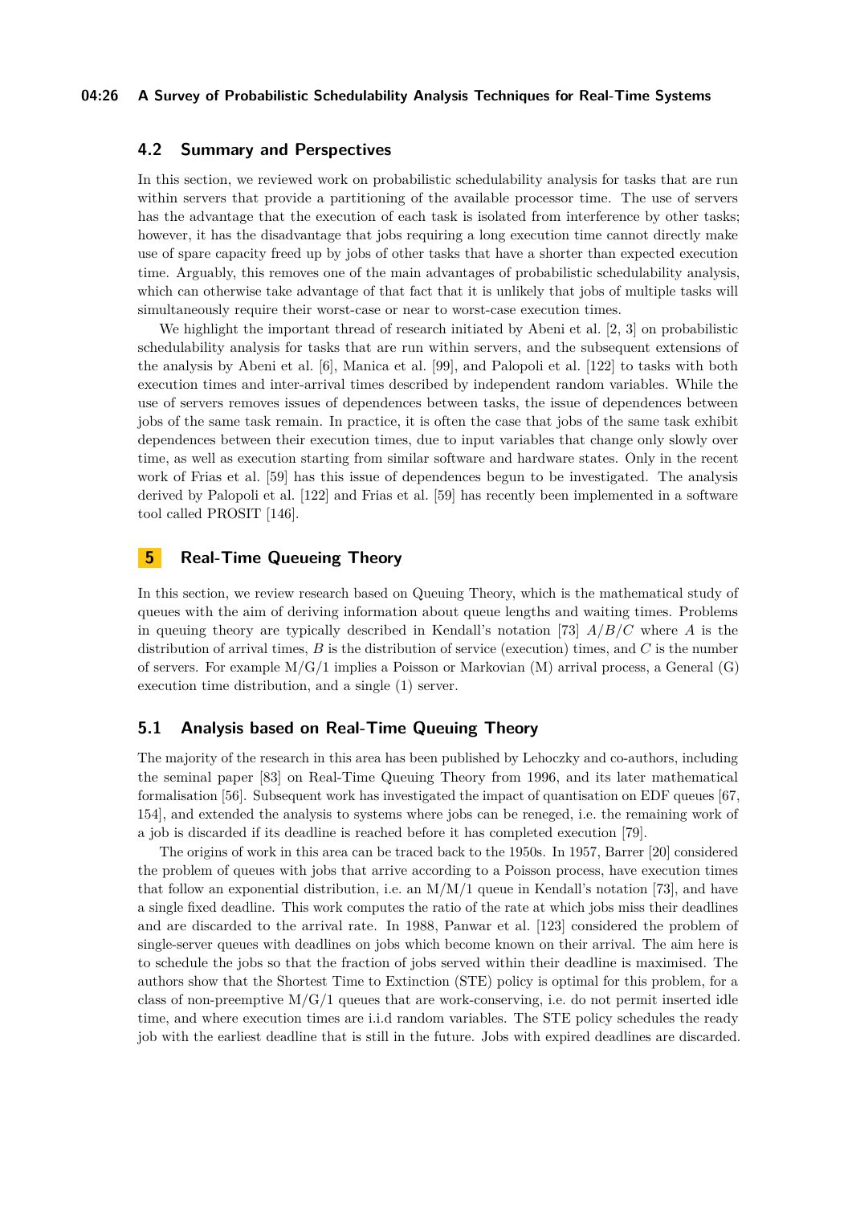## 4.2 Summary and Perspectives

In this section, we reviewed work on probabilistic schedulability analysis for tasks that are run within servers that provide a partitioning of the available processor time. The use of servers has the advantage that the execution of each task is isolated from interference by other tasks; however, it has the disadvantage that jobs requiring a long execution time cannot directly make use of spare capacity freed up by jobs of other tasks that have a shorter than expected execution time. Arguably, this removes one of the main advantages of probabilistic schedulability analysis, which can otherwise take advantage of that fact that it is unlikely that jobs of multiple tasks will simultaneously require their worst-case or near to worst-case execution times.

We highlight the important thread of research initiated by Abeni et al. [2, 3] on probabilistic schedulability analysis for tasks that are run within servers, and the subsequent extensions of the analysis by Abeni et al. [6], Manica et al. [99], and Palopoli et al. [122] to tasks with both execution times and inter-arrival times described by independent random variables. While the use of servers removes issues of dependences between tasks, the issue of dependences between jobs of the same task remain. In practice, it is often the case that jobs of the same task exhibit dependences between their execution times, due to input variables that change only slowly over time, as well as execution starting from similar software and hardware states. Only in the recent work of Frias et al. [59] has this issue of dependences begun to be investigated. The analysis derived by Palopoli et al. [122] and Frias et al. [59] has recently been implemented in a software tool called PROSIT [146].

# 5 Real-Time Queueing Theory

In this section, we review research based on Queuing Theory, which is the mathematical study of queues with the aim of deriving information about queue lengths and waiting times. Problems in queuing theory are typically described in Kendall's notation [73] $A/B/C$ where $A$ is the distribution of arrival times, $B$ is the distribution of service (execution) times, and $C$ is the number of servers. For example M/G/1 implies a Poisson or Markovian (M) arrival process, a General (G) execution time distribution, and a single (1) server.

## 5.1 Analysis based on Real-Time Queuing Theory

The majority of the research in this area has been published by Lehoczky and co-authors, including the seminal paper [83] on Real-Time Queuing Theory from 1996, and its later mathematical formalisation [56]. Subsequent work has investigated the impact of quantisation on EDF queues [67, 154], and extended the analysis to systems where jobs can be reneged, i.e. the remaining work of a job is discarded if its deadline is reached before it has completed execution [79].

The origins of work in this area can be traced back to the 1950s. In 1957, Barrer [20] considered the problem of queues with jobs that arrive according to a Poisson process, have execution times that follow an exponential distribution, i.e. an M/M/1 queue in Kendall's notation [73], and have a single fixed deadline. This work computes the ratio of the rate at which jobs miss their deadlines and are discarded to the arrival rate. In 1988, Panwar et al. [123] considered the problem of single-server queues with deadlines on jobs which become known on their arrival. The aim here is to schedule the jobs so that the fraction of jobs served within their deadline is maximised. The authors show that the Shortest Time to Extinction (STE) policy is optimal for this problem, for a class of non-preemptive M/G/1 queues that are work-conserving, i.e. do not permit inserted idle time, and where execution times are i.i.d random variables. The STE policy schedules the ready job with the earliest deadline that is still in the future. Jobs with expired deadlines are discarded.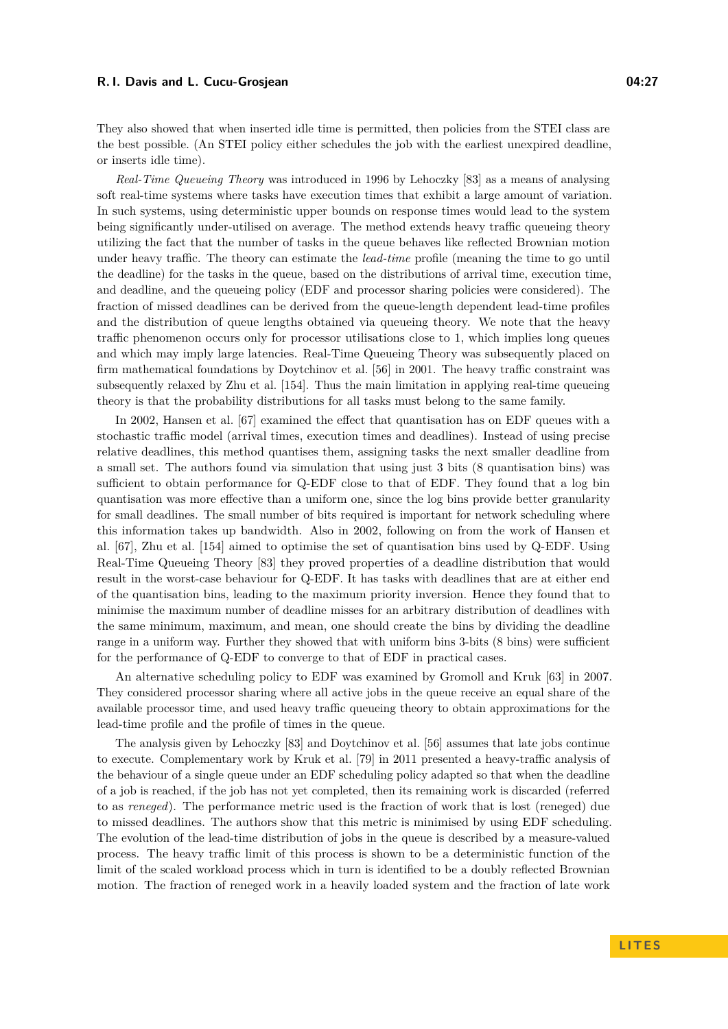They also showed that when inserted idle time is permitted, then policies from the STEI class are the best possible. (An STEI policy either schedules the job with the earliest unexpired deadline, or inserts idle time).

*Real-Time Queueing Theory* was introduced in 1996 by Lehoczky [83] as a means of analysing soft real-time systems where tasks have execution times that exhibit a large amount of variation. In such systems, using deterministic upper bounds on response times would lead to the system being significantly under-utilised on average. The method extends heavy traffic queueing theory utilizing the fact that the number of tasks in the queue behaves like reflected Brownian motion under heavy traffic. The theory can estimate the *lead-time* profile (meaning the time to go until the deadline) for the tasks in the queue, based on the distributions of arrival time, execution time, and deadline, and the queueing policy (EDF and processor sharing policies were considered). The fraction of missed deadlines can be derived from the queue-length dependent lead-time profiles and the distribution of queue lengths obtained via queueing theory. We note that the heavy traffic phenomenon occurs only for processor utilisations close to 1, which implies long queues and which may imply large latencies. Real-Time Queueing Theory was subsequently placed on firm mathematical foundations by Doytchinov et al. [56] in 2001. The heavy traffic constraint was subsequently relaxed by Zhu et al. [154]. Thus the main limitation in applying real-time queueing theory is that the probability distributions for all tasks must belong to the same family.

In 2002, Hansen et al. [67] examined the effect that quantisation has on EDF queues with a stochastic traffic model (arrival times, execution times and deadlines). Instead of using precise relative deadlines, this method quantises them, assigning tasks the next smaller deadline from a small set. The authors found via simulation that using just 3 bits (8 quantisation bins) was sufficient to obtain performance for Q-EDF close to that of EDF. They found that a log bin quantisation was more effective than a uniform one, since the log bins provide better granularity for small deadlines. The small number of bits required is important for network scheduling where this information takes up bandwidth. Also in 2002, following on from the work of Hansen et al. [67], Zhu et al. [154] aimed to optimise the set of quantisation bins used by Q-EDF. Using Real-Time Queueing Theory [83] they proved properties of a deadline distribution that would result in the worst-case behaviour for Q-EDF. It has tasks with deadlines that are at either end of the quantisation bins, leading to the maximum priority inversion. Hence they found that to minimise the maximum number of deadline misses for an arbitrary distribution of deadlines with the same minimum, maximum, and mean, one should create the bins by dividing the deadline range in a uniform way. Further they showed that with uniform bins 3-bits (8 bins) were sufficient for the performance of Q-EDF to converge to that of EDF in practical cases.

An alternative scheduling policy to EDF was examined by Gromoll and Kruk [63] in 2007. They considered processor sharing where all active jobs in the queue receive an equal share of the available processor time, and used heavy traffic queueing theory to obtain approximations for the lead-time profile and the profile of times in the queue.

The analysis given by Lehoczky [83] and Doytchinov et al. [56] assumes that late jobs continue to execute. Complementary work by Kruk et al. [79] in 2011 presented a heavy-traffic analysis of the behaviour of a single queue under an EDF scheduling policy adapted so that when the deadline of a job is reached, if the job has not yet completed, then its remaining work is discarded (referred to as *reneged*). The performance metric used is the fraction of work that is lost (reneged) due to missed deadlines. The authors show that this metric is minimised by using EDF scheduling. The evolution of the lead-time distribution of jobs in the queue is described by a measure-valued process. The heavy traffic limit of this process is shown to be a deterministic function of the limit of the scaled workload process which in turn is identified to be a doubly reflected Brownian motion. The fraction of reneged work in a heavily loaded system and the fraction of late work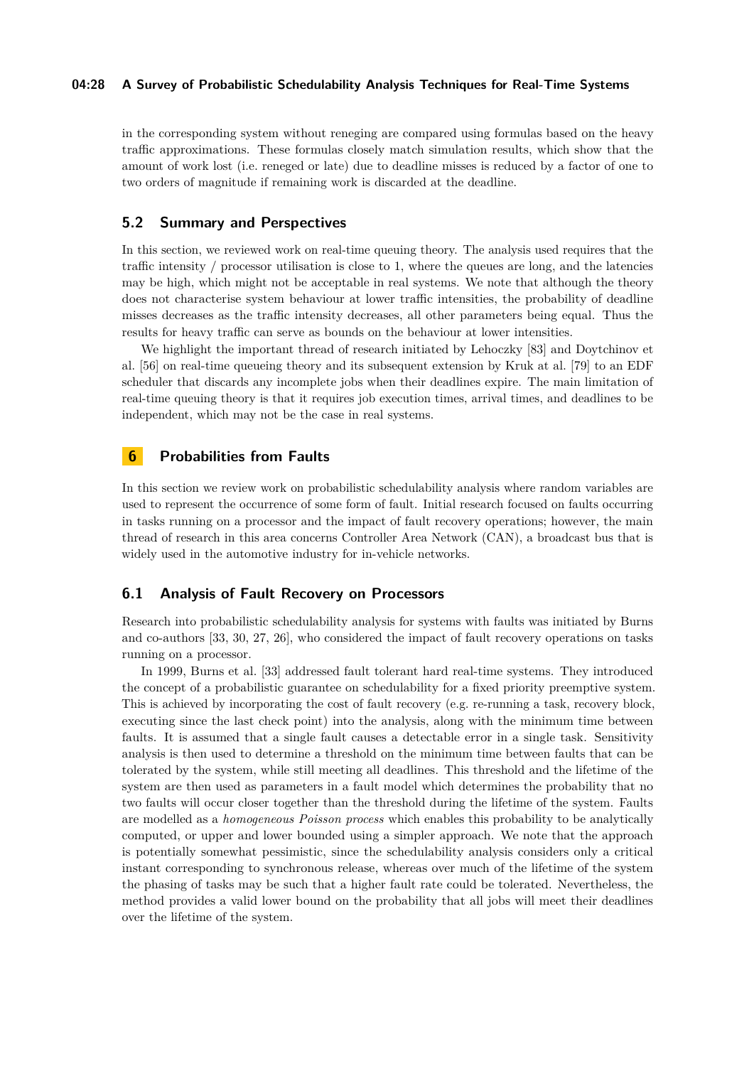in the corresponding system without reneging are compared using formulas based on the heavy traffic approximations. These formulas closely match simulation results, which show that the amount of work lost (i.e. reneged or late) due to deadline misses is reduced by a factor of one to two orders of magnitude if remaining work is discarded at the deadline.

### 5.2 Summary and Perspectives

In this section, we reviewed work on real-time queuing theory. The analysis used requires that the traffic intensity / processor utilisation is close to 1, where the queues are long, and the latencies may be high, which might not be acceptable in real systems. We note that although the theory does not characterise system behaviour at lower traffic intensities, the probability of deadline misses decreases as the traffic intensity decreases, all other parameters being equal. Thus the results for heavy traffic can serve as bounds on the behaviour at lower intensities.

We highlight the important thread of research initiated by Lehoczky [83] and Doytchinov et al. [56] on real-time queueing theory and its subsequent extension by Kruk at al. [79] to an EDF scheduler that discards any incomplete jobs when their deadlines expire. The main limitation of real-time queuing theory is that it requires job execution times, arrival times, and deadlines to be independent, which may not be the case in real systems.

## 6 Probabilities from Faults

In this section we review work on probabilistic schedulability analysis where random variables are used to represent the occurrence of some form of fault. Initial research focused on faults occurring in tasks running on a processor and the impact of fault recovery operations; however, the main thread of research in this area concerns Controller Area Network (CAN), a broadcast bus that is widely used in the automotive industry for in-vehicle networks.

### 6.1 Analysis of Fault Recovery on Processors

Research into probabilistic schedulability analysis for systems with faults was initiated by Burns and co-authors [33, 30, 27, 26], who considered the impact of fault recovery operations on tasks running on a processor.

In 1999, Burns et al. [33] addressed fault tolerant hard real-time systems. They introduced the concept of a probabilistic guarantee on schedulability for a fixed priority preemptive system. This is achieved by incorporating the cost of fault recovery (e.g. re-running a task, recovery block, executing since the last check point) into the analysis, along with the minimum time between faults. It is assumed that a single fault causes a detectable error in a single task. Sensitivity analysis is then used to determine a threshold on the minimum time between faults that can be tolerated by the system, while still meeting all deadlines. This threshold and the lifetime of the system are then used as parameters in a fault model which determines the probability that no two faults will occur closer together than the threshold during the lifetime of the system. Faults are modelled as a *homogeneous Poisson process* which enables this probability to be analytically computed, or upper and lower bounded using a simpler approach. We note that the approach is potentially somewhat pessimistic, since the schedulability analysis considers only a critical instant corresponding to synchronous release, whereas over much of the lifetime of the system the phasing of tasks may be such that a higher fault rate could be tolerated. Nevertheless, the method provides a valid lower bound on the probability that all jobs will meet their deadlines over the lifetime of the system.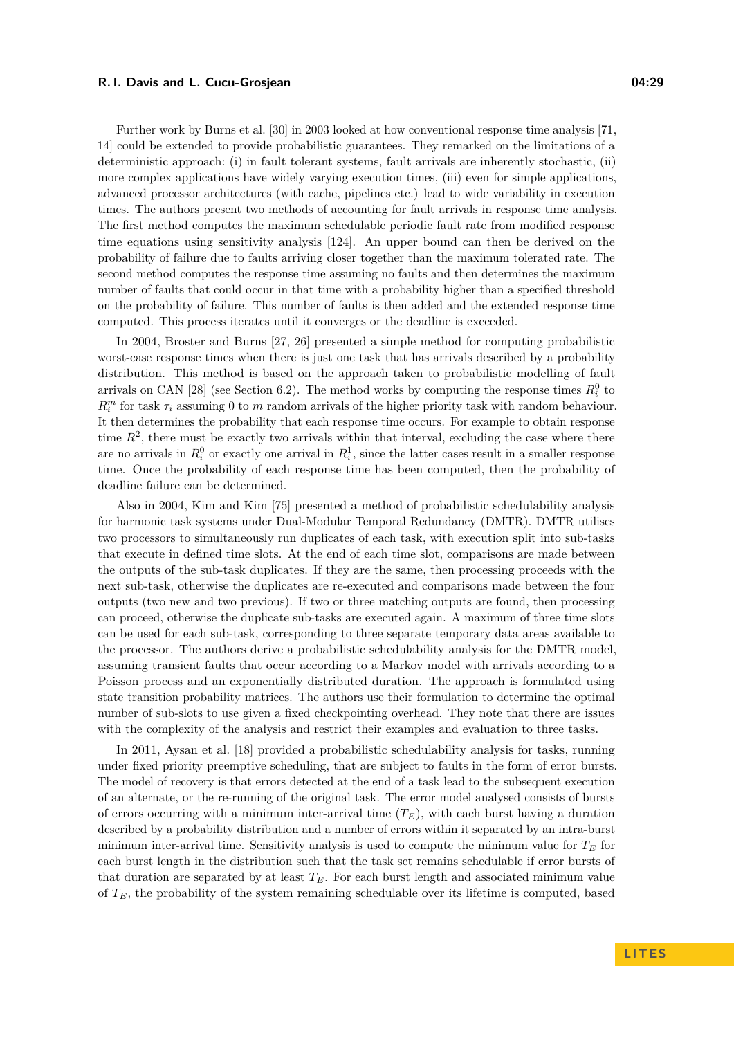Further work by Burns et al. [30] in 2003 looked at how conventional response time analysis [71, 14] could be extended to provide probabilistic guarantees. They remarked on the limitations of a deterministic approach: (i) in fault tolerant systems, fault arrivals are inherently stochastic, (ii) more complex applications have widely varying execution times, (iii) even for simple applications, advanced processor architectures (with cache, pipelines etc.) lead to wide variability in execution times. The authors present two methods of accounting for fault arrivals in response time analysis. The first method computes the maximum schedulable periodic fault rate from modified response time equations using sensitivity analysis [124]. An upper bound can then be derived on the probability of failure due to faults arriving closer together than the maximum tolerated rate. The second method computes the response time assuming no faults and then determines the maximum number of faults that could occur in that time with a probability higher than a specified threshold on the probability of failure. This number of faults is then added and the extended response time computed. This process iterates until it converges or the deadline is exceeded.

In 2004, Broster and Burns [27, 26] presented a simple method for computing probabilistic worst-case response times when there is just one task that has arrivals described by a probability distribution. This method is based on the approach taken to probabilistic modelling of fault arrivals on CAN [28] (see Section 6.2). The method works by computing the response times $R_i^0$ to $R_i^m$ for task $\tau_i$ assuming 0 to $m$ random arrivals of the higher priority task with random behaviour. It then determines the probability that each response time occurs. For example to obtain response time $R^2$, there must be exactly two arrivals within that interval, excluding the case where there are no arrivals in $R_i^0$ or exactly one arrival in $R_i^1$, since the latter cases result in a smaller response time. Once the probability of each response time has been computed, then the probability of deadline failure can be determined.

Also in 2004, Kim and Kim [75] presented a method of probabilistic schedulability analysis for harmonic task systems under Dual-Modular Temporal Redundancy (DMTR). DMTR utilises two processors to simultaneously run duplicates of each task, with execution split into sub-tasks that execute in defined time slots. At the end of each time slot, comparisons are made between the outputs of the sub-task duplicates. If they are the same, then processing proceeds with the next sub-task, otherwise the duplicates are re-executed and comparisons made between the four outputs (two new and two previous). If two or three matching outputs are found, then processing can proceed, otherwise the duplicate sub-tasks are executed again. A maximum of three time slots can be used for each sub-task, corresponding to three separate temporary data areas available to the processor. The authors derive a probabilistic schedulability analysis for the DMTR model, assuming transient faults that occur according to a Markov model with arrivals according to a Poisson process and an exponentially distributed duration. The approach is formulated using state transition probability matrices. The authors use their formulation to determine the optimal number of sub-slots to use given a fixed checkpointing overhead. They note that there are issues with the complexity of the analysis and restrict their examples and evaluation to three tasks.

In 2011, Aysan et al. [18] provided a probabilistic schedulability analysis for tasks, running under fixed priority preemptive scheduling, that are subject to faults in the form of error bursts. The model of recovery is that errors detected at the end of a task lead to the subsequent execution of an alternate, or the re-running of the original task. The error model analysed consists of bursts of errors occurring with a minimum inter-arrival time ($T_E$), with each burst having a duration described by a probability distribution and a number of errors within it separated by an intra-burst minimum inter-arrival time. Sensitivity analysis is used to compute the minimum value for $T_E$ for each burst length in the distribution such that the task set remains schedulable if error bursts of that duration are separated by at least $T_E$. For each burst length and associated minimum value of $T_E$, the probability of the system remaining schedulable over its lifetime is computed, based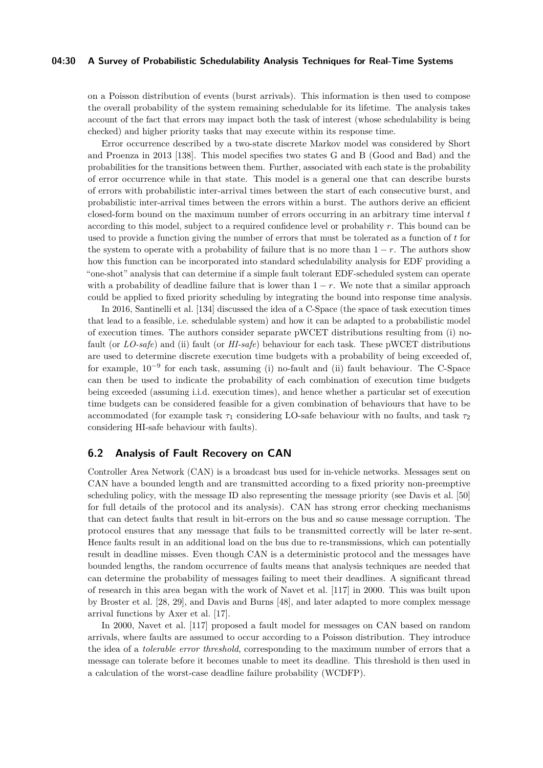on a Poisson distribution of events (burst arrivals). This information is then used to compose the overall probability of the system remaining schedulable for its lifetime. The analysis takes account of the fact that errors may impact both the task of interest (whose schedulability is being checked) and higher priority tasks that may execute within its response time.

Error occurrence described by a two-state discrete Markov model was considered by Short and Proenza in 2013 [138]. This model specifies two states G and B (Good and Bad) and the probabilities for the transitions between them. Further, associated with each state is the probability of error occurrence while in that state. This model is a general one that can describe bursts of errors with probabilistic inter-arrival times between the start of each consecutive burst, and probabilistic inter-arrival times between the errors within a burst. The authors derive an efficient closed-form bound on the maximum number of errors occurring in an arbitrary time interval $t$ according to this model, subject to a required confidence level or probability $r$. This bound can be used to provide a function giving the number of errors that must be tolerated as a function of $t$ for the system to operate with a probability of failure that is no more than $1 - r$. The authors show how this function can be incorporated into standard schedulability analysis for EDF providing a "one-shot" analysis that can determine if a simple fault tolerant EDF-scheduled system can operate with a probability of deadline failure that is lower than $1 - r$. We note that a similar approach could be applied to fixed priority scheduling by integrating the bound into response time analysis.

In 2016, Santinelli et al. [134] discussed the idea of a C-Space (the space of task execution times that lead to a feasible, i.e. schedulable system) and how it can be adapted to a probabilistic model of execution times. The authors consider separate pWCET distributions resulting from (i) no-fault (or *LO-safe*) and (ii) fault (or *HI-safe*) behaviour for each task. These pWCET distributions are used to determine discrete execution time budgets with a probability of being exceeded of, for example, $10^{-9}$ for each task, assuming (i) no-fault and (ii) fault behaviour. The C-Space can then be used to indicate the probability of each combination of execution time budgets being exceeded (assuming i.i.d. execution times), and hence whether a particular set of execution time budgets can be considered feasible for a given combination of behaviours that have to be accommodated (for example task $\tau_1$ considering LO-safe behaviour with no faults, and task $\tau_2$ considering HI-safe behaviour with faults).

## 6.2 Analysis of Fault Recovery on CAN

Controller Area Network (CAN) is a broadcast bus used for in-vehicle networks. Messages sent on CAN have a bounded length and are transmitted according to a fixed priority non-preemptive scheduling policy, with the message ID also representing the message priority (see Davis et al. [50] for full details of the protocol and its analysis). CAN has strong error checking mechanisms that can detect faults that result in bit-errors on the bus and so cause message corruption. The protocol ensures that any message that fails to be transmitted correctly will be later re-sent. Hence faults result in an additional load on the bus due to re-transmissions, which can potentially result in deadline misses. Even though CAN is a deterministic protocol and the messages have bounded lengths, the random occurrence of faults means that analysis techniques are needed that can determine the probability of messages failing to meet their deadlines. A significant thread of research in this area began with the work of Navet et al. [117] in 2000. This was built upon by Broster et al. [28, 29], and Davis and Burns [48], and later adapted to more complex message arrival functions by Axer et al. [17].

In 2000, Navet et al. [117] proposed a fault model for messages on CAN based on random arrivals, where faults are assumed to occur according to a Poisson distribution. They introduce the idea of a *tolerable error threshold*, corresponding to the maximum number of errors that a message can tolerate before it becomes unable to meet its deadline. This threshold is then used in a calculation of the worst-case deadline failure probability (WCDFP).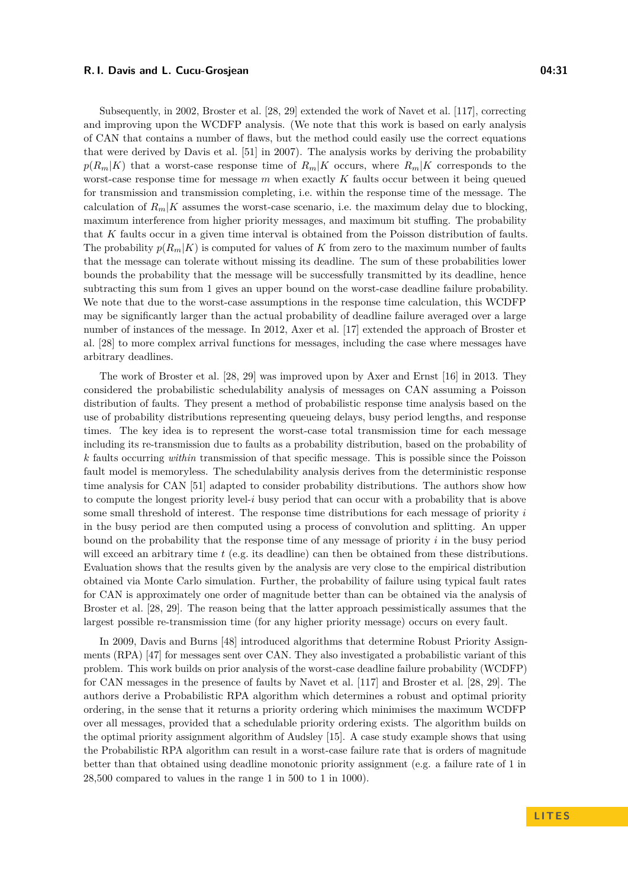Subsequently, in 2002, Broster et al. [28, 29] extended the work of Navet et al. [117], correcting and improving upon the WCDFP analysis. (We note that this work is based on early analysis of CAN that contains a number of flaws, but the method could easily use the correct equations that were derived by Davis et al. [51] in 2007). The analysis works by deriving the probability $p(R_m|K)$ that a worst-case response time of $R_m|K$ occurs, where $R_m|K$ corresponds to the worst-case response time for message $m$ when exactly $K$ faults occur between it being queued for transmission and transmission completing, i.e. within the response time of the message. The calculation of $R_m|K$ assumes the worst-case scenario, i.e. the maximum delay due to blocking, maximum interference from higher priority messages, and maximum bit stuffing. The probability that $K$ faults occur in a given time interval is obtained from the Poisson distribution of faults. The probability $p(R_m|K)$ is computed for values of $K$ from zero to the maximum number of faults that the message can tolerate without missing its deadline. The sum of these probabilities lower bounds the probability that the message will be successfully transmitted by its deadline, hence subtracting this sum from 1 gives an upper bound on the worst-case deadline failure probability. We note that due to the worst-case assumptions in the response time calculation, this WCDFP may be significantly larger than the actual probability of deadline failure averaged over a large number of instances of the message. In 2012, Axer et al. [17] extended the approach of Broster et al. [28] to more complex arrival functions for messages, including the case where messages have arbitrary deadlines.

The work of Broster et al. [28, 29] was improved upon by Axer and Ernst [16] in 2013. They considered the probabilistic schedulability analysis of messages on CAN assuming a Poisson distribution of faults. They present a method of probabilistic response time analysis based on the use of probability distributions representing queueing delays, busy period lengths, and response times. The key idea is to represent the worst-case total transmission time for each message including its re-transmission due to faults as a probability distribution, based on the probability of $k$ faults occurring *within* transmission of that specific message. This is possible since the Poisson fault model is memoryless. The schedulability analysis derives from the deterministic response time analysis for CAN [51] adapted to consider probability distributions. The authors show how to compute the longest priority level-$i$ busy period that can occur with a probability that is above some small threshold of interest. The response time distributions for each message of priority $i$ in the busy period are then computed using a process of convolution and splitting. An upper bound on the probability that the response time of any message of priority $i$ in the busy period will exceed an arbitrary time $t$ (e.g. its deadline) can then be obtained from these distributions. Evaluation shows that the results given by the analysis are very close to the empirical distribution obtained via Monte Carlo simulation. Further, the probability of failure using typical fault rates for CAN is approximately one order of magnitude better than can be obtained via the analysis of Broster et al. [28, 29]. The reason being that the latter approach pessimistically assumes that the largest possible re-transmission time (for any higher priority message) occurs on every fault.

In 2009, Davis and Burns [48] introduced algorithms that determine Robust Priority Assignments (RPA) [47] for messages sent over CAN. They also investigated a probabilistic variant of this problem. This work builds on prior analysis of the worst-case deadline failure probability (WCDFP) for CAN messages in the presence of faults by Navet et al. [117] and Broster et al. [28, 29]. The authors derive a Probabilistic RPA algorithm which determines a robust and optimal priority ordering, in the sense that it returns a priority ordering which minimises the maximum WCDFP over all messages, provided that a schedulable priority ordering exists. The algorithm builds on the optimal priority assignment algorithm of Audsley [15]. A case study example shows that using the Probabilistic RPA algorithm can result in a worst-case failure rate that is orders of magnitude better than that obtained using deadline monotonic priority assignment (e.g. a failure rate of 1 in 28,500 compared to values in the range 1 in 500 to 1 in 1000).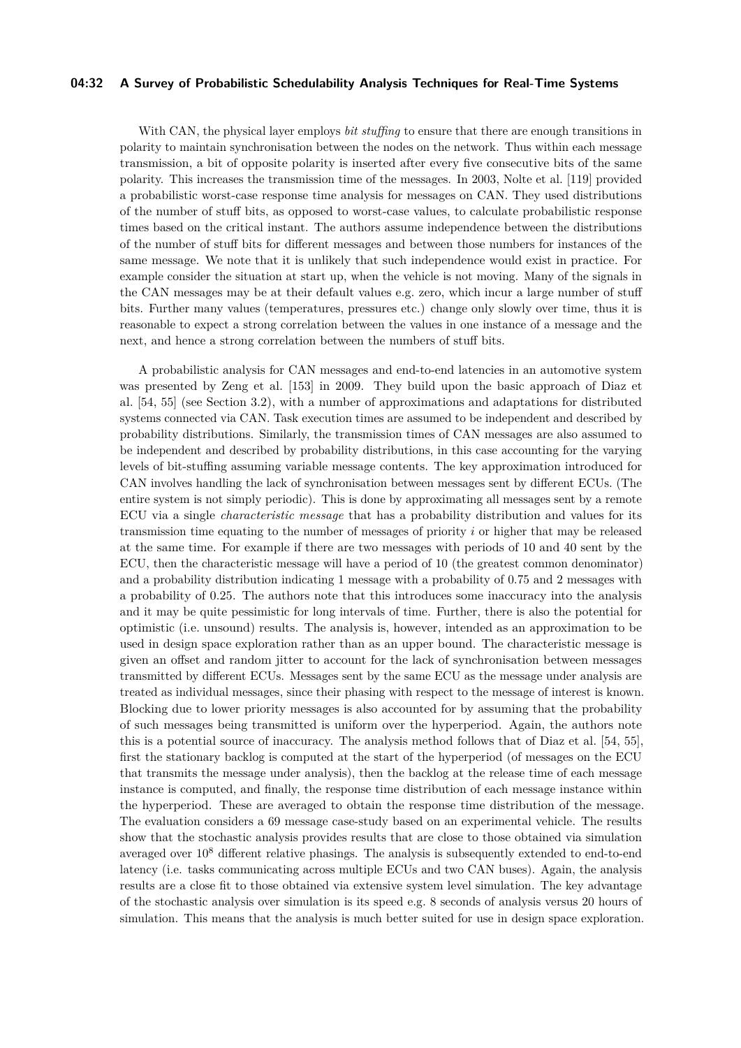With CAN, the physical layer employs *bit stuffing* to ensure that there are enough transitions in polarity to maintain synchronisation between the nodes on the network. Thus within each message transmission, a bit of opposite polarity is inserted after every five consecutive bits of the same polarity. This increases the transmission time of the messages. In 2003, Nolte et al. [119] provided a probabilistic worst-case response time analysis for messages on CAN. They used distributions of the number of stuff bits, as opposed to worst-case values, to calculate probabilistic response times based on the critical instant. The authors assume independence between the distributions of the number of stuff bits for different messages and between those numbers for instances of the same message. We note that it is unlikely that such independence would exist in practice. For example consider the situation at start up, when the vehicle is not moving. Many of the signals in the CAN messages may be at their default values e.g. zero, which incur a large number of stuff bits. Further many values (temperatures, pressures etc.) change only slowly over time, thus it is reasonable to expect a strong correlation between the values in one instance of a message and the next, and hence a strong correlation between the numbers of stuff bits.

A probabilistic analysis for CAN messages and end-to-end latencies in an automotive system was presented by Zeng et al. [153] in 2009. They build upon the basic approach of Diaz et al. [54, 55] (see Section 3.2), with a number of approximations and adaptations for distributed systems connected via CAN. Task execution times are assumed to be independent and described by probability distributions. Similarly, the transmission times of CAN messages are also assumed to be independent and described by probability distributions, in this case accounting for the varying levels of bit-stuffing assuming variable message contents. The key approximation introduced for CAN involves handling the lack of synchronisation between messages sent by different ECUs. (The entire system is not simply periodic). This is done by approximating all messages sent by a remote ECU via a single *characteristic message* that has a probability distribution and values for its transmission time equating to the number of messages of priority $i$ or higher that may be released at the same time. For example if there are two messages with periods of 10 and 40 sent by the ECU, then the characteristic message will have a period of 10 (the greatest common denominator) and a probability distribution indicating 1 message with a probability of 0.75 and 2 messages with a probability of 0.25. The authors note that this introduces some inaccuracy into the analysis and it may be quite pessimistic for long intervals of time. Further, there is also the potential for optimistic (i.e. unsound) results. The analysis is, however, intended as an approximation to be used in design space exploration rather than as an upper bound. The characteristic message is given an offset and random jitter to account for the lack of synchronisation between messages transmitted by different ECUs. Messages sent by the same ECU as the message under analysis are treated as individual messages, since their phasing with respect to the message of interest is known. Blocking due to lower priority messages is also accounted for by assuming that the probability of such messages being transmitted is uniform over the hyperperiod. Again, the authors note this is a potential source of inaccuracy. The analysis method follows that of Diaz et al. [54, 55], first the stationary backlog is computed at the start of the hyperperiod (of messages on the ECU that transmits the message under analysis), then the backlog at the release time of each message instance is computed, and finally, the response time distribution of each message instance within the hyperperiod. These are averaged to obtain the response time distribution of the message. The evaluation considers a 69 message case-study based on an experimental vehicle. The results show that the stochastic analysis provides results that are close to those obtained via simulation averaged over $10^8$ different relative phasings. The analysis is subsequently extended to end-to-end latency (i.e. tasks communicating across multiple ECUs and two CAN buses). Again, the analysis results are a close fit to those obtained via extensive system level simulation. The key advantage of the stochastic analysis over simulation is its speed e.g. 8 seconds of analysis versus 20 hours of simulation. This means that the analysis is much better suited for use in design space exploration.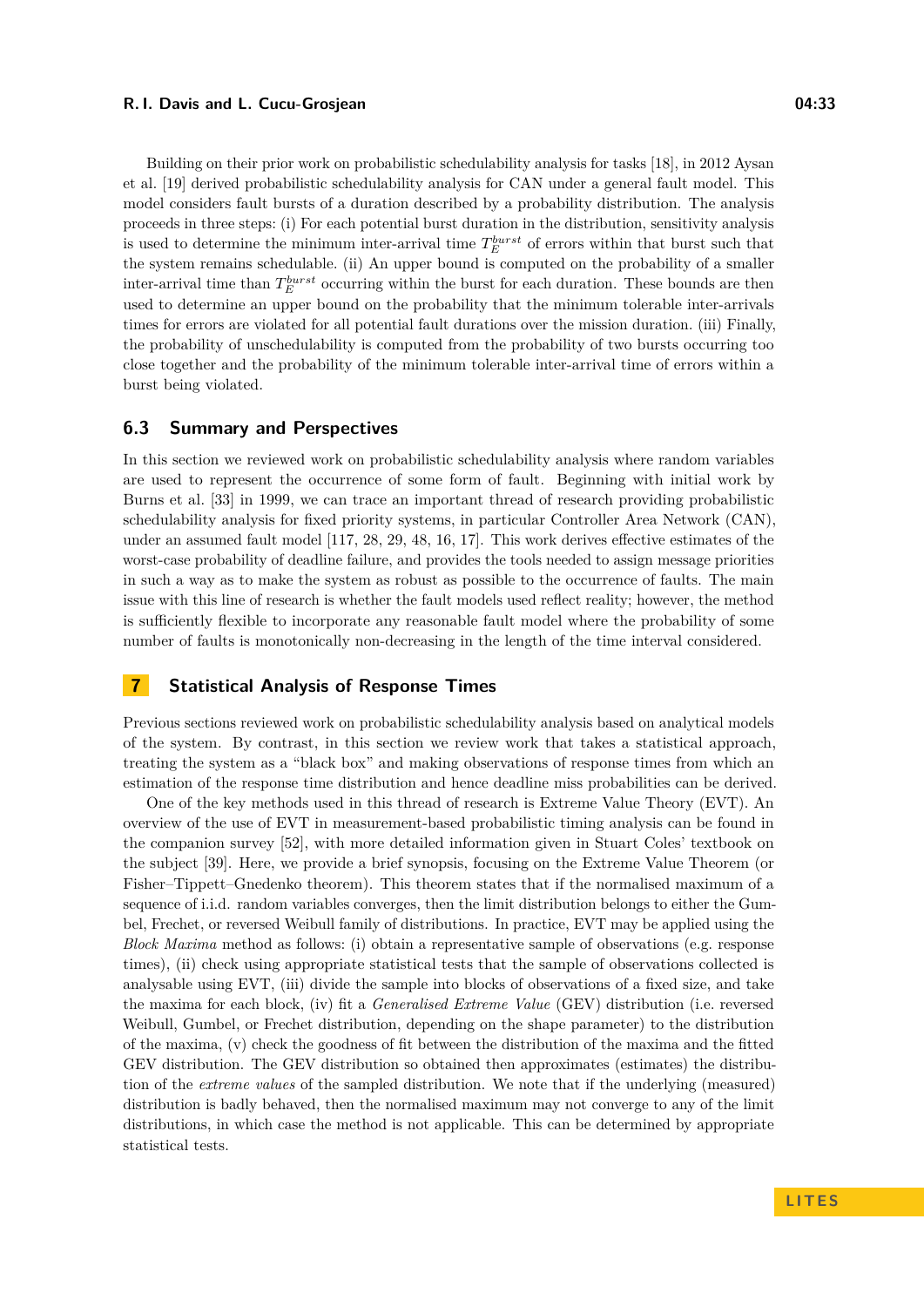Building on their prior work on probabilistic schedulability analysis for tasks [18], in 2012 Aysan et al. [19] derived probabilistic schedulability analysis for CAN under a general fault model. This model considers fault bursts of a duration described by a probability distribution. The analysis proceeds in three steps: (i) For each potential burst duration in the distribution, sensitivity analysis is used to determine the minimum inter-arrival time $T_E^{burst}$ of errors within that burst such that the system remains schedulable. (ii) An upper bound is computed on the probability of a smaller inter-arrival time than $T_E^{burst}$ occurring within the burst for each duration. These bounds are then used to determine an upper bound on the probability that the minimum tolerable inter-arrivals times for errors are violated for all potential fault durations over the mission duration. (iii) Finally, the probability of unschedulability is computed from the probability of two bursts occurring too close together and the probability of the minimum tolerable inter-arrival time of errors within a burst being violated.

## 6.3 Summary and Perspectives

In this section we reviewed work on probabilistic schedulability analysis where random variables are used to represent the occurrence of some form of fault. Beginning with initial work by Burns et al. [33] in 1999, we can trace an important thread of research providing probabilistic schedulability analysis for fixed priority systems, in particular Controller Area Network (CAN), under an assumed fault model [117, 28, 29, 48, 16, 17]. This work derives effective estimates of the worst-case probability of deadline failure, and provides the tools needed to assign message priorities in such a way as to make the system as robust as possible to the occurrence of faults. The main issue with this line of research is whether the fault models used reflect reality; however, the method is sufficiently flexible to incorporate any reasonable fault model where the probability of some number of faults is monotonically non-decreasing in the length of the time interval considered.

# 7 Statistical Analysis of Response Times

Previous sections reviewed work on probabilistic schedulability analysis based on analytical models of the system. By contrast, in this section we review work that takes a statistical approach, treating the system as a "black box" and making observations of response times from which an estimation of the response time distribution and hence deadline miss probabilities can be derived.

One of the key methods used in this thread of research is Extreme Value Theory (EVT). An overview of the use of EVT in measurement-based probabilistic timing analysis can be found in the companion survey [52], with more detailed information given in Stuart Coles' textbook on the subject [39]. Here, we provide a brief synopsis, focusing on the Extreme Value Theorem (or Fisher–Tippett–Gnedenko theorem). This theorem states that if the normalised maximum of a sequence of i.i.d. random variables converges, then the limit distribution belongs to either the Gumbel, Frechet, or reversed Weibull family of distributions. In practice, EVT may be applied using the *Block Maxima* method as follows: (i) obtain a representative sample of observations (e.g. response times), (ii) check using appropriate statistical tests that the sample of observations collected is analysable using EVT, (iii) divide the sample into blocks of observations of a fixed size, and take the maxima for each block, (iv) fit a *Generalised Extreme Value* (GEV) distribution (i.e. reversed Weibull, Gumbel, or Frechet distribution, depending on the shape parameter) to the distribution of the maxima, (v) check the goodness of fit between the distribution of the maxima and the fitted GEV distribution. The GEV distribution so obtained then approximates (estimates) the distribution of the *extreme values* of the sampled distribution. We note that if the underlying (measured) distribution is badly behaved, then the normalised maximum may not converge to any of the limit distributions, in which case the method is not applicable. This can be determined by appropriate statistical tests.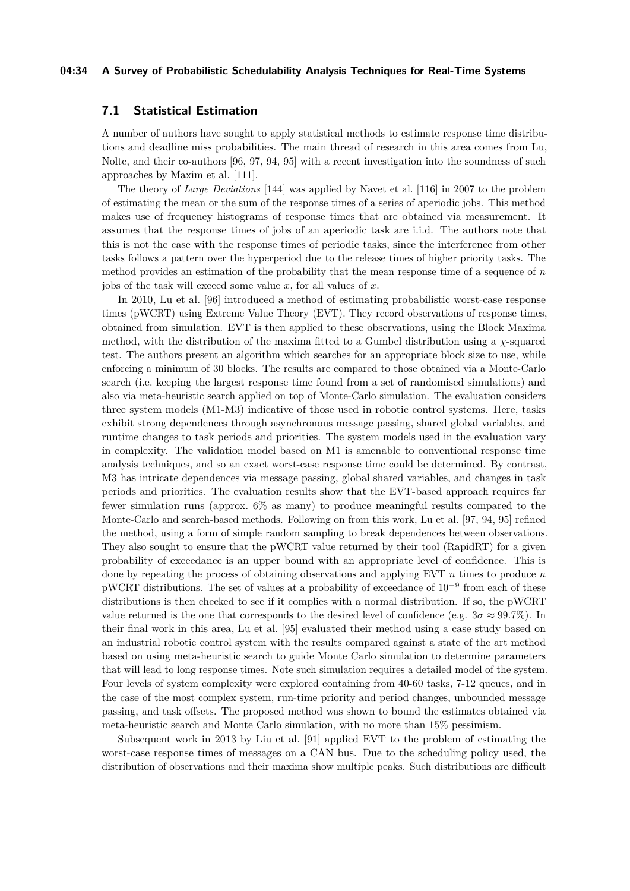## 7.1 Statistical Estimation

A number of authors have sought to apply statistical methods to estimate response time distributions and deadline miss probabilities. The main thread of research in this area comes from Lu, Nolte, and their co-authors [96, 97, 94, 95] with a recent investigation into the soundness of such approaches by Maxim et al. [111].

The theory of *Large Deviations* [144] was applied by Navet et al. [116] in 2007 to the problem of estimating the mean or the sum of the response times of a series of aperiodic jobs. This method makes use of frequency histograms of response times that are obtained via measurement. It assumes that the response times of jobs of an aperiodic task are i.i.d. The authors note that this is not the case with the response times of periodic tasks, since the interference from other tasks follows a pattern over the hyperperiod due to the release times of higher priority tasks. The method provides an estimation of the probability that the mean response time of a sequence of $n$ jobs of the task will exceed some value $x$, for all values of $x$.

In 2010, Lu et al. [96] introduced a method of estimating probabilistic worst-case response times (pWCRT) using Extreme Value Theory (EVT). They record observations of response times, obtained from simulation. EVT is then applied to these observations, using the Block Maxima method, with the distribution of the maxima fitted to a Gumbel distribution using a $\chi$-squared test. The authors present an algorithm which searches for an appropriate block size to use, while enforcing a minimum of 30 blocks. The results are compared to those obtained via a Monte-Carlo search (i.e. keeping the largest response time found from a set of randomised simulations) and also via meta-heuristic search applied on top of Monte-Carlo simulation. The evaluation considers three system models (M1-M3) indicative of those used in robotic control systems. Here, tasks exhibit strong dependences through asynchronous message passing, shared global variables, and runtime changes to task periods and priorities. The system models used in the evaluation vary in complexity. The validation model based on M1 is amenable to conventional response time analysis techniques, and so an exact worst-case response time could be determined. By contrast, M3 has intricate dependences via message passing, global shared variables, and changes in task periods and priorities. The evaluation results show that the EVT-based approach requires far fewer simulation runs (approx. 6% as many) to produce meaningful results compared to the Monte-Carlo and search-based methods. Following on from this work, Lu et al. [97, 94, 95] refined the method, using a form of simple random sampling to break dependences between observations. They also sought to ensure that the pWCRT value returned by their tool (RapidRT) for a given probability of exceedance is an upper bound with an appropriate level of confidence. This is done by repeating the process of obtaining observations and applying EVT $n$ times to produce $n$ pWCRT distributions. The set of values at a probability of exceedance of $10^{-9}$ from each of these distributions is then checked to see if it complies with a normal distribution. If so, the pWCRT value returned is the one that corresponds to the desired level of confidence (e.g. $3\sigma \approx 99.7\%$). In their final work in this area, Lu et al. [95] evaluated their method using a case study based on an industrial robotic control system with the results compared against a state of the art method based on using meta-heuristic search to guide Monte Carlo simulation to determine parameters that will lead to long response times. Note such simulation requires a detailed model of the system. Four levels of system complexity were explored containing from 40-60 tasks, 7-12 queues, and in the case of the most complex system, run-time priority and period changes, unbounded message passing, and task offsets. The proposed method was shown to bound the estimates obtained via meta-heuristic search and Monte Carlo simulation, with no more than 15% pessimism.

Subsequent work in 2013 by Liu et al. [91] applied EVT to the problem of estimating the worst-case response times of messages on a CAN bus. Due to the scheduling policy used, the distribution of observations and their maxima show multiple peaks. Such distributions are difficult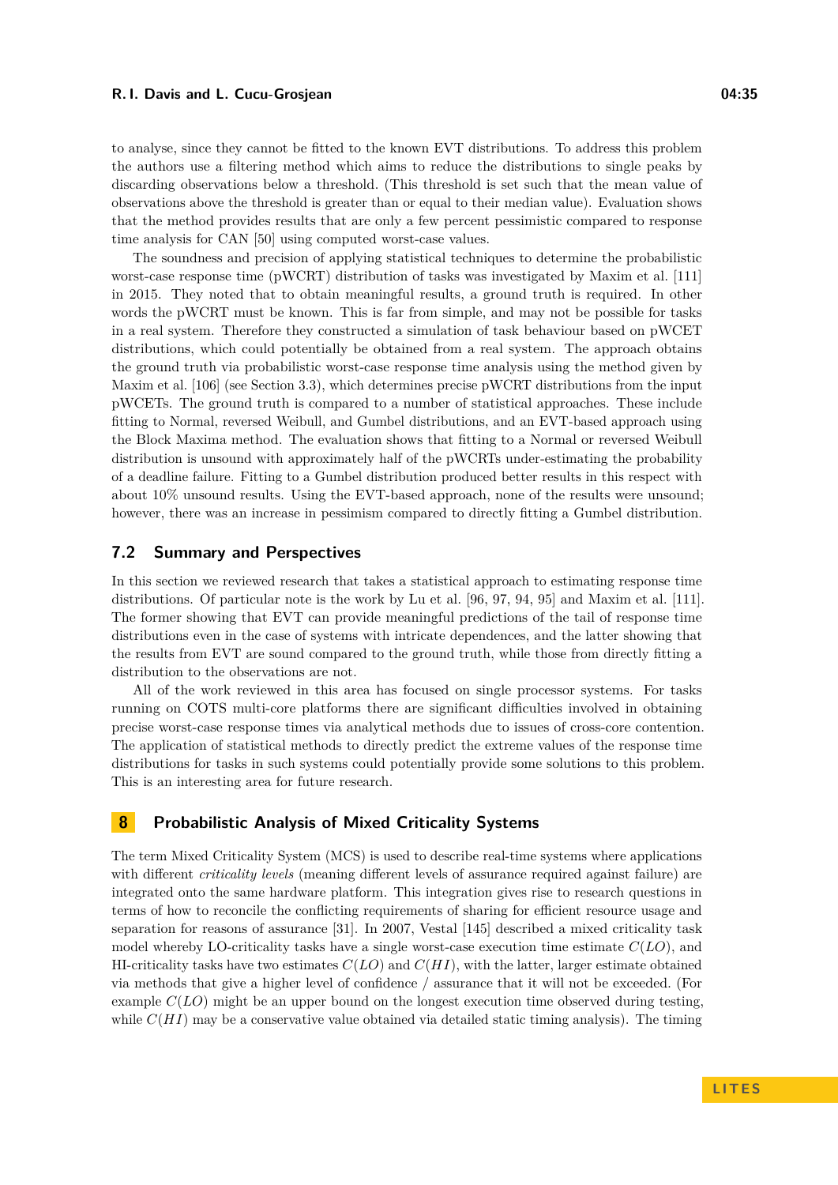to analyse, since they cannot be fitted to the known EVT distributions. To address this problem the authors use a filtering method which aims to reduce the distributions to single peaks by discarding observations below a threshold. (This threshold is set such that the mean value of observations above the threshold is greater than or equal to their median value). Evaluation shows that the method provides results that are only a few percent pessimistic compared to response time analysis for CAN [50] using computed worst-case values.

The soundness and precision of applying statistical techniques to determine the probabilistic worst-case response time (pWCRT) distribution of tasks was investigated by Maxim et al. [111] in 2015. They noted that to obtain meaningful results, a ground truth is required. In other words the pWCRT must be known. This is far from simple, and may not be possible for tasks in a real system. Therefore they constructed a simulation of task behaviour based on pWCET distributions, which could potentially be obtained from a real system. The approach obtains the ground truth via probabilistic worst-case response time analysis using the method given by Maxim et al. [106] (see Section 3.3), which determines precise pWCRT distributions from the input pWCETs. The ground truth is compared to a number of statistical approaches. These include fitting to Normal, reversed Weibull, and Gumbel distributions, and an EVT-based approach using the Block Maxima method. The evaluation shows that fitting to a Normal or reversed Weibull distribution is unsound with approximately half of the pWCRTs under-estimating the probability of a deadline failure. Fitting to a Gumbel distribution produced better results in this respect with about 10% unsound results. Using the EVT-based approach, none of the results were unsound; however, there was an increase in pessimism compared to directly fitting a Gumbel distribution.

## 7.2 Summary and Perspectives

In this section we reviewed research that takes a statistical approach to estimating response time distributions. Of particular note is the work by Lu et al. [96, 97, 94, 95] and Maxim et al. [111]. The former showing that EVT can provide meaningful predictions of the tail of response time distributions even in the case of systems with intricate dependences, and the latter showing that the results from EVT are sound compared to the ground truth, while those from directly fitting a distribution to the observations are not.

All of the work reviewed in this area has focused on single processor systems. For tasks running on COTS multi-core platforms there are significant difficulties involved in obtaining precise worst-case response times via analytical methods due to issues of cross-core contention. The application of statistical methods to directly predict the extreme values of the response time distributions for tasks in such systems could potentially provide some solutions to this problem. This is an interesting area for future research.

# 8 Probabilistic Analysis of Mixed Criticality Systems

The term Mixed Criticality System (MCS) is used to describe real-time systems where applications with different *criticality levels* (meaning different levels of assurance required against failure) are integrated onto the same hardware platform. This integration gives rise to research questions in terms of how to reconcile the conflicting requirements of sharing for efficient resource usage and separation for reasons of assurance [31]. In 2007, Vestal [145] described a mixed criticality task model whereby LO-criticality tasks have a single worst-case execution time estimate $C(LO)$, and HI-criticality tasks have two estimates $C(LO)$ and $C(HI)$, with the latter, larger estimate obtained via methods that give a higher level of confidence / assurance that it will not be exceeded. (For example $C(LO)$ might be an upper bound on the longest execution time observed during testing, while $C(HI)$ may be a conservative value obtained via detailed static timing analysis). The timing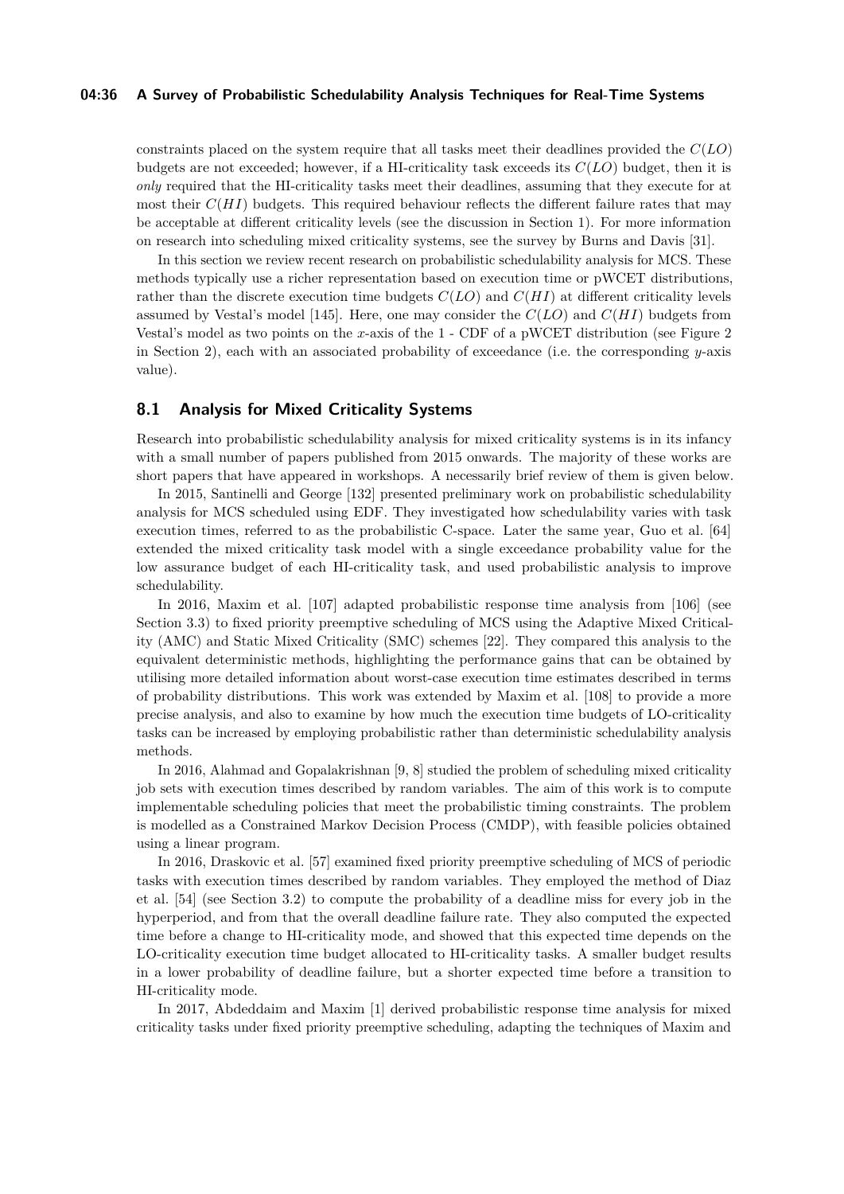constraints placed on the system require that all tasks meet their deadlines provided the $C(LO)$ budgets are not exceeded; however, if a HI-criticality task exceeds its $C(LO)$ budget, then it is *only* required that the HI-criticality tasks meet their deadlines, assuming that they execute for at most their $C(HI)$ budgets. This required behaviour reflects the different failure rates that may be acceptable at different criticality levels (see the discussion in Section 1). For more information on research into scheduling mixed criticality systems, see the survey by Burns and Davis [31].

In this section we review recent research on probabilistic schedulability analysis for MCS. These methods typically use a richer representation based on execution time or pWCET distributions, rather than the discrete execution time budgets $C(LO)$ and $C(HI)$ at different criticality levels assumed by Vestal's model [145]. Here, one may consider the $C(LO)$ and $C(HI)$ budgets from Vestal's model as two points on the $x$-axis of the 1 - CDF of a pWCET distribution (see Figure 2 in Section 2), each with an associated probability of exceedance (i.e. the corresponding $y$-axis value).

## 8.1 Analysis for Mixed Criticality Systems

Research into probabilistic schedulability analysis for mixed criticality systems is in its infancy with a small number of papers published from 2015 onwards. The majority of these works are short papers that have appeared in workshops. A necessarily brief review of them is given below.

In 2015, Santinelli and George [132] presented preliminary work on probabilistic schedulability analysis for MCS scheduled using EDF. They investigated how schedulability varies with task execution times, referred to as the probabilistic C-space. Later the same year, Guo et al. [64] extended the mixed criticality task model with a single exceedance probability value for the low assurance budget of each HI-criticality task, and used probabilistic analysis to improve schedulability.

In 2016, Maxim et al. [107] adapted probabilistic response time analysis from [106] (see Section 3.3) to fixed priority preemptive scheduling of MCS using the Adaptive Mixed Criticality (AMC) and Static Mixed Criticality (SMC) schemes [22]. They compared this analysis to the equivalent deterministic methods, highlighting the performance gains that can be obtained by utilising more detailed information about worst-case execution time estimates described in terms of probability distributions. This work was extended by Maxim et al. [108] to provide a more precise analysis, and also to examine by how much the execution time budgets of LO-criticality tasks can be increased by employing probabilistic rather than deterministic schedulability analysis methods.

In 2016, Alahmad and Gopalakrishnan [9, 8] studied the problem of scheduling mixed criticality job sets with execution times described by random variables. The aim of this work is to compute implementable scheduling policies that meet the probabilistic timing constraints. The problem is modelled as a Constrained Markov Decision Process (CMDP), with feasible policies obtained using a linear program.

In 2016, Draskovic et al. [57] examined fixed priority preemptive scheduling of MCS of periodic tasks with execution times described by random variables. They employed the method of Diaz et al. [54] (see Section 3.2) to compute the probability of a deadline miss for every job in the hyperperiod, and from that the overall deadline failure rate. They also computed the expected time before a change to HI-criticality mode, and showed that this expected time depends on the LO-criticality execution time budget allocated to HI-criticality tasks. A smaller budget results in a lower probability of deadline failure, but a shorter expected time before a transition to HI-criticality mode.

In 2017, Abdeddaim and Maxim [1] derived probabilistic response time analysis for mixed criticality tasks under fixed priority preemptive scheduling, adapting the techniques of Maxim and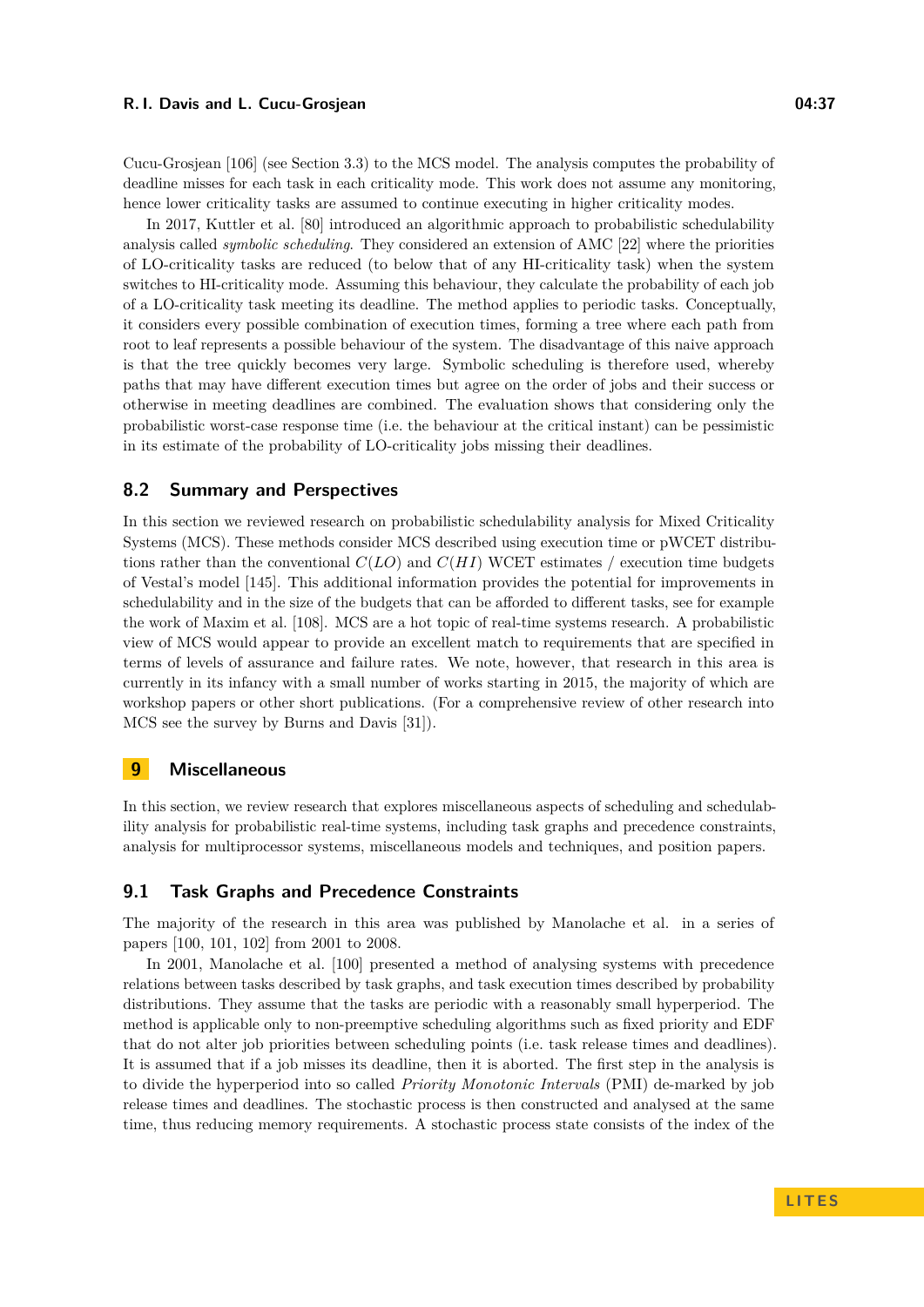Cucu-Grosjean [106] (see Section 3.3) to the MCS model. The analysis computes the probability of deadline misses for each task in each criticality mode. This work does not assume any monitoring, hence lower criticality tasks are assumed to continue executing in higher criticality modes.

In 2017, Kuttler et al. [80] introduced an algorithmic approach to probabilistic schedulability analysis called *symbolic scheduling*. They considered an extension of AMC [22] where the priorities of LO-criticality tasks are reduced (to below that of any HI-criticality task) when the system switches to HI-criticality mode. Assuming this behaviour, they calculate the probability of each job of a LO-criticality task meeting its deadline. The method applies to periodic tasks. Conceptually, it considers every possible combination of execution times, forming a tree where each path from root to leaf represents a possible behaviour of the system. The disadvantage of this naive approach is that the tree quickly becomes very large. Symbolic scheduling is therefore used, whereby paths that may have different execution times but agree on the order of jobs and their success or otherwise in meeting deadlines are combined. The evaluation shows that considering only the probabilistic worst-case response time (i.e. the behaviour at the critical instant) can be pessimistic in its estimate of the probability of LO-criticality jobs missing their deadlines.

## 8.2 Summary and Perspectives

In this section we reviewed research on probabilistic schedulability analysis for Mixed Criticality Systems (MCS). These methods consider MCS described using execution time or pWCET distributions rather than the conventional $C(LO)$ and $C(HI)$ WCET estimates / execution time budgets of Vestal's model [145]. This additional information provides the potential for improvements in schedulability and in the size of the budgets that can be afforded to different tasks, see for example the work of Maxim et al. [108]. MCS are a hot topic of real-time systems research. A probabilistic view of MCS would appear to provide an excellent match to requirements that are specified in terms of levels of assurance and failure rates. We note, however, that research in this area is currently in its infancy with a small number of works starting in 2015, the majority of which are workshop papers or other short publications. (For a comprehensive review of other research into MCS see the survey by Burns and Davis [31]).

# 9 Miscellaneous

In this section, we review research that explores miscellaneous aspects of scheduling and schedulability analysis for probabilistic real-time systems, including task graphs and precedence constraints, analysis for multiprocessor systems, miscellaneous models and techniques, and position papers.

## 9.1 Task Graphs and Precedence Constraints

The majority of the research in this area was published by Manolache et al. in a series of papers [100, 101, 102] from 2001 to 2008.

In 2001, Manolache et al. [100] presented a method of analysing systems with precedence relations between tasks described by task graphs, and task execution times described by probability distributions. They assume that the tasks are periodic with a reasonably small hyperperiod. The method is applicable only to non-preemptive scheduling algorithms such as fixed priority and EDF that do not alter job priorities between scheduling points (i.e. task release times and deadlines). It is assumed that if a job misses its deadline, then it is aborted. The first step in the analysis is to divide the hyperperiod into so called *Priority Monotonic Intervals* (PMI) de-marked by job release times and deadlines. The stochastic process is then constructed and analysed at the same time, thus reducing memory requirements. A stochastic process state consists of the index of the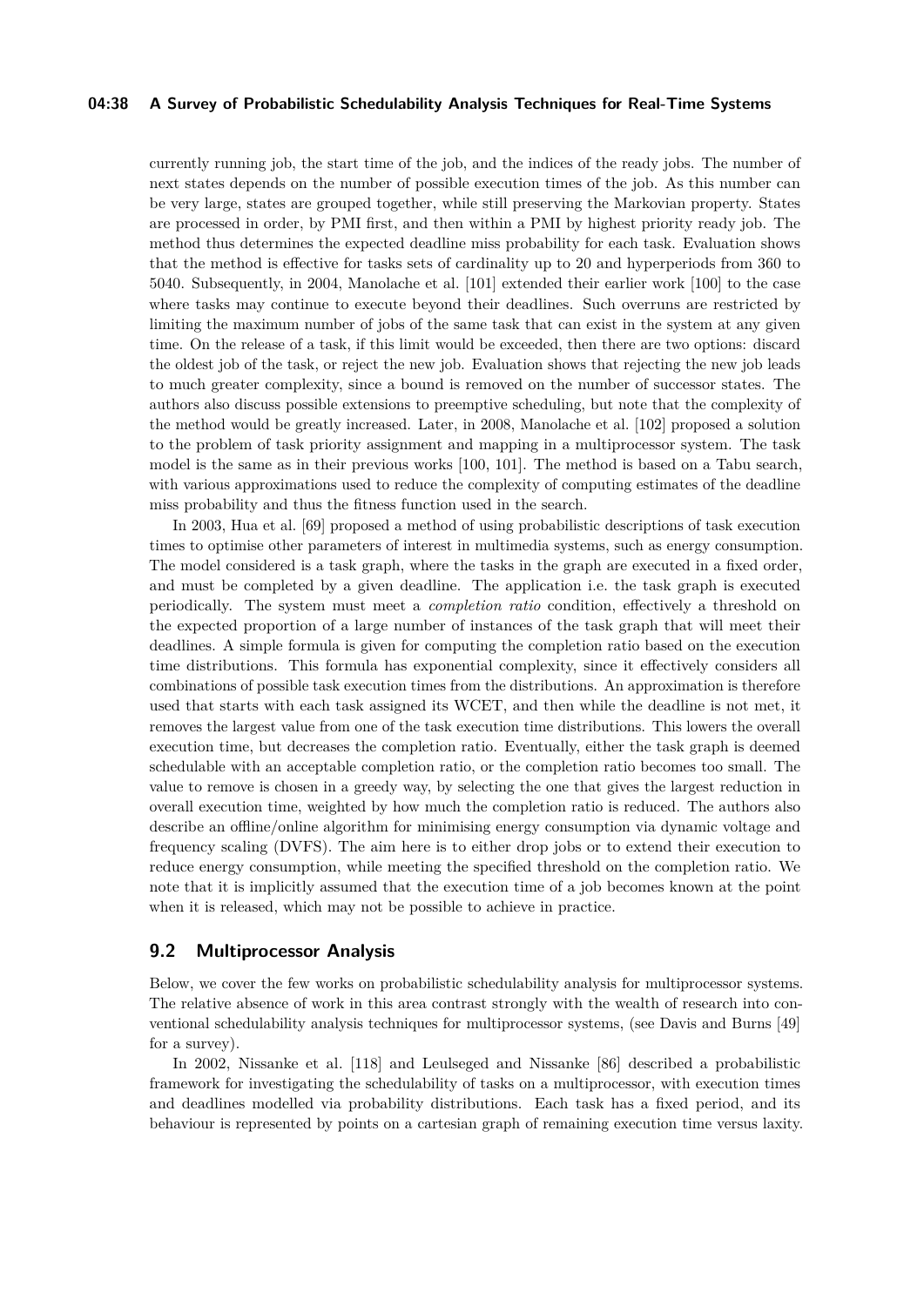currently running job, the start time of the job, and the indices of the ready jobs. The number of next states depends on the number of possible execution times of the job. As this number can be very large, states are grouped together, while still preserving the Markovian property. States are processed in order, by PMI first, and then within a PMI by highest priority ready job. The method thus determines the expected deadline miss probability for each task. Evaluation shows that the method is effective for tasks sets of cardinality up to 20 and hyperperiods from 360 to 5040. Subsequently, in 2004, Manolache et al. [101] extended their earlier work [100] to the case where tasks may continue to execute beyond their deadlines. Such overruns are restricted by limiting the maximum number of jobs of the same task that can exist in the system at any given time. On the release of a task, if this limit would be exceeded, then there are two options: discard the oldest job of the task, or reject the new job. Evaluation shows that rejecting the new job leads to much greater complexity, since a bound is removed on the number of successor states. The authors also discuss possible extensions to preemptive scheduling, but note that the complexity of the method would be greatly increased. Later, in 2008, Manolache et al. [102] proposed a solution to the problem of task priority assignment and mapping in a multiprocessor system. The task model is the same as in their previous works [100, 101]. The method is based on a Tabu search, with various approximations used to reduce the complexity of computing estimates of the deadline miss probability and thus the fitness function used in the search.

In 2003, Hua et al. [69] proposed a method of using probabilistic descriptions of task execution times to optimise other parameters of interest in multimedia systems, such as energy consumption. The model considered is a task graph, where the tasks in the graph are executed in a fixed order, and must be completed by a given deadline. The application i.e. the task graph is executed periodically. The system must meet a *completion ratio* condition, effectively a threshold on the expected proportion of a large number of instances of the task graph that will meet their deadlines. A simple formula is given for computing the completion ratio based on the execution time distributions. This formula has exponential complexity, since it effectively considers all combinations of possible task execution times from the distributions. An approximation is therefore used that starts with each task assigned its WCET, and then while the deadline is not met, it removes the largest value from one of the task execution time distributions. This lowers the overall execution time, but decreases the completion ratio. Eventually, either the task graph is deemed schedulable with an acceptable completion ratio, or the completion ratio becomes too small. The value to remove is chosen in a greedy way, by selecting the one that gives the largest reduction in overall execution time, weighted by how much the completion ratio is reduced. The authors also describe an offline/online algorithm for minimising energy consumption via dynamic voltage and frequency scaling (DVFS). The aim here is to either drop jobs or to extend their execution to reduce energy consumption, while meeting the specified threshold on the completion ratio. We note that it is implicitly assumed that the execution time of a job becomes known at the point when it is released, which may not be possible to achieve in practice.

## 9.2 Multiprocessor Analysis

Below, we cover the few works on probabilistic schedulability analysis for multiprocessor systems. The relative absence of work in this area contrast strongly with the wealth of research into conventional schedulability analysis techniques for multiprocessor systems, (see Davis and Burns [49] for a survey).

In 2002, Nissanke et al. [118] and Leulseged and Nissanke [86] described a probabilistic framework for investigating the schedulability of tasks on a multiprocessor, with execution times and deadlines modelled via probability distributions. Each task has a fixed period, and its behaviour is represented by points on a cartesian graph of remaining execution time versus laxity.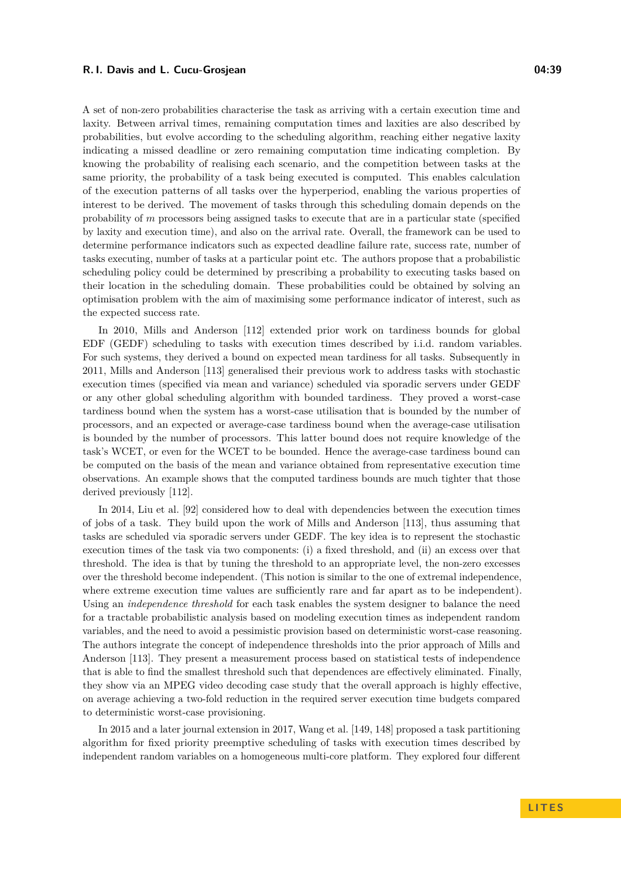A set of non-zero probabilities characterise the task as arriving with a certain execution time and laxity. Between arrival times, remaining computation times and laxities are also described by probabilities, but evolve according to the scheduling algorithm, reaching either negative laxity indicating a missed deadline or zero remaining computation time indicating completion. By knowing the probability of realising each scenario, and the competition between tasks at the same priority, the probability of a task being executed is computed. This enables calculation of the execution patterns of all tasks over the hyperperiod, enabling the various properties of interest to be derived. The movement of tasks through this scheduling domain depends on the probability of $m$ processors being assigned tasks to execute that are in a particular state (specified by laxity and execution time), and also on the arrival rate. Overall, the framework can be used to determine performance indicators such as expected deadline failure rate, success rate, number of tasks executing, number of tasks at a particular point etc. The authors propose that a probabilistic scheduling policy could be determined by prescribing a probability to executing tasks based on their location in the scheduling domain. These probabilities could be obtained by solving an optimisation problem with the aim of maximising some performance indicator of interest, such as the expected success rate.

In 2010, Mills and Anderson [112] extended prior work on tardiness bounds for global EDF (GEDF) scheduling to tasks with execution times described by i.i.d. random variables. For such systems, they derived a bound on expected mean tardiness for all tasks. Subsequently in 2011, Mills and Anderson [113] generalised their previous work to address tasks with stochastic execution times (specified via mean and variance) scheduled via sporadic servers under GEDF or any other global scheduling algorithm with bounded tardiness. They proved a worst-case tardiness bound when the system has a worst-case utilisation that is bounded by the number of processors, and an expected or average-case tardiness bound when the average-case utilisation is bounded by the number of processors. This latter bound does not require knowledge of the task's WCET, or even for the WCET to be bounded. Hence the average-case tardiness bound can be computed on the basis of the mean and variance obtained from representative execution time observations. An example shows that the computed tardiness bounds are much tighter that those derived previously [112].

In 2014, Liu et al. [92] considered how to deal with dependencies between the execution times of jobs of a task. They build upon the work of Mills and Anderson [113], thus assuming that tasks are scheduled via sporadic servers under GEDF. The key idea is to represent the stochastic execution times of the task via two components: (i) a fixed threshold, and (ii) an excess over that threshold. The idea is that by tuning the threshold to an appropriate level, the non-zero excesses over the threshold become independent. (This notion is similar to the one of extremal independence, where extreme execution time values are sufficiently rare and far apart as to be independent). Using an *independence threshold* for each task enables the system designer to balance the need for a tractable probabilistic analysis based on modeling execution times as independent random variables, and the need to avoid a pessimistic provision based on deterministic worst-case reasoning. The authors integrate the concept of independence thresholds into the prior approach of Mills and Anderson [113]. They present a measurement process based on statistical tests of independence that is able to find the smallest threshold such that dependences are effectively eliminated. Finally, they show via an MPEG video decoding case study that the overall approach is highly effective, on average achieving a two-fold reduction in the required server execution time budgets compared to deterministic worst-case provisioning.

In 2015 and a later journal extension in 2017, Wang et al. [149, 148] proposed a task partitioning algorithm for fixed priority preemptive scheduling of tasks with execution times described by independent random variables on a homogeneous multi-core platform. They explored four different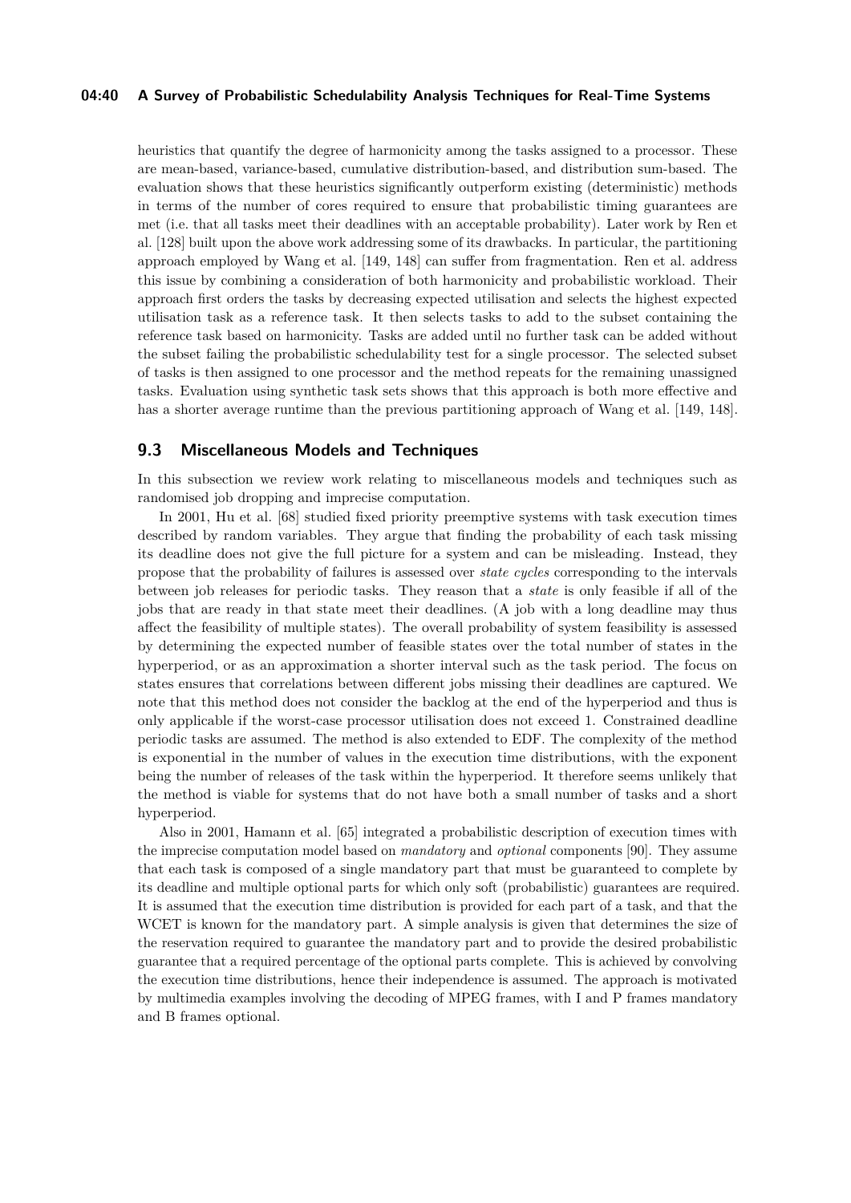heuristics that quantify the degree of harmonicity among the tasks assigned to a processor. These are mean-based, variance-based, cumulative distribution-based, and distribution sum-based. The evaluation shows that these heuristics significantly outperform existing (deterministic) methods in terms of the number of cores required to ensure that probabilistic timing guarantees are met (i.e. that all tasks meet their deadlines with an acceptable probability). Later work by Ren et al. [128] built upon the above work addressing some of its drawbacks. In particular, the partitioning approach employed by Wang et al. [149, 148] can suffer from fragmentation. Ren et al. address this issue by combining a consideration of both harmonicity and probabilistic workload. Their approach first orders the tasks by decreasing expected utilisation and selects the highest expected utilisation task as a reference task. It then selects tasks to add to the subset containing the reference task based on harmonicity. Tasks are added until no further task can be added without the subset failing the probabilistic schedulability test for a single processor. The selected subset of tasks is then assigned to one processor and the method repeats for the remaining unassigned tasks. Evaluation using synthetic task sets shows that this approach is both more effective and has a shorter average runtime than the previous partitioning approach of Wang et al. [149, 148].

## 9.3 Miscellaneous Models and Techniques

In this subsection we review work relating to miscellaneous models and techniques such as randomised job dropping and imprecise computation.

In 2001, Hu et al. [68] studied fixed priority preemptive systems with task execution times described by random variables. They argue that finding the probability of each task missing its deadline does not give the full picture for a system and can be misleading. Instead, they propose that the probability of failures is assessed over *state cycles* corresponding to the intervals between job releases for periodic tasks. They reason that a *state* is only feasible if all of the jobs that are ready in that state meet their deadlines. (A job with a long deadline may thus affect the feasibility of multiple states). The overall probability of system feasibility is assessed by determining the expected number of feasible states over the total number of states in the hyperperiod, or as an approximation a shorter interval such as the task period. The focus on states ensures that correlations between different jobs missing their deadlines are captured. We note that this method does not consider the backlog at the end of the hyperperiod and thus is only applicable if the worst-case processor utilisation does not exceed 1. Constrained deadline periodic tasks are assumed. The method is also extended to EDF. The complexity of the method is exponential in the number of values in the execution time distributions, with the exponent being the number of releases of the task within the hyperperiod. It therefore seems unlikely that the method is viable for systems that do not have both a small number of tasks and a short hyperperiod.

Also in 2001, Hamann et al. [65] integrated a probabilistic description of execution times with the imprecise computation model based on *mandatory* and *optional* components [90]. They assume that each task is composed of a single mandatory part that must be guaranteed to complete by its deadline and multiple optional parts for which only soft (probabilistic) guarantees are required. It is assumed that the execution time distribution is provided for each part of a task, and that the WCET is known for the mandatory part. A simple analysis is given that determines the size of the reservation required to guarantee the mandatory part and to provide the desired probabilistic guarantee that a required percentage of the optional parts complete. This is achieved by convolving the execution time distributions, hence their independence is assumed. The approach is motivated by multimedia examples involving the decoding of MPEG frames, with I and P frames mandatory and B frames optional.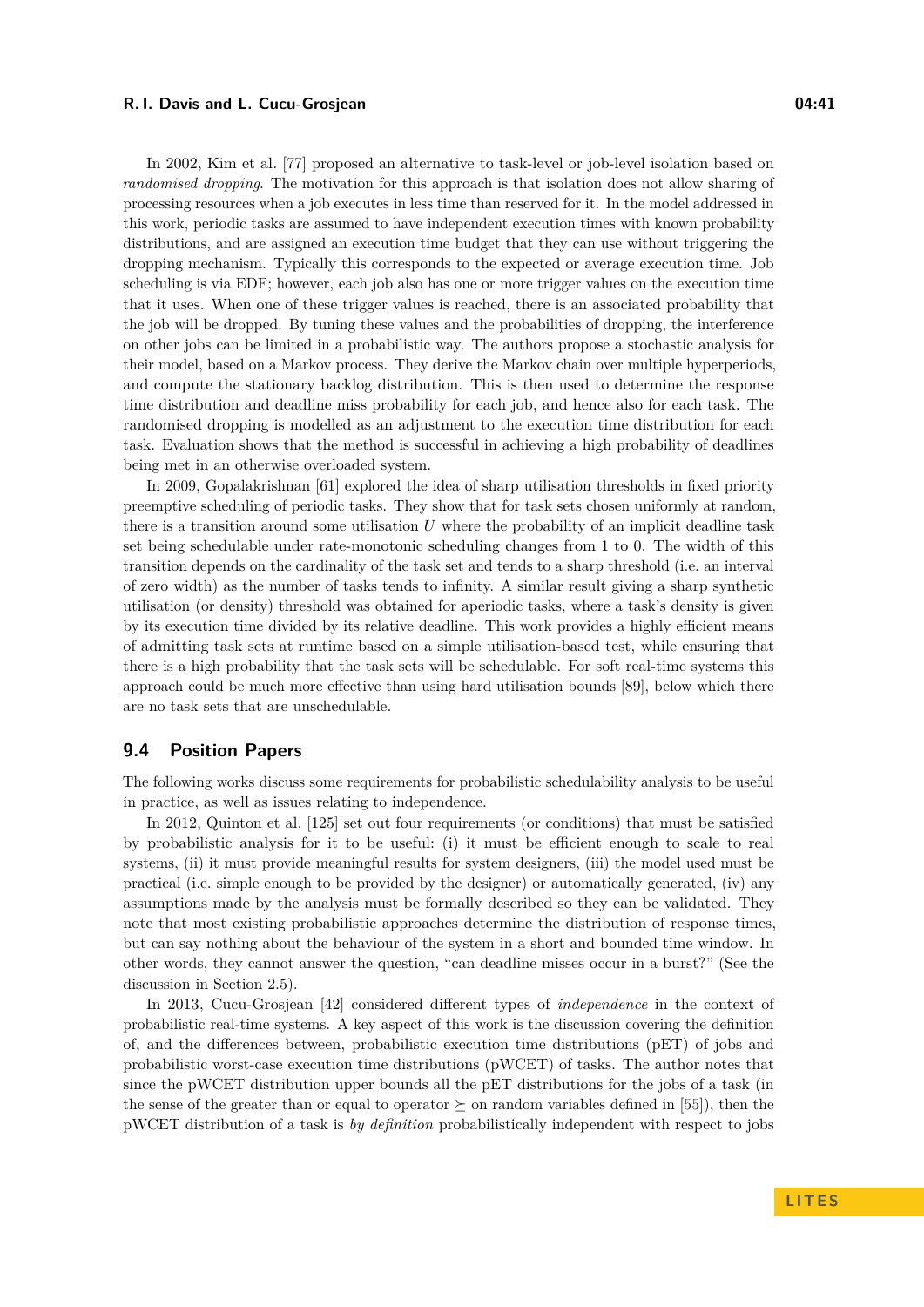In 2002, Kim et al. [77] proposed an alternative to task-level or job-level isolation based on *randomised dropping*. The motivation for this approach is that isolation does not allow sharing of processing resources when a job executes in less time than reserved for it. In the model addressed in this work, periodic tasks are assumed to have independent execution times with known probability distributions, and are assigned an execution time budget that they can use without triggering the dropping mechanism. Typically this corresponds to the expected or average execution time. Job scheduling is via EDF; however, each job also has one or more trigger values on the execution time that it uses. When one of these trigger values is reached, there is an associated probability that the job will be dropped. By tuning these values and the probabilities of dropping, the interference on other jobs can be limited in a probabilistic way. The authors propose a stochastic analysis for their model, based on a Markov process. They derive the Markov chain over multiple hyperperiods, and compute the stationary backlog distribution. This is then used to determine the response time distribution and deadline miss probability for each job, and hence also for each task. The randomised dropping is modelled as an adjustment to the execution time distribution for each task. Evaluation shows that the method is successful in achieving a high probability of deadlines being met in an otherwise overloaded system.

In 2009, Gopalakrishnan [61] explored the idea of sharp utilisation thresholds in fixed priority preemptive scheduling of periodic tasks. They show that for task sets chosen uniformly at random, there is a transition around some utilisation $U$ where the probability of an implicit deadline task set being schedulable under rate-monotonic scheduling changes from 1 to 0. The width of this transition depends on the cardinality of the task set and tends to a sharp threshold (i.e. an interval of zero width) as the number of tasks tends to infinity. A similar result giving a sharp synthetic utilisation (or density) threshold was obtained for aperiodic tasks, where a task's density is given by its execution time divided by its relative deadline. This work provides a highly efficient means of admitting task sets at runtime based on a simple utilisation-based test, while ensuring that there is a high probability that the task sets will be schedulable. For soft real-time systems this approach could be much more effective than using hard utilisation bounds [89], below which there are no task sets that are unschedulable.

## 9.4 Position Papers

The following works discuss some requirements for probabilistic schedulability analysis to be useful in practice, as well as issues relating to independence.

In 2012, Quinton et al. [125] set out four requirements (or conditions) that must be satisfied by probabilistic analysis for it to be useful: (i) it must be efficient enough to scale to real systems, (ii) it must provide meaningful results for system designers, (iii) the model used must be practical (i.e. simple enough to be provided by the designer) or automatically generated, (iv) any assumptions made by the analysis must be formally described so they can be validated. They note that most existing probabilistic approaches determine the distribution of response times, but can say nothing about the behaviour of the system in a short and bounded time window. In other words, they cannot answer the question, "can deadline misses occur in a burst?" (See the discussion in Section 2.5).

In 2013, Cucu-Grosjean [42] considered different types of *independence* in the context of probabilistic real-time systems. A key aspect of this work is the discussion covering the definition of, and the differences between, probabilistic execution time distributions (pET) of jobs and probabilistic worst-case execution time distributions (pWCET) of tasks. The author notes that since the pWCET distribution upper bounds all the pET distributions for the jobs of a task (in the sense of the greater than or equal to operator $\succeq$ on random variables defined in [55]), then the pWCET distribution of a task is *by definition* probabilistically independent with respect to jobs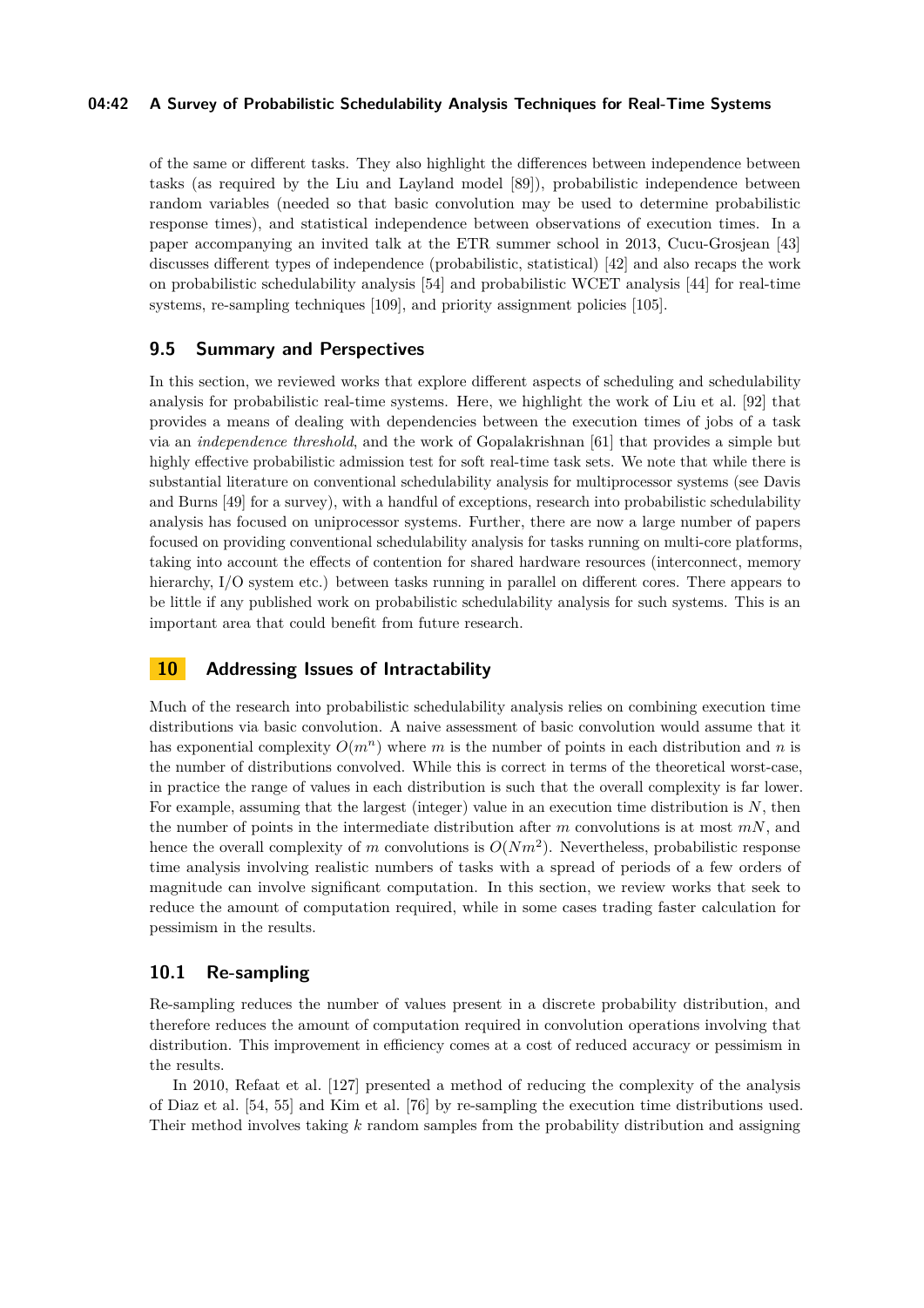of the same or different tasks. They also highlight the differences between independence between tasks (as required by the Liu and Layland model [89]), probabilistic independence between random variables (needed so that basic convolution may be used to determine probabilistic response times), and statistical independence between observations of execution times. In a paper accompanying an invited talk at the ETR summer school in 2013, Cucu-Grosjean [43] discusses different types of independence (probabilistic, statistical) [42] and also recaps the work on probabilistic schedulability analysis [54] and probabilistic WCET analysis [44] for real-time systems, re-sampling techniques [109], and priority assignment policies [105].

## 9.5 Summary and Perspectives

In this section, we reviewed works that explore different aspects of scheduling and schedulability analysis for probabilistic real-time systems. Here, we highlight the work of Liu et al. [92] that provides a means of dealing with dependencies between the execution times of jobs of a task via an *independence threshold*, and the work of Gopalakrishnan [61] that provides a simple but highly effective probabilistic admission test for soft real-time task sets. We note that while there is substantial literature on conventional schedulability analysis for multiprocessor systems (see Davis and Burns [49] for a survey), with a handful of exceptions, research into probabilistic schedulability analysis has focused on uniprocessor systems. Further, there are now a large number of papers focused on providing conventional schedulability analysis for tasks running on multi-core platforms, taking into account the effects of contention for shared hardware resources (interconnect, memory hierarchy, I/O system etc.) between tasks running in parallel on different cores. There appears to be little if any published work on probabilistic schedulability analysis for such systems. This is an important area that could benefit from future research.

# 10 Addressing Issues of Intractability

Much of the research into probabilistic schedulability analysis relies on combining execution time distributions via basic convolution. A naive assessment of basic convolution would assume that it has exponential complexity $O(m^n)$ where $m$ is the number of points in each distribution and $n$ is the number of distributions convolved. While this is correct in terms of the theoretical worst-case, in practice the range of values in each distribution is such that the overall complexity is far lower. For example, assuming that the largest (integer) value in an execution time distribution is $N$, then the number of points in the intermediate distribution after $m$ convolutions is at most $mN$, and hence the overall complexity of $m$ convolutions is $O(Nm^2)$. Nevertheless, probabilistic response time analysis involving realistic numbers of tasks with a spread of periods of a few orders of magnitude can involve significant computation. In this section, we review works that seek to reduce the amount of computation required, while in some cases trading faster calculation for pessimism in the results.

## 10.1 Re-sampling

Re-sampling reduces the number of values present in a discrete probability distribution, and therefore reduces the amount of computation required in convolution operations involving that distribution. This improvement in efficiency comes at a cost of reduced accuracy or pessimism in the results.

In 2010, Refaat et al. [127] presented a method of reducing the complexity of the analysis of Diaz et al. [54, 55] and Kim et al. [76] by re-sampling the execution time distributions used. Their method involves taking $k$ random samples from the probability distribution and assigning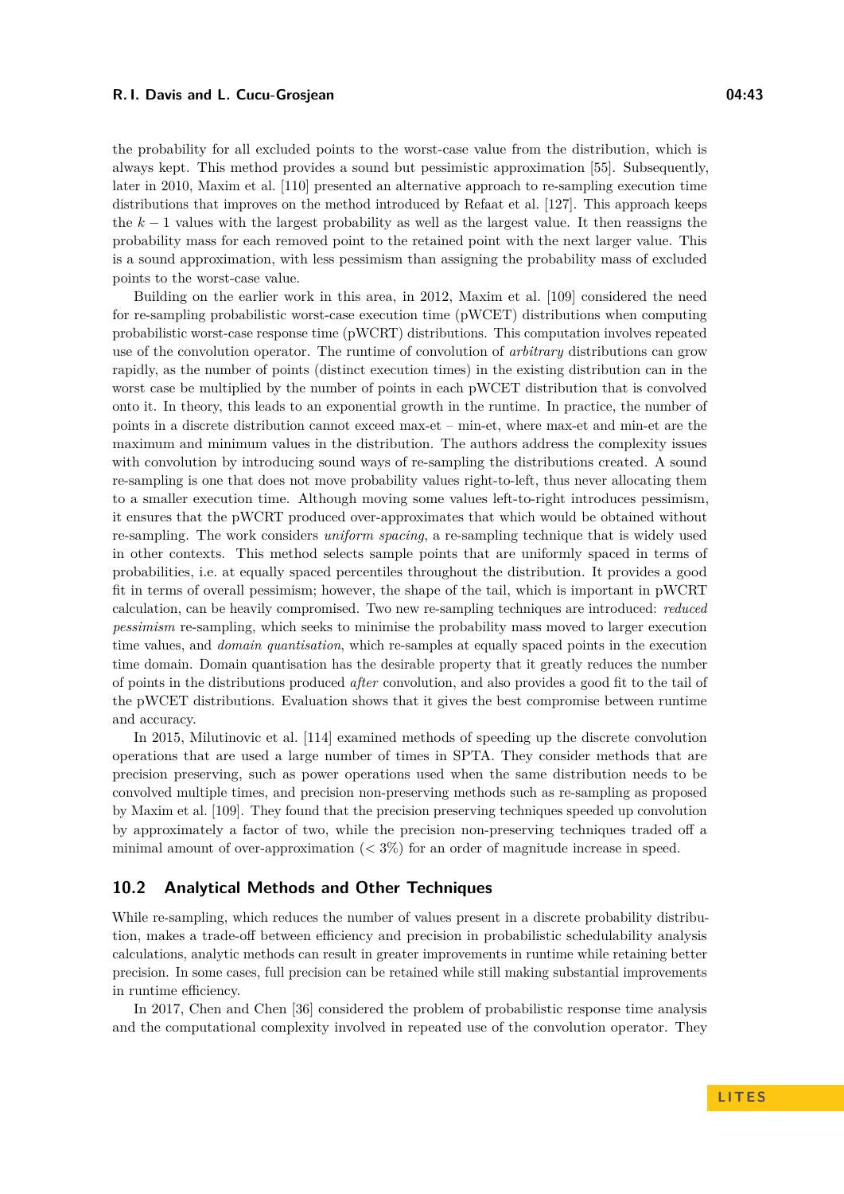the probability for all excluded points to the worst-case value from the distribution, which is always kept. This method provides a sound but pessimistic approximation [55]. Subsequently, later in 2010, Maxim et al. [110] presented an alternative approach to re-sampling execution time distributions that improves on the method introduced by Refaat et al. [127]. This approach keeps the $k-1$ values with the largest probability as well as the largest value. It then reassigns the probability mass for each removed point to the retained point with the next larger value. This is a sound approximation, with less pessimism than assigning the probability mass of excluded points to the worst-case value.

Building on the earlier work in this area, in 2012, Maxim et al. [109] considered the need for re-sampling probabilistic worst-case execution time (pWCET) distributions when computing probabilistic worst-case response time (pWCRT) distributions. This computation involves repeated use of the convolution operator. The runtime of convolution of *arbitrary* distributions can grow rapidly, as the number of points (distinct execution times) in the existing distribution can in the worst case be multiplied by the number of points in each pWCET distribution that is convolved onto it. In theory, this leads to an exponential growth in the runtime. In practice, the number of points in a discrete distribution cannot exceed max-et – min-et, where max-et and min-et are the maximum and minimum values in the distribution. The authors address the complexity issues with convolution by introducing sound ways of re-sampling the distributions created. A sound re-sampling is one that does not move probability values right-to-left, thus never allocating them to a smaller execution time. Although moving some values left-to-right introduces pessimism, it ensures that the pWCRT produced over-approximates that which would be obtained without re-sampling. The work considers *uniform spacing*, a re-sampling technique that is widely used in other contexts. This method selects sample points that are uniformly spaced in terms of probabilities, i.e. at equally spaced percentiles throughout the distribution. It provides a good fit in terms of overall pessimism; however, the shape of the tail, which is important in pWCRT calculation, can be heavily compromised. Two new re-sampling techniques are introduced: *reduced pessimism* re-sampling, which seeks to minimise the probability mass moved to larger execution time values, and *domain quantisation*, which re-samples at equally spaced points in the execution time domain. Domain quantisation has the desirable property that it greatly reduces the number of points in the distributions produced *after* convolution, and also provides a good fit to the tail of the pWCET distributions. Evaluation shows that it gives the best compromise between runtime and accuracy.

In 2015, Milutinovic et al. [114] examined methods of speeding up the discrete convolution operations that are used a large number of times in SPTA. They consider methods that are precision preserving, such as power operations used when the same distribution needs to be convolved multiple times, and precision non-preserving methods such as re-sampling as proposed by Maxim et al. [109]. They found that the precision preserving techniques speeded up convolution by approximately a factor of two, while the precision non-preserving techniques traded off a minimal amount of over-approximation ($< 3\%$) for an order of magnitude increase in speed.

## 10.2 Analytical Methods and Other Techniques

While re-sampling, which reduces the number of values present in a discrete probability distribution, makes a trade-off between efficiency and precision in probabilistic schedulability analysis calculations, analytic methods can result in greater improvements in runtime while retaining better precision. In some cases, full precision can be retained while still making substantial improvements in runtime efficiency.

In 2017, Chen and Chen [36] considered the problem of probabilistic response time analysis and the computational complexity involved in repeated use of the convolution operator. They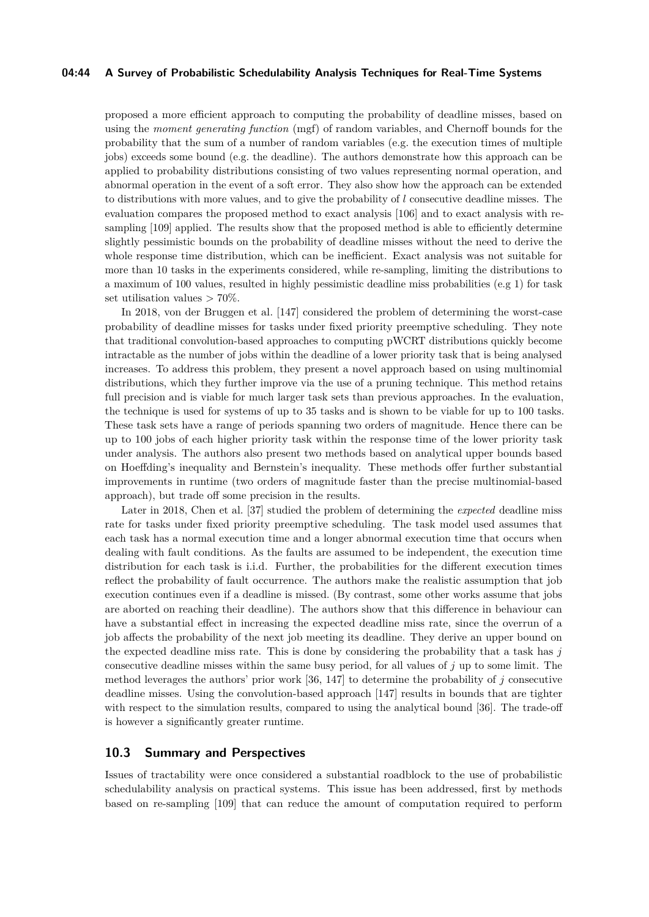proposed a more efficient approach to computing the probability of deadline misses, based on using the *moment generating function* (mgf) of random variables, and Chernoff bounds for the probability that the sum of a number of random variables (e.g. the execution times of multiple jobs) exceeds some bound (e.g. the deadline). The authors demonstrate how this approach can be applied to probability distributions consisting of two values representing normal operation, and abnormal operation in the event of a soft error. They also show how the approach can be extended to distributions with more values, and to give the probability of $l$ consecutive deadline misses. The evaluation compares the proposed method to exact analysis [106] and to exact analysis with re-sampling [109] applied. The results show that the proposed method is able to efficiently determine slightly pessimistic bounds on the probability of deadline misses without the need to derive the whole response time distribution, which can be inefficient. Exact analysis was not suitable for more than 10 tasks in the experiments considered, while re-sampling, limiting the distributions to a maximum of 100 values, resulted in highly pessimistic deadline miss probabilities (e.g 1) for task set utilisation values $> 70\%$.

In 2018, von der Bruggen et al. [147] considered the problem of determining the worst-case probability of deadline misses for tasks under fixed priority preemptive scheduling. They note that traditional convolution-based approaches to computing pWCRT distributions quickly become intractable as the number of jobs within the deadline of a lower priority task that is being analysed increases. To address this problem, they present a novel approach based on using multinomial distributions, which they further improve via the use of a pruning technique. This method retains full precision and is viable for much larger task sets than previous approaches. In the evaluation, the technique is used for systems of up to 35 tasks and is shown to be viable for up to 100 tasks. These task sets have a range of periods spanning two orders of magnitude. Hence there can be up to 100 jobs of each higher priority task within the response time of the lower priority task under analysis. The authors also present two methods based on analytical upper bounds based on Hoeffding's inequality and Bernstein's inequality. These methods offer further substantial improvements in runtime (two orders of magnitude faster than the precise multinomial-based approach), but trade off some precision in the results.

Later in 2018, Chen et al. [37] studied the problem of determining the *expected* deadline miss rate for tasks under fixed priority preemptive scheduling. The task model used assumes that each task has a normal execution time and a longer abnormal execution time that occurs when dealing with fault conditions. As the faults are assumed to be independent, the execution time distribution for each task is i.i.d. Further, the probabilities for the different execution times reflect the probability of fault occurrence. The authors make the realistic assumption that job execution continues even if a deadline is missed. (By contrast, some other works assume that jobs are aborted on reaching their deadline). The authors show that this difference in behaviour can have a substantial effect in increasing the expected deadline miss rate, since the overrun of a job affects the probability of the next job meeting its deadline. They derive an upper bound on the expected deadline miss rate. This is done by considering the probability that a task has $j$ consecutive deadline misses within the same busy period, for all values of $j$ up to some limit. The method leverages the authors' prior work [36, 147] to determine the probability of $j$ consecutive deadline misses. Using the convolution-based approach [147] results in bounds that are tighter with respect to the simulation results, compared to using the analytical bound [36]. The trade-off is however a significantly greater runtime.

## 10.3 Summary and Perspectives

Issues of tractability were once considered a substantial roadblock to the use of probabilistic schedulability analysis on practical systems. This issue has been addressed, first by methods based on re-sampling [109] that can reduce the amount of computation required to perform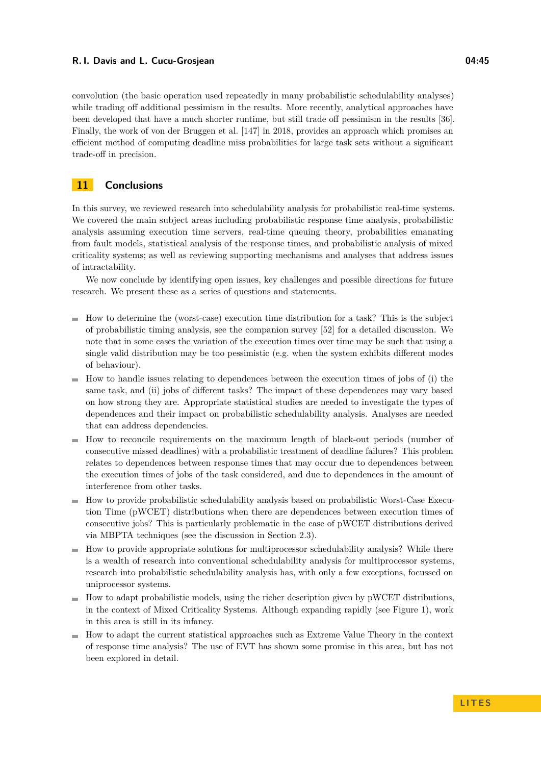convolution (the basic operation used repeatedly in many probabilistic schedulability analyses) while trading off additional pessimism in the results. More recently, analytical approaches have been developed that have a much shorter runtime, but still trade off pessimism in the results [36]. Finally, the work of von der Bruggen et al. [147] in 2018, provides an approach which promises an efficient method of computing deadline miss probabilities for large task sets without a significant trade-off in precision.

## 11 Conclusions

In this survey, we reviewed research into schedulability analysis for probabilistic real-time systems. We covered the main subject areas including probabilistic response time analysis, probabilistic analysis assuming execution time servers, real-time queuing theory, probabilities emanating from fault models, statistical analysis of the response times, and probabilistic analysis of mixed criticality systems; as well as reviewing supporting mechanisms and analyses that address issues of intractability.

We now conclude by identifying open issues, key challenges and possible directions for future research. We present these as a series of questions and statements.

- How to determine the (worst-case) execution time distribution for a task? This is the subject of probabilistic timing analysis, see the companion survey [52] for a detailed discussion. We note that in some cases the variation of the execution times over time may be such that using a single valid distribution may be too pessimistic (e.g. when the system exhibits different modes of behaviour).
- How to handle issues relating to dependences between the execution times of jobs of (i) the same task, and (ii) jobs of different tasks? The impact of these dependences may vary based on how strong they are. Appropriate statistical studies are needed to investigate the types of dependences and their impact on probabilistic schedulability analysis. Analyses are needed that can address dependencies.
- How to reconcile requirements on the maximum length of black-out periods (number of consecutive missed deadlines) with a probabilistic treatment of deadline failures? This problem relates to dependences between response times that may occur due to dependences between the execution times of jobs of the task considered, and due to dependences in the amount of interference from other tasks.
- How to provide probabilistic schedulability analysis based on probabilistic Worst-Case Execution Time (pWCET) distributions when there are dependences between execution times of consecutive jobs? This is particularly problematic in the case of pWCET distributions derived via MBPTA techniques (see the discussion in Section 2.3).
- How to provide appropriate solutions for multiprocessor schedulability analysis? While there is a wealth of research into conventional schedulability analysis for multiprocessor systems, research into probabilistic schedulability analysis has, with only a few exceptions, focussed on uniprocessor systems.
- How to adapt probabilistic models, using the richer description given by pWCET distributions, in the context of Mixed Criticality Systems. Although expanding rapidly (see Figure 1), work in this area is still in its infancy.
- How to adapt the current statistical approaches such as Extreme Value Theory in the context of response time analysis? The use of EVT has shown some promise in this area, but has not been explored in detail.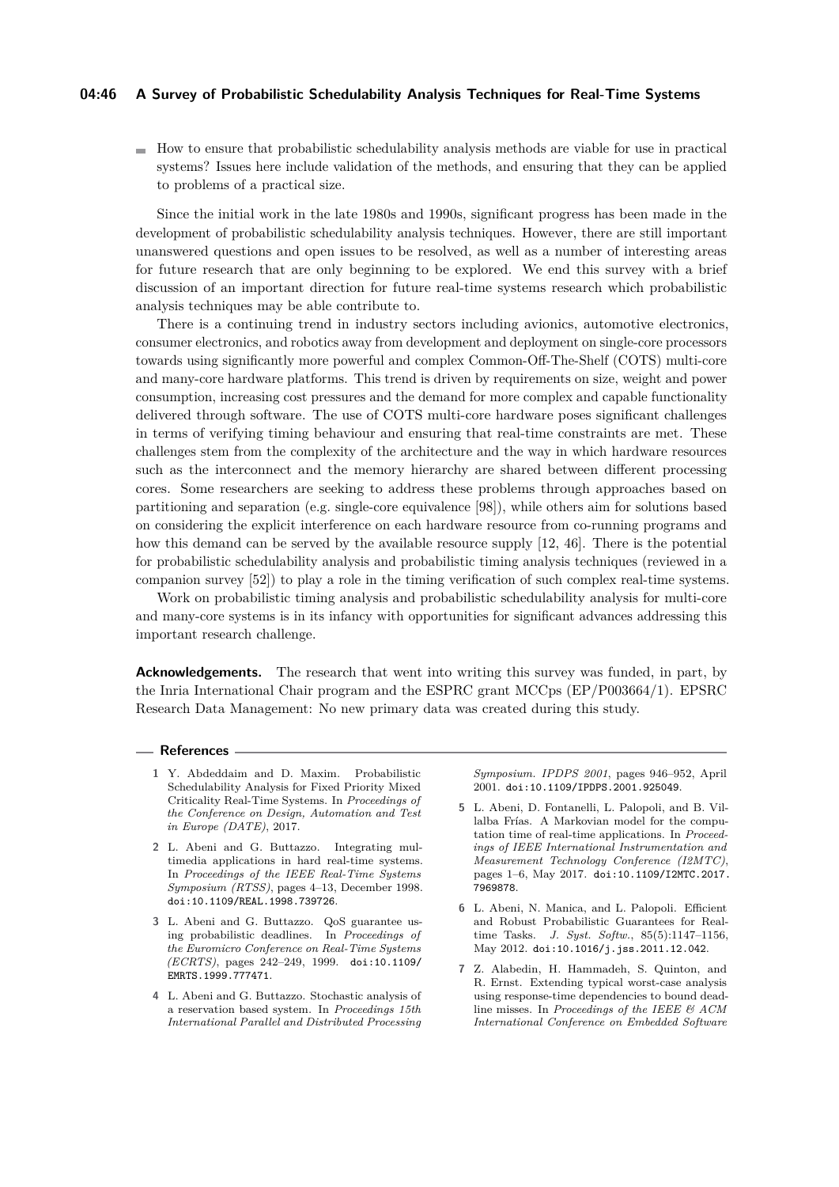- How to ensure that probabilistic schedulability analysis methods are viable for use in practical systems? Issues here include validation of the methods, and ensuring that they can be applied to problems of a practical size.

Since the initial work in the late 1980s and 1990s, significant progress has been made in the development of probabilistic schedulability analysis techniques. However, there are still important unanswered questions and open issues to be resolved, as well as a number of interesting areas for future research that are only beginning to be explored. We end this survey with a brief discussion of an important direction for future real-time systems research which probabilistic analysis techniques may be able contribute to.

There is a continuing trend in industry sectors including avionics, automotive electronics, consumer electronics, and robotics away from development and deployment on single-core processors towards using significantly more powerful and complex Common-Off-The-Shelf (COTS) multi-core and many-core hardware platforms. This trend is driven by requirements on size, weight and power consumption, increasing cost pressures and the demand for more complex and capable functionality delivered through software. The use of COTS multi-core hardware poses significant challenges in terms of verifying timing behaviour and ensuring that real-time constraints are met. These challenges stem from the complexity of the architecture and the way in which hardware resources such as the interconnect and the memory hierarchy are shared between different processing cores. Some researchers are seeking to address these problems through approaches based on partitioning and separation (e.g. single-core equivalence [98]), while others aim for solutions based on considering the explicit interference on each hardware resource from co-running programs and how this demand can be served by the available resource supply [12, 46]. There is the potential for probabilistic schedulability analysis and probabilistic timing analysis techniques (reviewed in a companion survey [52]) to play a role in the timing verification of such complex real-time systems.

Work on probabilistic timing analysis and probabilistic schedulability analysis for multi-core and many-core systems is in its infancy with opportunities for significant advances addressing this important research challenge.

**Acknowledgements.** The research that went into writing this survey was funded, in part, by the Inria International Chair program and the ESPRC grant MCCps (EP/P003664/1). EPSRC Research Data Management: No new primary data was created during this study.

## References

1. Y. Abdeddaim and D. Maxim. Probabilistic Schedulability Analysis for Fixed Priority Mixed Criticality Real-Time Systems. In *Proceedings of the Conference on Design, Automation and Test in Europe (DATE)*, 2017.
2. L. Abeni and G. Buttazzo. Integrating multimedia applications in hard real-time systems. In *Proceedings of the IEEE Real-Time Systems Symposium (RTSS)*, pages 4–13, December 1998. doi:10.1109/REAL.1998.739726.
3. L. Abeni and G. Buttazzo. QoS guarantee using probabilistic deadlines. In *Proceedings of the Euromicro Conference on Real-Time Systems (ECRTS)*, pages 242–249, 1999. doi:10.1109/EMRTS.1999.777471.
4. L. Abeni and G. Buttazzo. Stochastic analysis of a reservation based system. In *Proceedings 15th International Parallel and Distributed Processing Symposium. IPDPS 2001*, pages 946–952, April 2001. doi:10.1109/IPDPS.2001.925049.
5. L. Abeni, D. Fontanelli, L. Palopoli, and B. Villalba Frías. A Markovian model for the computation time of real-time applications. In *Proceedings of IEEE International Instrumentation and Measurement Technology Conference (I2MTC)*, pages 1–6, May 2017. doi:10.1109/I2MTC.2017.7969878.
6. L. Abeni, N. Manica, and L. Palopoli. Efficient and Robust Probabilistic Guarantees for Real-time Tasks. *J. Syst. Softw.*, 85(5):1147–1156, May 2012. doi:10.1016/j.jss.2011.12.042.
7. Z. Alabedin, H. Hammadeh, S. Quinton, and R. Ernst. Extending typical worst-case analysis using response-time dependencies to bound deadline misses. In *Proceedings of the IEEE & ACM International Conference on Embedded Software*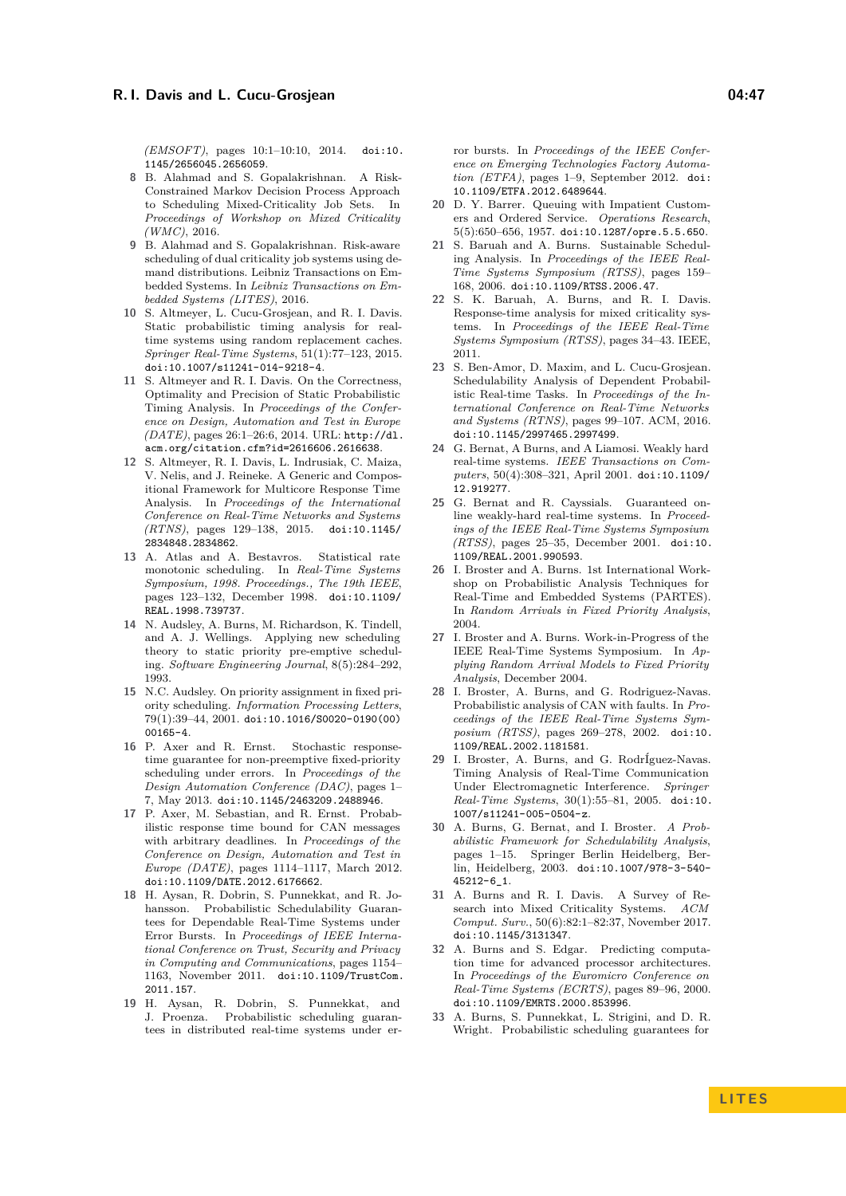*(EMSOFT)*, pages 10:1–10:10, 2014. doi:10.1145/2656045.2656059.

8. B. Alahmad and S. Gopalakrishnan. A Risk-Constrained Markov Decision Process Approach to Scheduling Mixed-Criticality Job Sets. In *Proceedings of Workshop on Mixed Criticality (WMC)*, 2016.
9. B. Alahmad and S. Gopalakrishnan. Risk-aware scheduling of dual criticality job systems using demand distributions. Leibniz Transactions on Embedded Systems. In *Leibniz Transactions on Embedded Systems (LITES)*, 2016.
10. S. Altmeyer, L. Cucu-Grosjean, and R. I. Davis. Static probabilistic timing analysis for real-time systems using random replacement caches. *Springer Real-Time Systems*, 51(1):77–123, 2015. doi:10.1007/s11241-014-9218-4.
11. S. Altmeyer and R. I. Davis. On the Correctness, Optimality and Precision of Static Probabilistic Timing Analysis. In *Proceedings of the Conference on Design, Automation and Test in Europe (DATE)*, pages 26:1–26:6, 2014. URL: http://dl.acm.org/citation.cfm?id=2616606.2616638.
12. S. Altmeyer, R. I. Davis, L. Indrusiak, C. Maiza, V. Nelis, and J. Reineke. A Generic and Compositional Framework for Multicore Response Time Analysis. In *Proceedings of the International Conference on Real-Time Networks and Systems (RTNS)*, pages 129–138, 2015. doi:10.1145/2834848.2834862.
13. A. Atlas and A. Bestavros. Statistical rate monotonic scheduling. In *Real-Time Systems Symposium, 1998. Proceedings., The 19th IEEE*, pages 123–132, December 1998. doi:10.1109/REAL.1998.739737.
14. N. Audsley, A. Burns, M. Richardson, K. Tindell, and A. J. Wellings. Applying new scheduling theory to static priority pre-emptive scheduling. *Software Engineering Journal*, 8(5):284–292, 1993.
15. N.C. Audsley. On priority assignment in fixed priority scheduling. *Information Processing Letters*, 79(1):39–44, 2001. doi:10.1016/S0020-0190(00)00165-4.
16. P. Axer and R. Ernst. Stochastic response-time guarantee for non-preemptive fixed-priority scheduling under errors. In *Proceedings of the Design Automation Conference (DAC)*, pages 1–7, May 2013. doi:10.1145/2463209.2488946.
17. P. Axer, M. Sebastian, and R. Ernst. Probabilistic response time bound for CAN messages with arbitrary deadlines. In *Proceedings of the Conference on Design, Automation and Test in Europe (DATE)*, pages 1114–1117, March 2012. doi:10.1109/DATE.2012.6176662.
18. H. Aysan, R. Dobrin, S. Punnekkat, and R. Johansson. Probabilistic Schedulability Guarantees for Dependable Real-Time Systems under Error Bursts. In *Proceedings of IEEE International Conference on Trust, Security and Privacy in Computing and Communications*, pages 1154–1163, November 2011. doi:10.1109/TrustCom.2011.157.
19. H. Aysan, R. Dobrin, S. Punnekkat, and J. Proenza. Probabilistic scheduling guarantees in distributed real-time systems under error bursts. In *Proceedings of the IEEE Conference on Emerging Technologies Factory Automation (ETFA)*, pages 1–9, September 2012. doi:10.1109/ETFA.2012.6489644.
20. D. Y. Barrer. Queuing with Impatient Customers and Ordered Service. *Operations Research*, 5(5):650–656, 1957. doi:10.1287/opre.5.5.650.
21. S. Baruah and A. Burns. Sustainable Scheduling Analysis. In *Proceedings of the IEEE Real-Time Systems Symposium (RTSS)*, pages 159–168, 2006. doi:10.1109/RTSS.2006.47.
22. S. K. Baruah, A. Burns, and R. I. Davis. Response-time analysis for mixed criticality systems. In *Proceedings of the IEEE Real-Time Systems Symposium (RTSS)*, pages 34–43. IEEE, 2011.
23. S. Ben-Amor, D. Maxim, and L. Cucu-Grosjean. Schedulability Analysis of Dependent Probabilistic Real-time Tasks. In *Proceedings of the International Conference on Real-Time Networks and Systems (RTNS)*, pages 99–107. ACM, 2016. doi:10.1145/2997465.2997499.
24. G. Bernat, A Burns, and A Liamosi. Weakly hard real-time systems. *IEEE Transactions on Computers*, 50(4):308–321, April 2001. doi:10.1109/12.919277.
25. G. Bernat and R. Cayssials. Guaranteed on-line weakly-hard real-time systems. In *Proceedings of the IEEE Real-Time Systems Symposium (RTSS)*, pages 25–35, December 2001. doi:10.1109/REAL.2001.990593.
26. I. Broster and A. Burns. 1st International Workshop on Probabilistic Analysis Techniques for Real-Time and Embedded Systems (PARTES). In *Random Arrivals in Fixed Priority Analysis*, 2004.
27. I. Broster and A. Burns. Work-in-Progress of the IEEE Real-Time Systems Symposium. In *Applying Random Arrival Models to Fixed Priority Analysis*, December 2004.
28. I. Broster, A. Burns, and G. Rodriguez-Navas. Probabilistic analysis of CAN with faults. In *Proceedings of the IEEE Real-Time Systems Symposium (RTSS)*, pages 269–278, 2002. doi:10.1109/REAL.2002.1181581.
29. I. Broster, A. Burns, and G. RodrÍguez-Navas. Timing Analysis of Real-Time Communication Under Electromagnetic Interference. *Springer Real-Time Systems*, 30(1):55–81, 2005. doi:10.1007/s11241-005-0504-z.
30. A. Burns, G. Bernat, and I. Broster. *A Probabilistic Framework for Schedulability Analysis*, pages 1–15. Springer Berlin Heidelberg, Berlin, Heidelberg, 2003. doi:10.1007/978-3-540-45212-6_1.
31. A. Burns and R. I. Davis. A Survey of Research into Mixed Criticality Systems. *ACM Comput. Surv.*, 50(6):82:1–82:37, November 2017. doi:10.1145/3131347.
32. A. Burns and S. Edgar. Predicting computation time for advanced processor architectures. In *Proceedings of the Euromicro Conference on Real-Time Systems (ECRTS)*, pages 89–96, 2000. doi:10.1109/EMRTS.2000.853996.
33. A. Burns, S. Punnekkat, L. Strigini, and D. R. Wright. Probabilistic scheduling guarantees for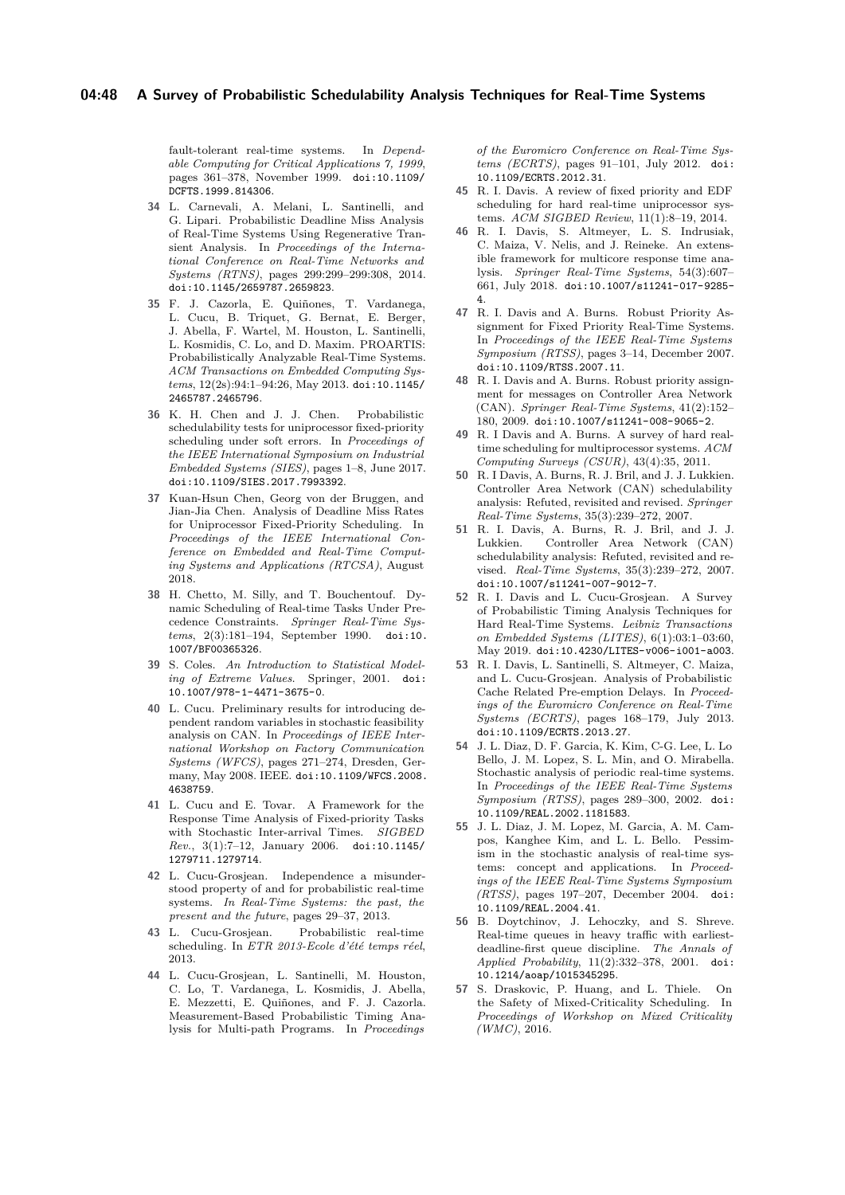fault-tolerant real-time systems. In *Dependable Computing for Critical Applications 7, 1999*, pages 361–378, November 1999. doi:10.1109/DCFTS.1999.814306.

34 L. Carnevali, A. Melani, L. Santinelli, and G. Lipari. Probabilistic Deadline Miss Analysis of Real-Time Systems Using Regenerative Transient Analysis. In *Proceedings of the International Conference on Real-Time Networks and Systems (RTNS)*, pages 299:299–299:308, 2014. doi:10.1145/2659787.2659823.

35 F. J. Cazorla, E. Quiñones, T. Vardanega, L. Cucu, B. Triquet, G. Bernat, E. Berger, J. Abella, F. Wartel, M. Houston, L. Santinelli, L. Kosmidis, C. Lo, and D. Maxim. PROARTIS: Probabilistically Analyzable Real-Time Systems. *ACM Transactions on Embedded Computing Systems*, 12(2s):94:1–94:26, May 2013. doi:10.1145/2465787.2465796.

36 K. H. Chen and J. J. Chen. Probabilistic schedulability tests for uniprocessor fixed-priority scheduling under soft errors. In *Proceedings of the IEEE International Symposium on Industrial Embedded Systems (SIES)*, pages 1–8, June 2017. doi:10.1109/SIES.2017.7993392.

37 Kuan-Hsun Chen, Georg von der Bruggen, and Jian-Jia Chen. Analysis of Deadline Miss Rates for Uniprocessor Fixed-Priority Scheduling. In *Proceedings of the IEEE International Conference on Embedded and Real-Time Computing Systems and Applications (RTCSA)*, August 2018.

38 H. Chetto, M. Silly, and T. Bouchentouf. Dynamic Scheduling of Real-time Tasks Under Precedence Constraints. *Springer Real-Time Systems*, 2(3):181–194, September 1990. doi:10.1007/BF00365326.

39 S. Coles. *An Introduction to Statistical Modeling of Extreme Values*. Springer, 2001. doi:10.1007/978-1-4471-3675-0.

40 L. Cucu. Preliminary results for introducing dependent random variables in stochastic feasibility analysis on CAN. In *Proceedings of IEEE International Workshop on Factory Communication Systems (WFCS)*, pages 271–274, Dresden, Germany, May 2008. IEEE. doi:10.1109/WFCS.2008.4638759.

41 L. Cucu and E. Tovar. A Framework for the Response Time Analysis of Fixed-priority Tasks with Stochastic Inter-arrival Times. *SIGBED Rev.*, 3(1):7–12, January 2006. doi:10.1145/1279711.1279714.

42 L. Cucu-Grosjean. Independence a misunderstood property of and for probabilistic real-time systems. *In Real-Time Systems: the past, the present and the future*, pages 29–37, 2013.

43 L. Cucu-Grosjean. Probabilistic real-time scheduling. In *ETR 2013-Ecole d'été temps réel*, 2013.

44 L. Cucu-Grosjean, L. Santinelli, M. Houston, C. Lo, T. Vardanega, L. Kosmidis, J. Abella, E. Mezzetti, E. Quiñones, and F. J. Cazorla. Measurement-Based Probabilistic Timing Analysis for Multi-path Programs. In *Proceedings of the Euromicro Conference on Real-Time Systems (ECRTS)*, pages 91–101, July 2012. doi:10.1109/ECRTS.2012.31.

45 R. I. Davis. A review of fixed priority and EDF scheduling for hard real-time uniprocessor systems. *ACM SIGBED Review*, 11(1):8–19, 2014.

46 R. I. Davis, S. Altmeyer, L. S. Indrusiak, C. Maiza, V. Nelis, and J. Reineke. An extensible framework for multicore response time analysis. *Springer Real-Time Systems*, 54(3):607–661, July 2018. doi:10.1007/s11241-017-9285-4.

47 R. I. Davis and A. Burns. Robust Priority Assignment for Fixed Priority Real-Time Systems. In *Proceedings of the IEEE Real-Time Systems Symposium (RTSS)*, pages 3–14, December 2007. doi:10.1109/RTSS.2007.11.

48 R. I. Davis and A. Burns. Robust priority assignment for messages on Controller Area Network (CAN). *Springer Real-Time Systems*, 41(2):152–180, 2009. doi:10.1007/s11241-008-9065-2.

49 R. I Davis and A. Burns. A survey of hard real-time scheduling for multiprocessor systems. *ACM Computing Surveys (CSUR)*, 43(4):35, 2011.

50 R. I Davis, A. Burns, R. J. Bril, and J. J. Lukkien. Controller Area Network (CAN) schedulability analysis: Refuted, revisited and revised. *Springer Real-Time Systems*, 35(3):239–272, 2007.

51 R. I. Davis, A. Burns, R. J. Bril, and J. J. Lukkien. Controller Area Network (CAN) schedulability analysis: Refuted, revisited and revised. *Real-Time Systems*, 35(3):239–272, 2007. doi:10.1007/s11241-007-9012-7.

52 R. I. Davis and L. Cucu-Grosjean. A Survey of Probabilistic Timing Analysis Techniques for Hard Real-Time Systems. *Leibniz Transactions on Embedded Systems (LITES)*, 6(1):03:1–03:60, May 2019. doi:10.4230/LITES-v006-i001-a003.

53 R. I. Davis, L. Santinelli, S. Altmeyer, C. Maiza, and L. Cucu-Grosjean. Analysis of Probabilistic Cache Related Pre-emption Delays. In *Proceedings of the Euromicro Conference on Real-Time Systems (ECRTS)*, pages 168–179, July 2013. doi:10.1109/ECRTS.2013.27.

54 J. L. Diaz, D. F. Garcia, K. Kim, C-G. Lee, L. Lo Bello, J. M. Lopez, S. L. Min, and O. Mirabella. Stochastic analysis of periodic real-time systems. In *Proceedings of the IEEE Real-Time Systems Symposium (RTSS)*, pages 289–300, 2002. doi:10.1109/REAL.2002.1181583.

55 J. L. Diaz, J. M. Lopez, M. Garcia, A. M. Campos, Kanghee Kim, and L. L. Bello. Pessimism in the stochastic analysis of real-time systems: concept and applications. In *Proceedings of the IEEE Real-Time Systems Symposium (RTSS)*, pages 197–207, December 2004. doi:10.1109/REAL.2004.41.

56 B. Doytchinov, J. Lehoczky, and S. Shreve. Real-time queues in heavy traffic with earliest-deadline-first queue discipline. *The Annals of Applied Probability*, 11(2):332–378, 2001. doi:10.1214/aoap/1015345295.

57 S. Draskovic, P. Huang, and L. Thiele. On the Safety of Mixed-Criticality Scheduling. In *Proceedings of Workshop on Mixed Criticality (WMC)*, 2016.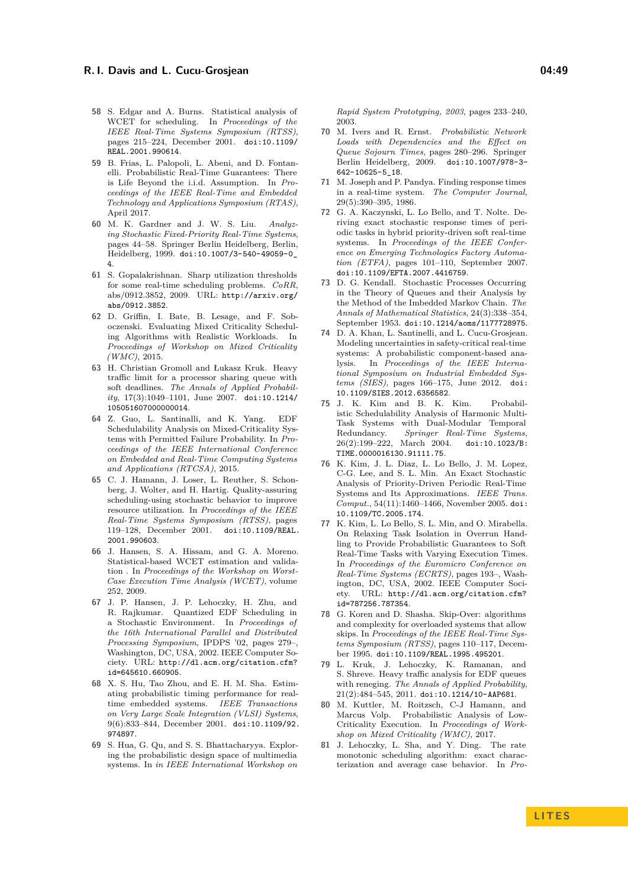**58** S. Edgar and A. Burns. Statistical analysis of WCET for scheduling. In *Proceedings of the IEEE Real-Time Systems Symposium (RTSS)*, pages 215–224, December 2001. doi:10.1109/REAL.2001.990614.

**59** B. Frias, L. Palopoli, L. Abeni, and D. Fontanelli. Probabilistic Real-Time Guarantees: There is Life Beyond the i.i.d. Assumption. In *Proceedings of the IEEE Real-Time and Embedded Technology and Applications Symposium (RTAS)*, April 2017.

**60** M. K. Gardner and J. W. S. Liu. *Analyzing Stochastic Fixed-Priority Real-Time Systems*, pages 44–58. Springer Berlin Heidelberg, Berlin, Heidelberg, 1999. doi:10.1007/3-540-49059-0_4.

**61** S. Gopalakrishnan. Sharp utilization thresholds for some real-time scheduling problems. *CoRR*, abs/0912.3852, 2009. URL: http://arxiv.org/abs/0912.3852.

**62** D. Griffin, I. Bate, B. Lesage, and F. Soboczenski. Evaluating Mixed Criticality Scheduling Algorithms with Realistic Workloads. In *Proceedings of Workshop on Mixed Criticality (WMC)*, 2015.

**63** H. Christian Gromoll and Łukasz Kruk. Heavy traffic limit for a processor sharing queue with soft deadlines. *The Annals of Applied Probability*, 17(3):1049–1101, June 2007. doi:10.1214/105051607000000014.

**64** Z. Guo, L. Santinalli, and K. Yang. EDF Schedulability Analysis on Mixed-Criticality Systems with Permitted Failure Probability. In *Proceedings of the IEEE International Conference on Embedded and Real-Time Computing Systems and Applications (RTCSA)*, 2015.

**65** C. J. Hamann, J. Loser, L. Reuther, S. Schonberg, J. Wolter, and H. Hartig. Quality-assuring scheduling-using stochastic behavior to improve resource utilization. In *Proceedings of the IEEE Real-Time Systems Symposium (RTSS)*, pages 119–128, December 2001. doi:10.1109/REAL.2001.990603.

**66** J. Hansen, S. A. Hissam, and G. A. Moreno. Statistical-based WCET estimation and validation . In *Proceedings of the Workshop on Worst-Case Execution Time Analysis (WCET)*, volume 252, 2009.

**67** J. P. Hansen, J. P. Lehoczky, H. Zhu, and R. Rajkumar. Quantized EDF Scheduling in a Stochastic Environment. In *Proceedings of the 16th International Parallel and Distributed Processing Symposium*, IPDPS '02, pages 279–, Washington, DC, USA, 2002. IEEE Computer Society. URL: http://dl.acm.org/citation.cfm?id=645610.660905.

**68** X. S. Hu, Tao Zhou, and E. H. M. Sha. Estimating probabilistic timing performance for real-time embedded systems. *IEEE Transactions on Very Large Scale Integration (VLSI) Systems*, 9(6):833–844, December 2001. doi:10.1109/92.974897.

**69** S. Hua, G. Qu, and S. S. Bhattacharyya. Exploring the probabilistic design space of multimedia systems. In *in IEEE International Workshop on Rapid System Prototyping, 2003*, pages 233–240, 2003.

**70** M. Ivers and R. Ernst. *Probabilistic Network Loads with Dependencies and the Effect on Queue Sojourn Times*, pages 280–296. Springer Berlin Heidelberg, 2009. doi:10.1007/978-3-642-10625-5_18.

**71** M. Joseph and P. Pandya. Finding response times in a real-time system. *The Computer Journal*, 29(5):390–395, 1986.

**72** G. A. Kaczynski, L. Lo Bello, and T. Nolte. Deriving exact stochastic response times of periodic tasks in hybrid priority-driven soft real-time systems. In *Proceedings of the IEEE Conference on Emerging Technologies Factory Automation (ETFA)*, pages 101–110, September 2007. doi:10.1109/EFTA.2007.4416759.

**73** D. G. Kendall. Stochastic Processes Occurring in the Theory of Queues and their Analysis by the Method of the Imbedded Markov Chain. *The Annals of Mathematical Statistics*, 24(3):338–354, September 1953. doi:10.1214/aoms/1177728975.

**74** D. A. Khan, L. Santinelli, and L. Cucu-Grosjean. Modeling uncertainties in safety-critical real-time systems: A probabilistic component-based analysis. In *Proceedings of the IEEE International Symposium on Industrial Embedded Systems (SIES)*, pages 166–175, June 2012. doi:10.1109/SIES.2012.6356582.

**75** J. K. Kim and B. K. Kim. Probabilistic Schedulability Analysis of Harmonic Multi-Task Systems with Dual-Modular Temporal Redundancy. *Springer Real-Time Systems*, 26(2):199–222, March 2004. doi:10.1023/B:TIME.0000016130.91111.75.

**76** K. Kim, J. L. Diaz, L. Lo Bello, J. M. Lopez, C-G. Lee, and S. L. Min. An Exact Stochastic Analysis of Priority-Driven Periodic Real-Time Systems and Its Approximations. *IEEE Trans. Comput.*, 54(11):1460–1466, November 2005. doi:10.1109/TC.2005.174.

**77** K. Kim, L. Lo Bello, S. L. Min, and O. Mirabella. On Relaxing Task Isolation in Overrun Handling to Provide Probabilistic Guarantees to Soft Real-Time Tasks with Varying Execution Times. In *Proceedings of the Euromicro Conference on Real-Time Systems (ECRTS)*, pages 193–, Washington, DC, USA, 2002. IEEE Computer Society. URL: http://dl.acm.org/citation.cfm?id=787256.787354.

**78** G. Koren and D. Shasha. Skip-Over: algorithms and complexity for overloaded systems that allow skips. In *Proceedings of the IEEE Real-Time Systems Symposium (RTSS)*, pages 110–117, December 1995. doi:10.1109/REAL.1995.495201.

**79** L. Kruk, J. Lehoczky, K. Ramanan, and S. Shreve. Heavy traffic analysis for EDF queues with reneging. *The Annals of Applied Probability*, 21(2):484–545, 2011. doi:10.1214/10-AAP681.

**80** M. Kuttler, M. Roitzsch, C-J Hamann, and Marcus Volp. Probabilistic Analysis of Low-Criticality Execution. In *Proceedings of Workshop on Mixed Criticality (WMC)*, 2017.

**81** J. Lehoczky, L. Sha, and Y. Ding. The rate monotonic scheduling algorithm: exact characterization and average case behavior. In *Pro-*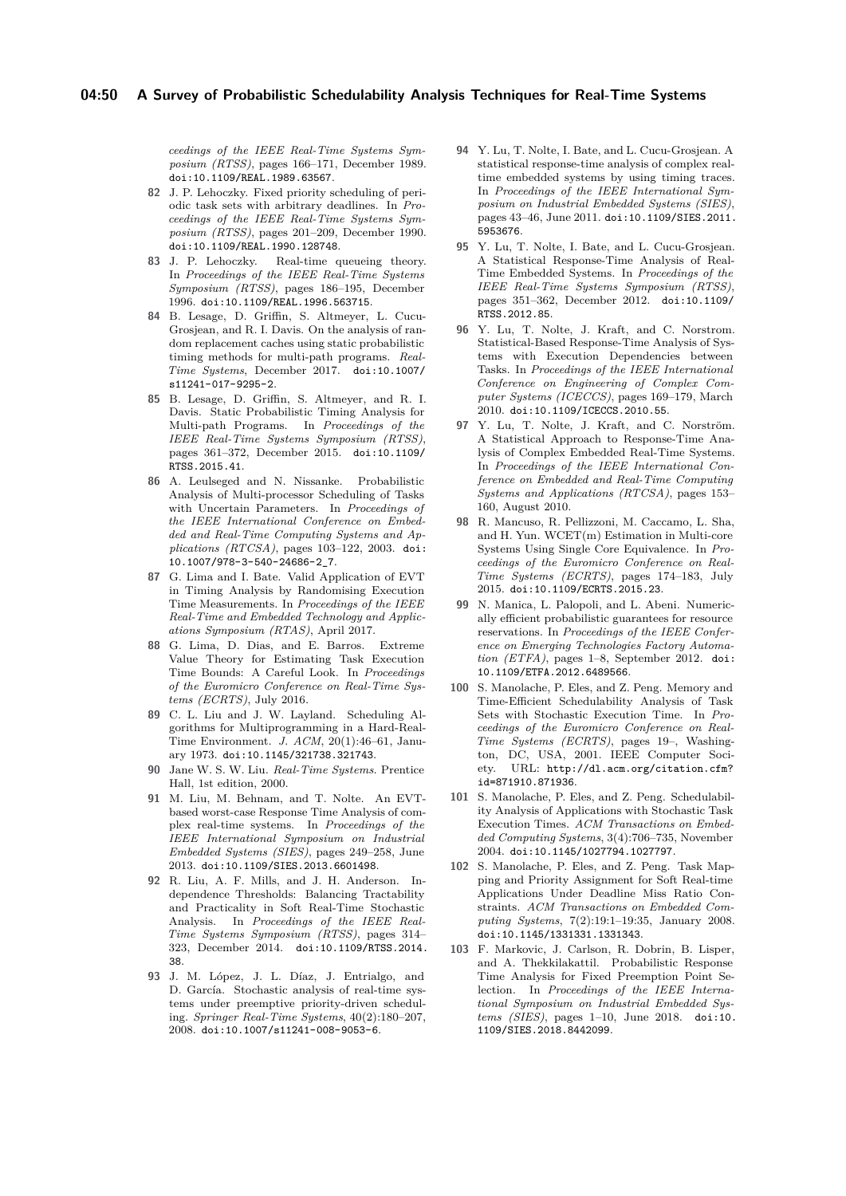*ceedings of the IEEE Real-Time Systems Symposium (RTSS)*, pages 166–171, December 1989. doi:10.1109/REAL.1989.63567.

**82** J. P. Lehoczky. Fixed priority scheduling of periodic task sets with arbitrary deadlines. In *Proceedings of the IEEE Real-Time Systems Symposium (RTSS)*, pages 201–209, December 1990. doi:10.1109/REAL.1990.128748.

**83** J. P. Lehoczky. Real-time queueing theory. In *Proceedings of the IEEE Real-Time Systems Symposium (RTSS)*, pages 186–195, December 1996. doi:10.1109/REAL.1996.563715.

**84** B. Lesage, D. Griffin, S. Altmeyer, L. Cucu-Grosjean, and R. I. Davis. On the analysis of random replacement caches using static probabilistic timing methods for multi-path programs. *Real-Time Systems*, December 2017. doi:10.1007/s11241-017-9295-2.

**85** B. Lesage, D. Griffin, S. Altmeyer, and R. I. Davis. Static Probabilistic Timing Analysis for Multi-path Programs. In *Proceedings of the IEEE Real-Time Systems Symposium (RTSS)*, pages 361–372, December 2015. doi:10.1109/RTSS.2015.41.

**86** A. Leulseged and N. Nissanke. Probabilistic Analysis of Multi-processor Scheduling of Tasks with Uncertain Parameters. In *Proceedings of the IEEE International Conference on Embedded and Real-Time Computing Systems and Applications (RTCSA)*, pages 103–122, 2003. doi:10.1007/978-3-540-24686-2_7.

**87** G. Lima and I. Bate. Valid Application of EVT in Timing Analysis by Randomising Execution Time Measurements. In *Proceedings of the IEEE Real-Time and Embedded Technology and Applications Symposium (RTAS)*, April 2017.

**88** G. Lima, D. Dias, and E. Barros. Extreme Value Theory for Estimating Task Execution Time Bounds: A Careful Look. In *Proceedings of the Euromicro Conference on Real-Time Systems (ECRTS)*, July 2016.

**89** C. L. Liu and J. W. Layland. Scheduling Algorithms for Multiprogramming in a Hard-Real-Time Environment. *J. ACM*, 20(1):46–61, January 1973. doi:10.1145/321738.321743.

**90** Jane W. S. W. Liu. *Real-Time Systems*. Prentice Hall, 1st edition, 2000.

**91** M. Liu, M. Behnam, and T. Nolte. An EVT-based worst-case Response Time Analysis of complex real-time systems. In *Proceedings of the IEEE International Symposium on Industrial Embedded Systems (SIES)*, pages 249–258, June 2013. doi:10.1109/SIES.2013.6601498.

**92** R. Liu, A. F. Mills, and J. H. Anderson. Independence Thresholds: Balancing Tractability and Practicality in Soft Real-Time Stochastic Analysis. In *Proceedings of the IEEE Real-Time Systems Symposium (RTSS)*, pages 314–323, December 2014. doi:10.1109/RTSS.2014.38.

**93** J. M. López, J. L. Díaz, J. Entrialgo, and D. García. Stochastic analysis of real-time systems under preemptive priority-driven scheduling. *Springer Real-Time Systems*, 40(2):180–207, 2008. doi:10.1007/s11241-008-9053-6.

**94** Y. Lu, T. Nolte, I. Bate, and L. Cucu-Grosjean. A statistical response-time analysis of complex real-time embedded systems by using timing traces. In *Proceedings of the IEEE International Symposium on Industrial Embedded Systems (SIES)*, pages 43–46, June 2011. doi:10.1109/SIES.2011.5953676.

**95** Y. Lu, T. Nolte, I. Bate, and L. Cucu-Grosjean. A Statistical Response-Time Analysis of Real-Time Embedded Systems. In *Proceedings of the IEEE Real-Time Systems Symposium (RTSS)*, pages 351–362, December 2012. doi:10.1109/RTSS.2012.85.

**96** Y. Lu, T. Nolte, J. Kraft, and C. Norstrom. Statistical-Based Response-Time Analysis of Systems with Execution Dependencies between Tasks. In *Proceedings of the IEEE International Conference on Engineering of Complex Computer Systems (ICECCS)*, pages 169–179, March 2010. doi:10.1109/ICECCS.2010.55.

**97** Y. Lu, T. Nolte, J. Kraft, and C. Norström. A Statistical Approach to Response-Time Analysis of Complex Embedded Real-Time Systems. In *Proceedings of the IEEE International Conference on Embedded and Real-Time Computing Systems and Applications (RTCSA)*, pages 153–160, August 2010.

**98** R. Mancuso, R. Pellizzoni, M. Caccamo, L. Sha, and H. Yun. WCET(m) Estimation in Multi-core Systems Using Single Core Equivalence. In *Proceedings of the Euromicro Conference on Real-Time Systems (ECRTS)*, pages 174–183, July 2015. doi:10.1109/ECRTS.2015.23.

**99** N. Manica, L. Palopoli, and L. Abeni. Numerically efficient probabilistic guarantees for resource reservations. In *Proceedings of the IEEE Conference on Emerging Technologies Factory Automation (ETFA)*, pages 1–8, September 2012. doi:10.1109/ETFA.2012.6489566.

**100** S. Manolache, P. Eles, and Z. Peng. Memory and Time-Efficient Schedulability Analysis of Task Sets with Stochastic Execution Time. In *Proceedings of the Euromicro Conference on Real-Time Systems (ECRTS)*, pages 19–, Washington, DC, USA, 2001. IEEE Computer Society. URL: http://dl.acm.org/citation.cfm?id=871910.871936.

**101** S. Manolache, P. Eles, and Z. Peng. Schedulability Analysis of Applications with Stochastic Task Execution Times. *ACM Transactions on Embedded Computing Systems*, 3(4):706–735, November 2004. doi:10.1145/1027794.1027797.

**102** S. Manolache, P. Eles, and Z. Peng. Task Mapping and Priority Assignment for Soft Real-time Applications Under Deadline Miss Ratio Constraints. *ACM Transactions on Embedded Computing Systems*, 7(2):19:1–19:35, January 2008. doi:10.1145/1331331.1331343.

**103** F. Markovic, J. Carlson, R. Dobrin, B. Lisper, and A. Thekkilakattil. Probabilistic Response Time Analysis for Fixed Preemption Point Selection. In *Proceedings of the IEEE International Symposium on Industrial Embedded Systems (SIES)*, pages 1–10, June 2018. doi:10.1109/SIES.2018.8442099.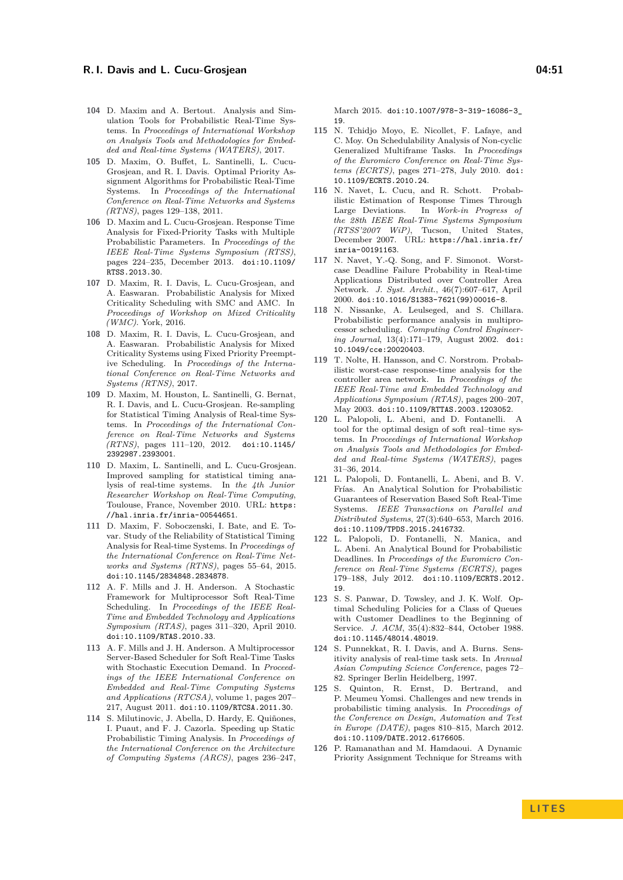**104** D. Maxim and A. Bertout. Analysis and Simulation Tools for Probabilistic Real-Time Systems. In *Proceedings of International Workshop on Analysis Tools and Methodologies for Embedded and Real-time Systems (WATERS)*, 2017.

**105** D. Maxim, O. Buffet, L. Santinelli, L. Cucu-Grosjean, and R. I. Davis. Optimal Priority Assignment Algorithms for Probabilistic Real-Time Systems. In *Proceedings of the International Conference on Real-Time Networks and Systems (RTNS)*, pages 129–138, 2011.

**106** D. Maxim and L. Cucu-Grosjean. Response Time Analysis for Fixed-Priority Tasks with Multiple Probabilistic Parameters. In *Proceedings of the IEEE Real-Time Systems Symposium (RTSS)*, pages 224–235, December 2013. doi:10.1109/RTSS.2013.30.

**107** D. Maxim, R. I. Davis, L. Cucu-Grosjean, and A. Easwaran. Probabilistic Analysis for Mixed Criticality Scheduling with SMC and AMC. In *Proceedings of Workshop on Mixed Criticality (WMC)*. York, 2016.

**108** D. Maxim, R. I. Davis, L. Cucu-Grosjean, and A. Easwaran. Probabilistic Analysis for Mixed Criticality Systems using Fixed Priority Preemptive Scheduling. In *Proceedings of the International Conference on Real-Time Networks and Systems (RTNS)*, 2017.

**109** D. Maxim, M. Houston, L. Santinelli, G. Bernat, R. I. Davis, and L. Cucu-Grosjean. Re-sampling for Statistical Timing Analysis of Real-time Systems. In *Proceedings of the International Conference on Real-Time Networks and Systems (RTNS)*, pages 111–120, 2012. doi:10.1145/2392987.2393001.

**110** D. Maxim, L. Santinelli, and L. Cucu-Grosjean. Improved sampling for statistical timing analysis of real-time systems. In *the 4th Junior Researcher Workshop on Real-Time Computing*, Toulouse, France, November 2010. URL: https://hal.inria.fr/inria-00544651.

**111** D. Maxim, F. Soboczenski, I. Bate, and E. Tovar. Study of the Reliability of Statistical Timing Analysis for Real-time Systems. In *Proceedings of the International Conference on Real-Time Networks and Systems (RTNS)*, pages 55–64, 2015. doi:10.1145/2834848.2834878.

**112** A. F. Mills and J. H. Anderson. A Stochastic Framework for Multiprocessor Soft Real-Time Scheduling. In *Proceedings of the IEEE Real-Time and Embedded Technology and Applications Symposium (RTAS)*, pages 311–320, April 2010. doi:10.1109/RTAS.2010.33.

**113** A. F. Mills and J. H. Anderson. A Multiprocessor Server-Based Scheduler for Soft Real-Time Tasks with Stochastic Execution Demand. In *Proceedings of the IEEE International Conference on Embedded and Real-Time Computing Systems and Applications (RTCSA)*, volume 1, pages 207–217, August 2011. doi:10.1109/RTCSA.2011.30.

**114** S. Milutinovic, J. Abella, D. Hardy, E. Quiñones, I. Puaut, and F. J. Cazorla. Speeding up Static Probabilistic Timing Analysis. In *Proceedings of the International Conference on the Architecture of Computing Systems (ARCS)*, pages 236–247, March 2015. doi:10.1007/978-3-319-16086-3_19.

**115** N. Tchidjo Moyo, E. Nicollet, F. Lafaye, and C. Moy. On Schedulability Analysis of Non-cyclic Generalized Multiframe Tasks. In *Proceedings of the Euromicro Conference on Real-Time Systems (ECRTS)*, pages 271–278, July 2010. doi:10.1109/ECRTS.2010.24.

**116** N. Navet, L. Cucu, and R. Schott. Probabilistic Estimation of Response Times Through Large Deviations. In *Work-in Progress of the 28th IEEE Real-Time Systems Symposium (RTSS'2007 WiP)*, Tucson, United States, December 2007. URL: https://hal.inria.fr/inria-00191163.

**117** N. Navet, Y.-Q. Song, and F. Simonot. Worst-case Deadline Failure Probability in Real-time Applications Distributed over Controller Area Network. *J. Syst. Archit.*, 46(7):607–617, April 2000. doi:10.1016/S1383-7621(99)00016-8.

**118** N. Nissanke, A. Leulseged, and S. Chillara. Probabilistic performance analysis in multiprocessor scheduling. *Computing Control Engineering Journal*, 13(4):171–179, August 2002. doi:10.1049/cce:20020403.

**119** T. Nolte, H. Hansson, and C. Norstrom. Probabilistic worst-case response-time analysis for the controller area network. In *Proceedings of the IEEE Real-Time and Embedded Technology and Applications Symposium (RTAS)*, pages 200–207, May 2003. doi:10.1109/RTTAS.2003.1203052.

**120** L. Palopoli, L. Abeni, and D. Fontanelli. A tool for the optimal design of soft real–time systems. In *Proceedings of International Workshop on Analysis Tools and Methodologies for Embedded and Real-time Systems (WATERS)*, pages 31–36, 2014.

**121** L. Palopoli, D. Fontanelli, L. Abeni, and B. V. Frías. An Analytical Solution for Probabilistic Guarantees of Reservation Based Soft Real-Time Systems. *IEEE Transactions on Parallel and Distributed Systems*, 27(3):640–653, March 2016. doi:10.1109/TPDS.2015.2416732.

**122** L. Palopoli, D. Fontanelli, N. Manica, and L. Abeni. An Analytical Bound for Probabilistic Deadlines. In *Proceedings of the Euromicro Conference on Real-Time Systems (ECRTS)*, pages 179–188, July 2012. doi:10.1109/ECRTS.2012.19.

**123** S. S. Panwar, D. Towsley, and J. K. Wolf. Optimal Scheduling Policies for a Class of Queues with Customer Deadlines to the Beginning of Service. *J. ACM*, 35(4):832–844, October 1988. doi:10.1145/48014.48019.

**124** S. Punnekkat, R. I. Davis, and A. Burns. Sensitivity analysis of real-time task sets. In *Annual Asian Computing Science Conference*, pages 72–82. Springer Berlin Heidelberg, 1997.

**125** S. Quinton, R. Ernst, D. Bertrand, and P. Meumeu Yomsi. Challenges and new trends in probabilistic timing analysis. In *Proceedings of the Conference on Design, Automation and Test in Europe (DATE)*, pages 810–815, March 2012. doi:10.1109/DATE.2012.6176605.

**126** P. Ramanathan and M. Hamdaoui. A Dynamic Priority Assignment Technique for Streams with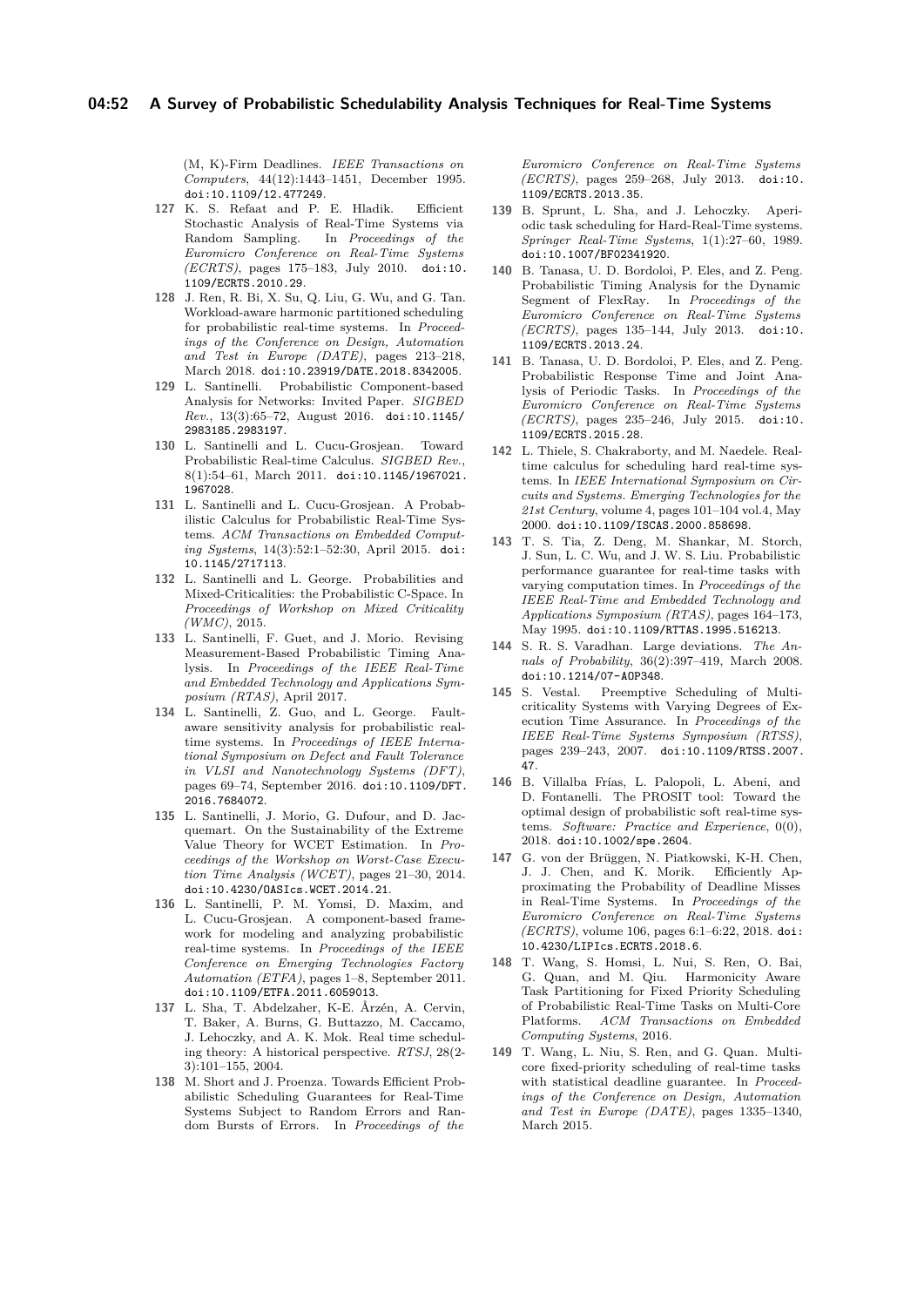(M, K)-Firm Deadlines. *IEEE Transactions on Computers*, 44(12):1443–1451, December 1995. doi:10.1109/12.477249.

**127** K. S. Refaat and P. E. Hladik. Efficient Stochastic Analysis of Real-Time Systems via Random Sampling. In *Proceedings of the Euromicro Conference on Real-Time Systems (ECRTS)*, pages 175–183, July 2010. doi:10.1109/ECRTS.2010.29.

**128** J. Ren, R. Bi, X. Su, Q. Liu, G. Wu, and G. Tan. Workload-aware harmonic partitioned scheduling for probabilistic real-time systems. In *Proceedings of the Conference on Design, Automation and Test in Europe (DATE)*, pages 213–218, March 2018. doi:10.23919/DATE.2018.8342005.

**129** L. Santinelli. Probabilistic Component-based Analysis for Networks: Invited Paper. *SIGBED Rev.*, 13(3):65–72, August 2016. doi:10.1145/2983185.2983197.

**130** L. Santinelli and L. Cucu-Grosjean. Toward Probabilistic Real-time Calculus. *SIGBED Rev.*, 8(1):54–61, March 2011. doi:10.1145/1967021.1967028.

**131** L. Santinelli and L. Cucu-Grosjean. A Probabilistic Calculus for Probabilistic Real-Time Systems. *ACM Transactions on Embedded Computing Systems*, 14(3):52:1–52:30, April 2015. doi:10.1145/2717113.

**132** L. Santinelli and L. George. Probabilities and Mixed-Criticalities: the Probabilistic C-Space. In *Proceedings of Workshop on Mixed Criticality (WMC)*, 2015.

**133** L. Santinelli, F. Guet, and J. Morio. Revising Measurement-Based Probabilistic Timing Analysis. In *Proceedings of the IEEE Real-Time and Embedded Technology and Applications Symposium (RTAS)*, April 2017.

**134** L. Santinelli, Z. Guo, and L. George. Fault-aware sensitivity analysis for probabilistic real-time systems. In *Proceedings of IEEE International Symposium on Defect and Fault Tolerance in VLSI and Nanotechnology Systems (DFT)*, pages 69–74, September 2016. doi:10.1109/DFT.2016.7684072.

**135** L. Santinelli, J. Morio, G. Dufour, and D. Jacquemart. On the Sustainability of the Extreme Value Theory for WCET Estimation. In *Proceedings of the Workshop on Worst-Case Execution Time Analysis (WCET)*, pages 21–30, 2014. doi:10.4230/OASIcs.WCET.2014.21.

**136** L. Santinelli, P. M. Yomsi, D. Maxim, and L. Cucu-Grosjean. A component-based framework for modeling and analyzing probabilistic real-time systems. In *Proceedings of the IEEE Conference on Emerging Technologies Factory Automation (ETFA)*, pages 1–8, September 2011. doi:10.1109/ETFA.2011.6059013.

**137** L. Sha, T. Abdelzaher, K-E. Årzén, A. Cervin, T. Baker, A. Burns, G. Buttazzo, M. Caccamo, J. Lehoczky, and A. K. Mok. Real time scheduling theory: A historical perspective. *RTSJ*, 28(2-3):101–155, 2004.

**138** M. Short and J. Proenza. Towards Efficient Probabilistic Scheduling Guarantees for Real-Time Systems Subject to Random Errors and Random Bursts of Errors. In *Proceedings of the Euromicro Conference on Real-Time Systems (ECRTS)*, pages 259–268, July 2013. doi:10.1109/ECRTS.2013.35.

**139** B. Sprunt, L. Sha, and J. Lehoczky. Aperiodic task scheduling for Hard-Real-Time systems. *Springer Real-Time Systems*, 1(1):27–60, 1989. doi:10.1007/BF02341920.

**140** B. Tanasa, U. D. Bordoloi, P. Eles, and Z. Peng. Probabilistic Timing Analysis for the Dynamic Segment of FlexRay. In *Proceedings of the Euromicro Conference on Real-Time Systems (ECRTS)*, pages 135–144, July 2013. doi:10.1109/ECRTS.2013.24.

**141** B. Tanasa, U. D. Bordoloi, P. Eles, and Z. Peng. Probabilistic Response Time and Joint Analysis of Periodic Tasks. In *Proceedings of the Euromicro Conference on Real-Time Systems (ECRTS)*, pages 235–246, July 2015. doi:10.1109/ECRTS.2015.28.

**142** L. Thiele, S. Chakraborty, and M. Naedele. Real-time calculus for scheduling hard real-time systems. In *IEEE International Symposium on Circuits and Systems. Emerging Technologies for the 21st Century*, volume 4, pages 101–104 vol.4, May 2000. doi:10.1109/ISCAS.2000.858698.

**143** T. S. Tia, Z. Deng, M. Shankar, M. Storch, J. Sun, L. C. Wu, and J. W. S. Liu. Probabilistic performance guarantee for real-time tasks with varying computation times. In *Proceedings of the IEEE Real-Time and Embedded Technology and Applications Symposium (RTAS)*, pages 164–173, May 1995. doi:10.1109/RTTAS.1995.516213.

**144** S. R. S. Varadhan. Large deviations. *The Annals of Probability*, 36(2):397–419, March 2008. doi:10.1214/07-AOP348.

**145** S. Vestal. Preemptive Scheduling of Multi-criticality Systems with Varying Degrees of Execution Time Assurance. In *Proceedings of the IEEE Real-Time Systems Symposium (RTSS)*, pages 239–243, 2007. doi:10.1109/RTSS.2007.47.

**146** B. Villalba Frías, L. Palopoli, L. Abeni, and D. Fontanelli. The PROSIT tool: Toward the optimal design of probabilistic soft real-time systems. *Software: Practice and Experience*, 0(0), 2018. doi:10.1002/spe.2604.

**147** G. von der Brüggen, N. Piatkowski, K-H. Chen, J. J. Chen, and K. Morik. Efficiently Approximating the Probability of Deadline Misses in Real-Time Systems. In *Proceedings of the Euromicro Conference on Real-Time Systems (ECRTS)*, volume 106, pages 6:1–6:22, 2018. doi:10.4230/LIPIcs.ECRTS.2018.6.

**148** T. Wang, S. Homsi, L. Nui, S. Ren, O. Bai, G. Quan, and M. Qiu. Harmonicity Aware Task Partitioning for Fixed Priority Scheduling of Probabilistic Real-Time Tasks on Multi-Core Platforms. *ACM Transactions on Embedded Computing Systems*, 2016.

**149** T. Wang, L. Niu, S. Ren, and G. Quan. Multi-core fixed-priority scheduling of real-time tasks with statistical deadline guarantee. In *Proceedings of the Conference on Design, Automation and Test in Europe (DATE)*, pages 1335–1340, March 2015.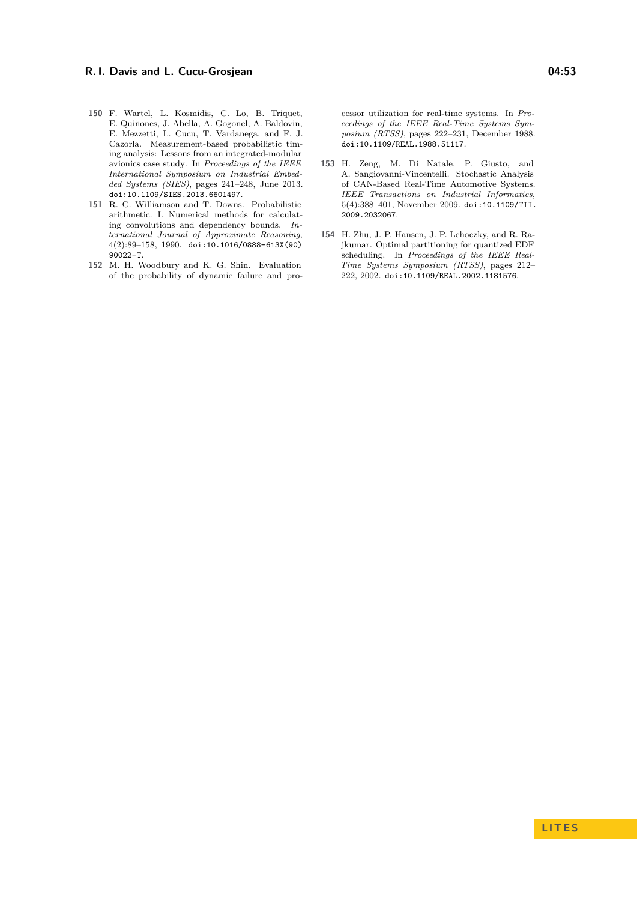150 F. Wartel, L. Kosmidis, C. Lo, B. Triquet, E. Quiñones, J. Abella, A. Gogonel, A. Baldovin, E. Mezzetti, L. Cucu, T. Vardanega, and F. J. Cazorla. Measurement-based probabilistic timing analysis: Lessons from an integrated-modular avionics case study. In *Proceedings of the IEEE International Symposium on Industrial Embedded Systems (SIES)*, pages 241–248, June 2013. doi:10.1109/SIES.2013.6601497.

151 R. C. Williamson and T. Downs. Probabilistic arithmetic. I. Numerical methods for calculating convolutions and dependency bounds. *International Journal of Approximate Reasoning*, 4(2):89–158, 1990. doi:10.1016/0888-613X(90)90022-T.

152 M. H. Woodbury and K. G. Shin. Evaluation of the probability of dynamic failure and processor utilization for real-time systems. In *Proceedings of the IEEE Real-Time Systems Symposium (RTSS)*, pages 222–231, December 1988. doi:10.1109/REAL.1988.51117.

153 H. Zeng, M. Di Natale, P. Giusto, and A. Sangiovanni-Vincentelli. Stochastic Analysis of CAN-Based Real-Time Automotive Systems. *IEEE Transactions on Industrial Informatics*, 5(4):388–401, November 2009. doi:10.1109/TII.2009.2032067.

154 H. Zhu, J. P. Hansen, J. P. Lehoczky, and R. Rajkumar. Optimal partitioning for quantized EDF scheduling. In *Proceedings of the IEEE Real-Time Systems Symposium (RTSS)*, pages 212–222, 2002. doi:10.1109/REAL.2002.1181576.